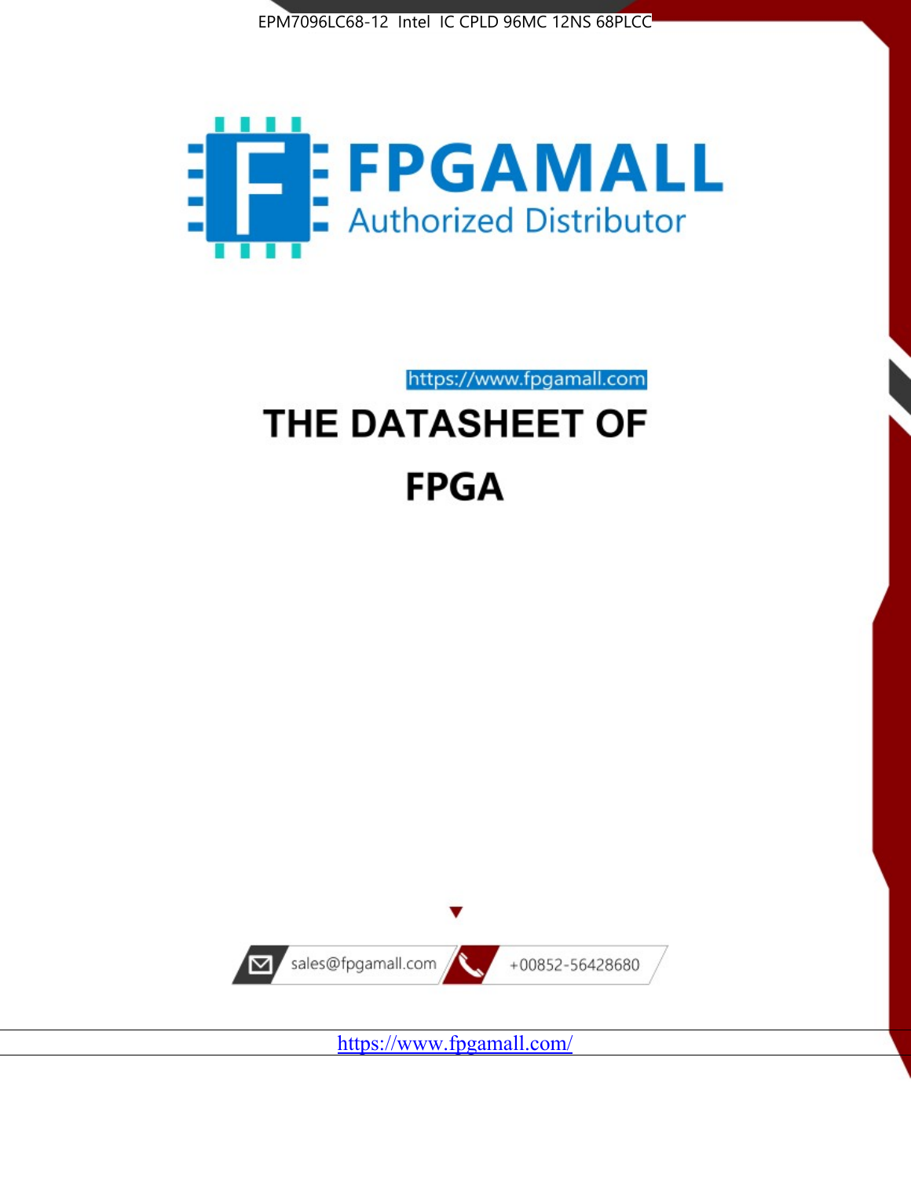EPM7096LC68-12 Intel IC CPLD 96MC 12NS 68PLCC

FPGAMALL

Authorized Distributor

https://www.fpgamall.com

# THE DATASHEET OF

# FPGA

sales@fpgamall.com

+00852-56428680

https://www.fpgamall.com/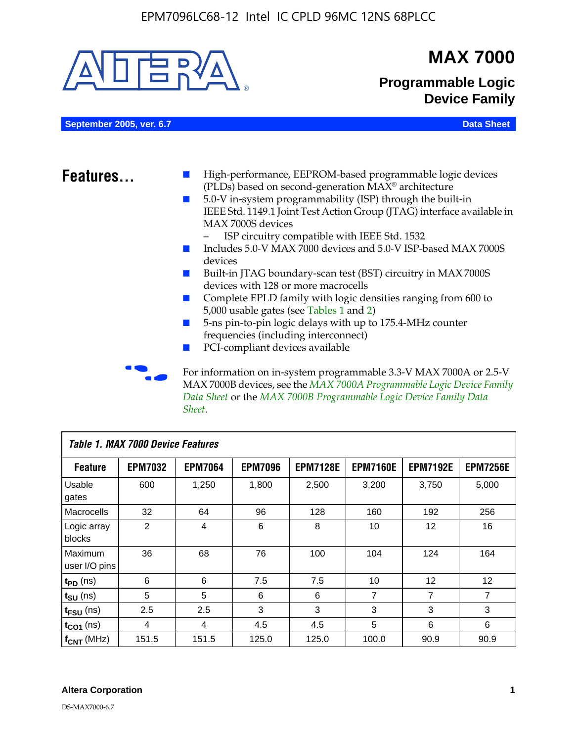# MAX 7000

## Programmable Logic Device Family

**September 2005, ver. 6.7** **Data Sheet**

## Features...

- High-performance, EEPROM-based programmable logic devices (PLDs) based on second-generation MAX® architecture
- 5.0-V in-system programmability (ISP) through the built-in IEEE Std. 1149.1 Joint Test Action Group (JTAG) interface available in MAX 7000S devices
  - ISP circuitry compatible with IEEE Std. 1532
- Includes 5.0-V MAX 7000 devices and 5.0-V ISP-based MAX 7000S devices
- Built-in JTAG boundary-scan test (BST) circuitry in MAX 7000S devices with 128 or more macrocells
- Complete EPLD family with logic densities ranging from 600 to 5,000 usable gates (see Tables 1 and 2)
- 5-ns pin-to-pin logic delays with up to 175.4-MHz counter frequencies (including interconnect)
- PCI-compliant devices available

For information on in-system programmable 3.3-V MAX 7000A or 2.5-V MAX 7000B devices, see the *MAX 7000A Programmable Logic Device Family Data Sheet* or the *MAX 7000B Programmable Logic Device Family Data Sheet*.

*Table 1. MAX 7000 Device Features*

| Feature | EPM7032 | EPM7064 | EPM7096 | EPM7128E | EPM7160E | EPM7192E | EPM7256E |
|---|---|---|---|---|---|---|---|
| Usable gates | 600 | 1,250 | 1,800 | 2,500 | 3,200 | 3,750 | 5,000 |
| Macrocells | 32 | 64 | 96 | 128 | 160 | 192 | 256 |
| Logic array blocks | 2 | 4 | 6 | 8 | 10 | 12 | 16 |
| Maximum user I/O pins | 36 | 68 | 76 | 100 | 104 | 124 | 164 |
| $t_{PD}$ (ns) | 6 | 6 | 7.5 | 7.5 | 10 | 12 | 12 |
| $t_{SU}$ (ns) | 5 | 5 | 6 | 6 | 7 | 7 | 7 |
| $t_{FSU}$ (ns) | 2.5 | 2.5 | 3 | 3 | 3 | 3 | 3 |
| $t_{CO1}$ (ns) | 4 | 4 | 4.5 | 4.5 | 5 | 6 | 6 |
| $f_{CNT}$ (MHz) | 151.5 | 151.5 | 125.0 | 125.0 | 100.0 | 90.9 | 90.9 |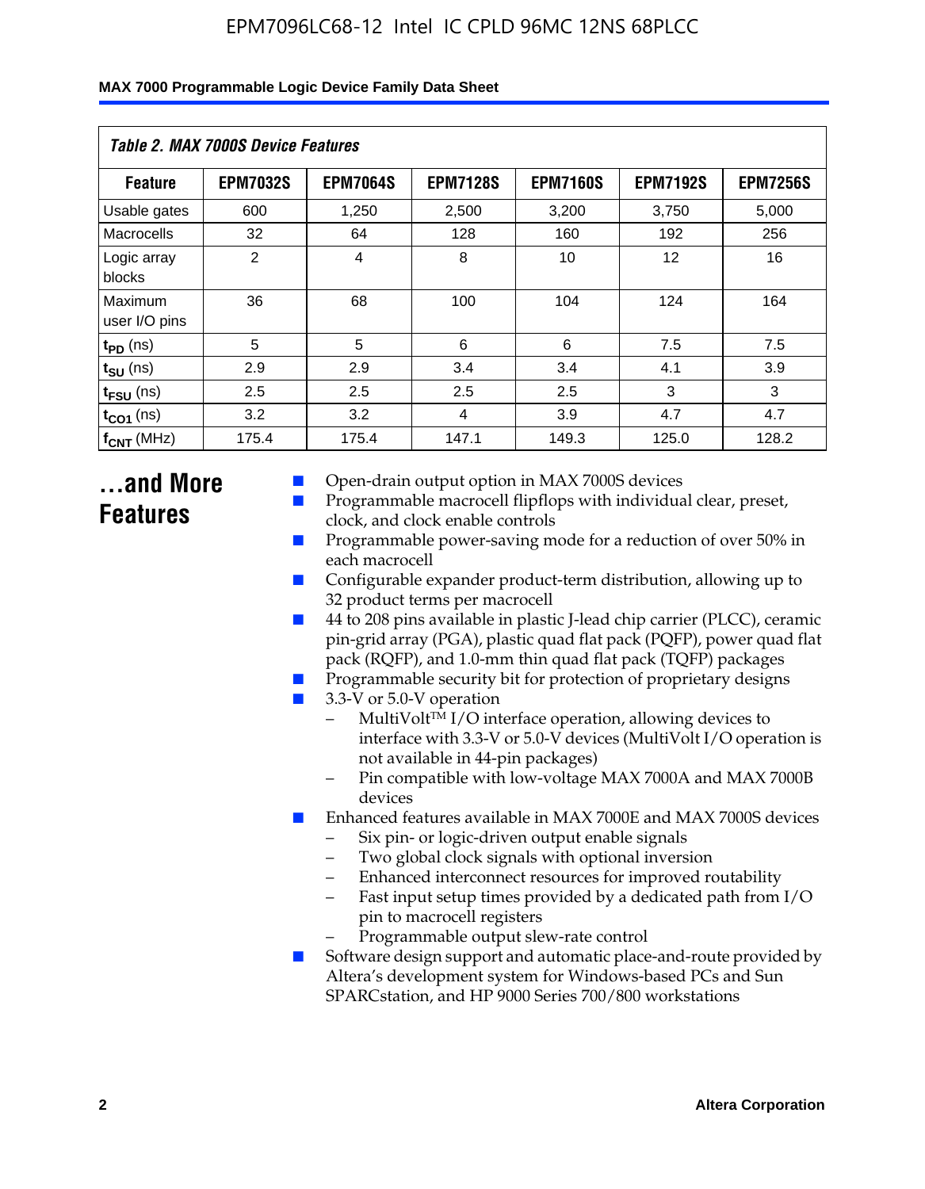*Table 2. MAX 7000S Device Features*

| Feature | EPM7032S | EPM7064S | EPM7128S | EPM7160S | EPM7192S | EPM7256S |
|---|---|---|---|---|---|---|
| Usable gates | 600 | 1,250 | 2,500 | 3,200 | 3,750 | 5,000 |
| Macrocells | 32 | 64 | 128 | 160 | 192 | 256 |
| Logic array blocks | 2 | 4 | 8 | 10 | 12 | 16 |
| Maximum user I/O pins | 36 | 68 | 100 | 104 | 124 | 164 |
| $t_{PD}$ (ns) | 5 | 5 | 6 | 6 | 7.5 | 7.5 |
| $t_{SU}$ (ns) | 2.9 | 2.9 | 3.4 | 3.4 | 4.1 | 3.9 |
| $t_{FSU}$ (ns) | 2.5 | 2.5 | 2.5 | 2.5 | 3 | 3 |
| $t_{CO1}$ (ns) | 3.2 | 3.2 | 4 | 3.9 | 4.7 | 4.7 |
| $f_{CNT}$ (MHz) | 175.4 | 175.4 | 147.1 | 149.3 | 125.0 | 128.2 |

## ...and More Features

- Open-drain output option in MAX 7000S devices
- Programmable macrocell flipflops with individual clear, preset, clock, and clock enable controls
- Programmable power-saving mode for a reduction of over 50% in each macrocell
- Configurable expander product-term distribution, allowing up to 32 product terms per macrocell
- 44 to 208 pins available in plastic J-lead chip carrier (PLCC), ceramic pin-grid array (PGA), plastic quad flat pack (PQFP), power quad flat pack (RQFP), and 1.0-mm thin quad flat pack (TQFP) packages
- Programmable security bit for protection of proprietary designs
- 3.3-V or 5.0-V operation
  - MultiVolt™ I/O interface operation, allowing devices to interface with 3.3-V or 5.0-V devices (MultiVolt I/O operation is not available in 44-pin packages)
  - Pin compatible with low-voltage MAX 7000A and MAX 7000B devices
- Enhanced features available in MAX 7000E and MAX 7000S devices
  - Six pin- or logic-driven output enable signals
  - Two global clock signals with optional inversion
  - Enhanced interconnect resources for improved routability
  - Fast input setup times provided by a dedicated path from I/O pin to macrocell registers
  - Programmable output slew-rate control
- Software design support and automatic place-and-route provided by Altera's development system for Windows-based PCs and Sun SPARCstation, and HP 9000 Series 700/800 workstations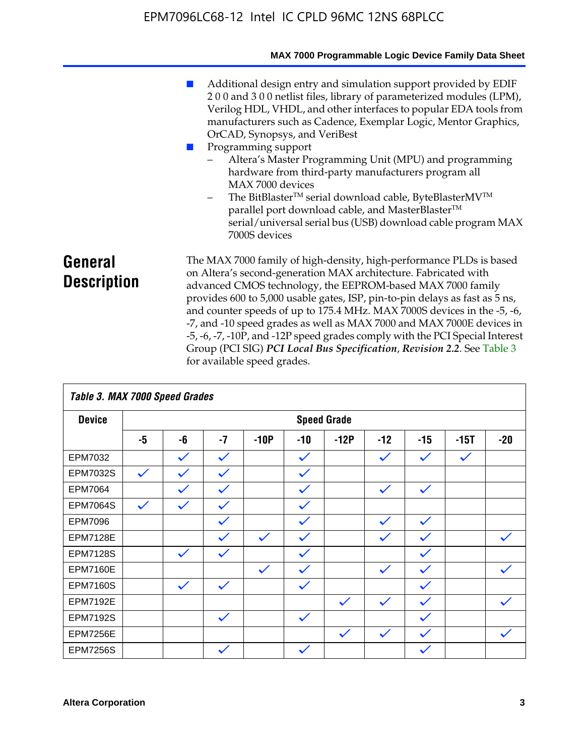- Additional design entry and simulation support provided by EDIF 2 0 0 and 3 0 0 netlist files, library of parameterized modules (LPM), Verilog HDL, VHDL, and other interfaces to popular EDA tools from manufacturers such as Cadence, Exemplar Logic, Mentor Graphics, OrCAD, Synopsys, and VeriBest
- Programming support
  - Altera's Master Programming Unit (MPU) and programming hardware from third-party manufacturers program all MAX 7000 devices
  - The BitBlaster™ serial download cable, ByteBlasterMV™ parallel port download cable, and MasterBlaster™ serial/universal serial bus (USB) download cable program MAX 7000S devices

## General Description

The MAX 7000 family of high-density, high-performance PLDs is based on Altera's second-generation MAX architecture. Fabricated with advanced CMOS technology, the EEPROM-based MAX 7000 family provides 600 to 5,000 usable gates, ISP, pin-to-pin delays as fast as 5 ns, and counter speeds of up to 175.4 MHz. MAX 7000S devices in the -5, -6, -7, and -10 speed grades as well as MAX 7000 and MAX 7000E devices in -5, -6, -7, -10P, and -12P speed grades comply with the PCI Special Interest Group (PCI SIG) ***PCI Local Bus Specification*, *Revision 2.2***. See Table 3 for available speed grades.

**Table 3. MAX 7000 Speed Grades**

| Device | Speed Grade | | | | | | | | | |
|---|---|---|---|---|---|---|---|---|---|---|
| | -5 | -6 | -7 | -10P | -10 | -12P | -12 | -15 | -15T | -20 |
| EPM7032 | | ✓ | ✓ | | ✓ | | ✓ | ✓ | ✓ | |
| EPM7032S | ✓ | ✓ | ✓ | | ✓ | | | | | |
| EPM7064 | | ✓ | ✓ | | ✓ | | ✓ | ✓ | | |
| EPM7064S | ✓ | ✓ | ✓ | | ✓ | | | | | |
| EPM7096 | | | ✓ | | ✓ | | ✓ | ✓ | | |
| EPM7128E | | | ✓ | ✓ | ✓ | | ✓ | ✓ | | ✓ |
| EPM7128S | | ✓ | ✓ | | ✓ | | | ✓ | | |
| EPM7160E | | | | ✓ | ✓ | | ✓ | ✓ | | ✓ |
| EPM7160S | | ✓ | ✓ | | ✓ | | | ✓ | | |
| EPM7192E | | | | | | ✓ | ✓ | ✓ | | ✓ |
| EPM7192S | | | ✓ | | ✓ | | | ✓ | | |
| EPM7256E | | | | | | ✓ | ✓ | ✓ | | ✓ |
| EPM7256S | | | ✓ | | ✓ | | | ✓ | | |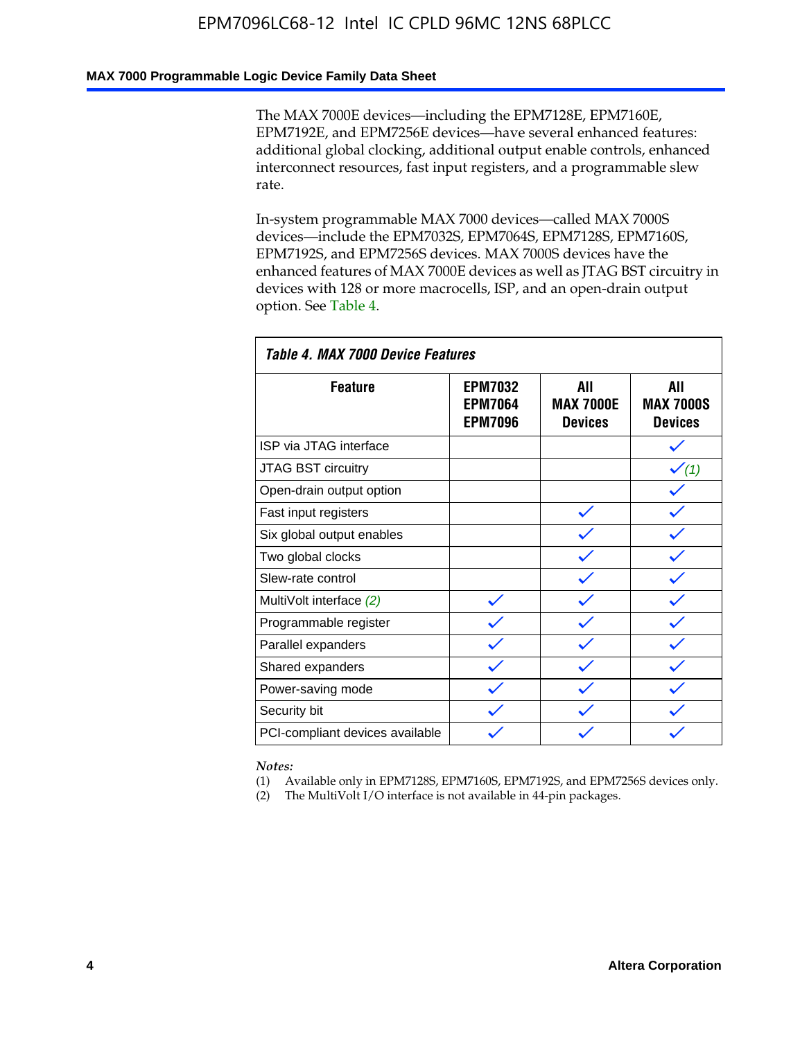The MAX 7000E devices—including the EPM7128E, EPM7160E, EPM7192E, and EPM7256E devices—have several enhanced features: additional global clocking, additional output enable controls, enhanced interconnect resources, fast input registers, and a programmable slew rate.

In-system programmable MAX 7000 devices—called MAX 7000S devices—include the EPM7032S, EPM7064S, EPM7128S, EPM7160S, EPM7192S, and EPM7256S devices. MAX 7000S devices have the enhanced features of MAX 7000E devices as well as JTAG BST circuitry in devices with 128 or more macrocells, ISP, and an open-drain output option. See Table 4.

**Table 4. MAX 7000 Device Features**

| Feature | EPM7032 EPM7064 EPM7096 | All MAX 7000E Devices | All MAX 7000S Devices |
|---|---|---|---|
| ISP via JTAG interface | | | ✓ |
| JTAG BST circuitry | | | ✓ *(1)* |
| Open-drain output option | | | ✓ |
| Fast input registers | | ✓ | ✓ |
| Six global output enables | | ✓ | ✓ |
| Two global clocks | | ✓ | ✓ |
| Slew-rate control | | ✓ | ✓ |
| MultiVolt interface *(2)* | ✓ | ✓ | ✓ |
| Programmable register | ✓ | ✓ | ✓ |
| Parallel expanders | ✓ | ✓ | ✓ |
| Shared expanders | ✓ | ✓ | ✓ |
| Power-saving mode | ✓ | ✓ | ✓ |
| Security bit | ✓ | ✓ | ✓ |
| PCI-compliant devices available | ✓ | ✓ | ✓ |

*Notes:*

(1) Available only in EPM7128S, EPM7160S, EPM7192S, and EPM7256S devices only.

(2) The MultiVolt I/O interface is not available in 44-pin packages.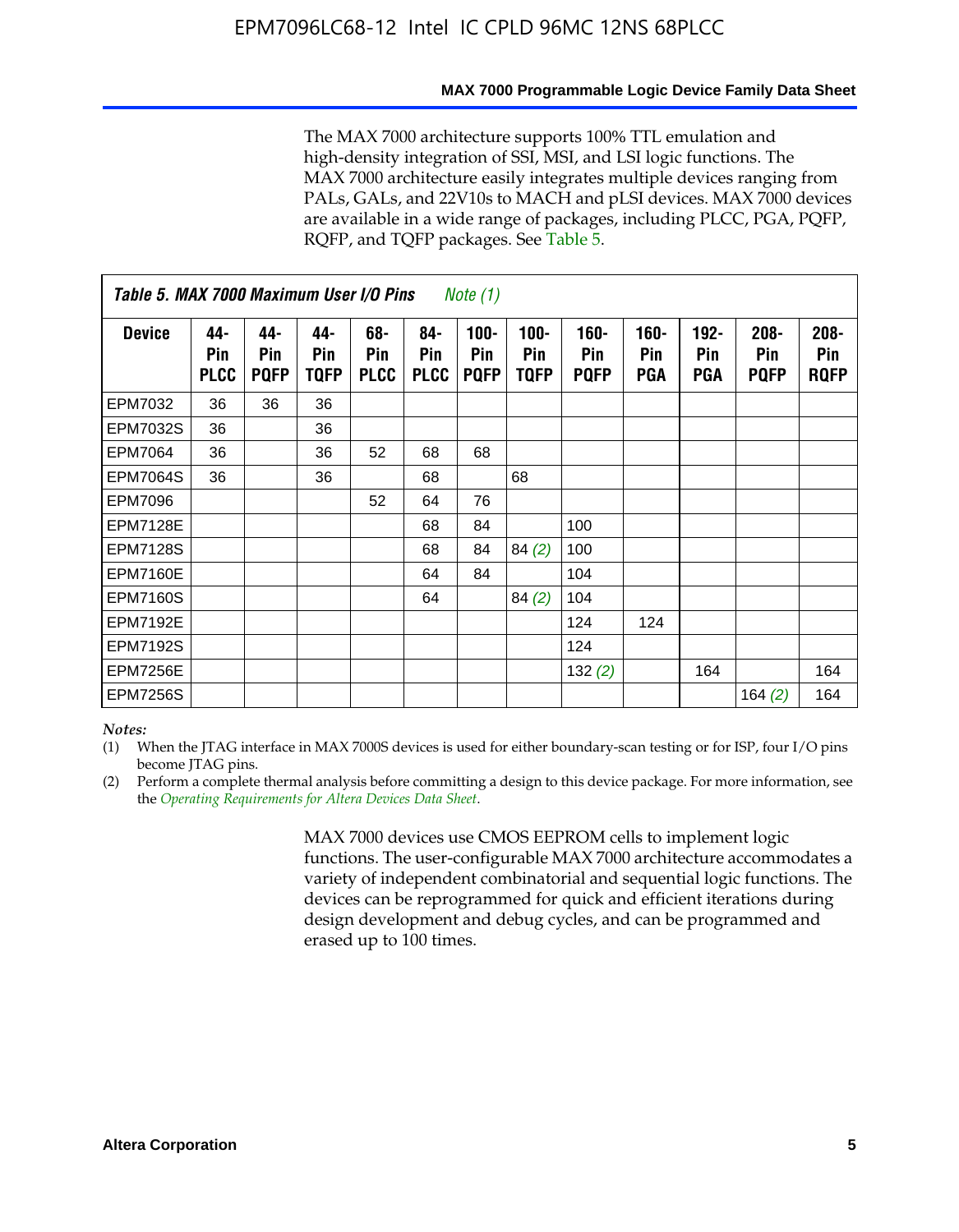The MAX 7000 architecture supports 100% TTL emulation and high-density integration of SSI, MSI, and LSI logic functions. The MAX 7000 architecture easily integrates multiple devices ranging from PALs, GALs, and 22V10s to MACH and pLSI devices. MAX 7000 devices are available in a wide range of packages, including PLCC, PGA, PQFP, RQFP, and TQFP packages. See Table 5.

**Table 5. MAX 7000 Maximum User I/O Pins** *Note (1)*

| Device | 44-Pin PLCC | 44-Pin PQFP | 44-Pin TQFP | 68-Pin PLCC | 84-Pin PLCC | 100-Pin PQFP | 100-Pin TQFP | 160-Pin PQFP | 160-Pin PGA | 192-Pin PGA | 208-Pin PQFP | 208-Pin RQFP |
|---|---|---|---|---|---|---|---|---|---|---|---|---|
| EPM7032 | 36 | 36 | 36 | | | | | | | | | |
| EPM7032S | 36 | | 36 | | | | | | | | | |
| EPM7064 | 36 | | 36 | 52 | 68 | 68 | | | | | | |
| EPM7064S | 36 | | 36 | | 68 | | 68 | | | | | |
| EPM7096 | | | | 52 | 64 | 76 | | | | | | |
| EPM7128E | | | | | 68 | 84 | | 100 | | | | |
| EPM7128S | | | | | 68 | 84 | 84 *(2)* | 100 | | | | |
| EPM7160E | | | | | 64 | 84 | | 104 | | | | |
| EPM7160S | | | | | 64 | | 84 *(2)* | 104 | | | | |
| EPM7192E | | | | | | | | 124 | 124 | | | |
| EPM7192S | | | | | | | | 124 | | | | |
| EPM7256E | | | | | | | | 132 *(2)* | | 164 | | 164 |
| EPM7256S | | | | | | | | | | | 164 *(2)* | 164 |

*Notes:*

(1) When the JTAG interface in MAX 7000S devices is used for either boundary-scan testing or for ISP, four I/O pins become JTAG pins.

(2) Perform a complete thermal analysis before committing a design to this device package. For more information, see the *Operating Requirements for Altera Devices Data Sheet*.

MAX 7000 devices use CMOS EEPROM cells to implement logic functions. The user-configurable MAX 7000 architecture accommodates a variety of independent combinatorial and sequential logic functions. The devices can be reprogrammed for quick and efficient iterations during design development and debug cycles, and can be programmed and erased up to 100 times.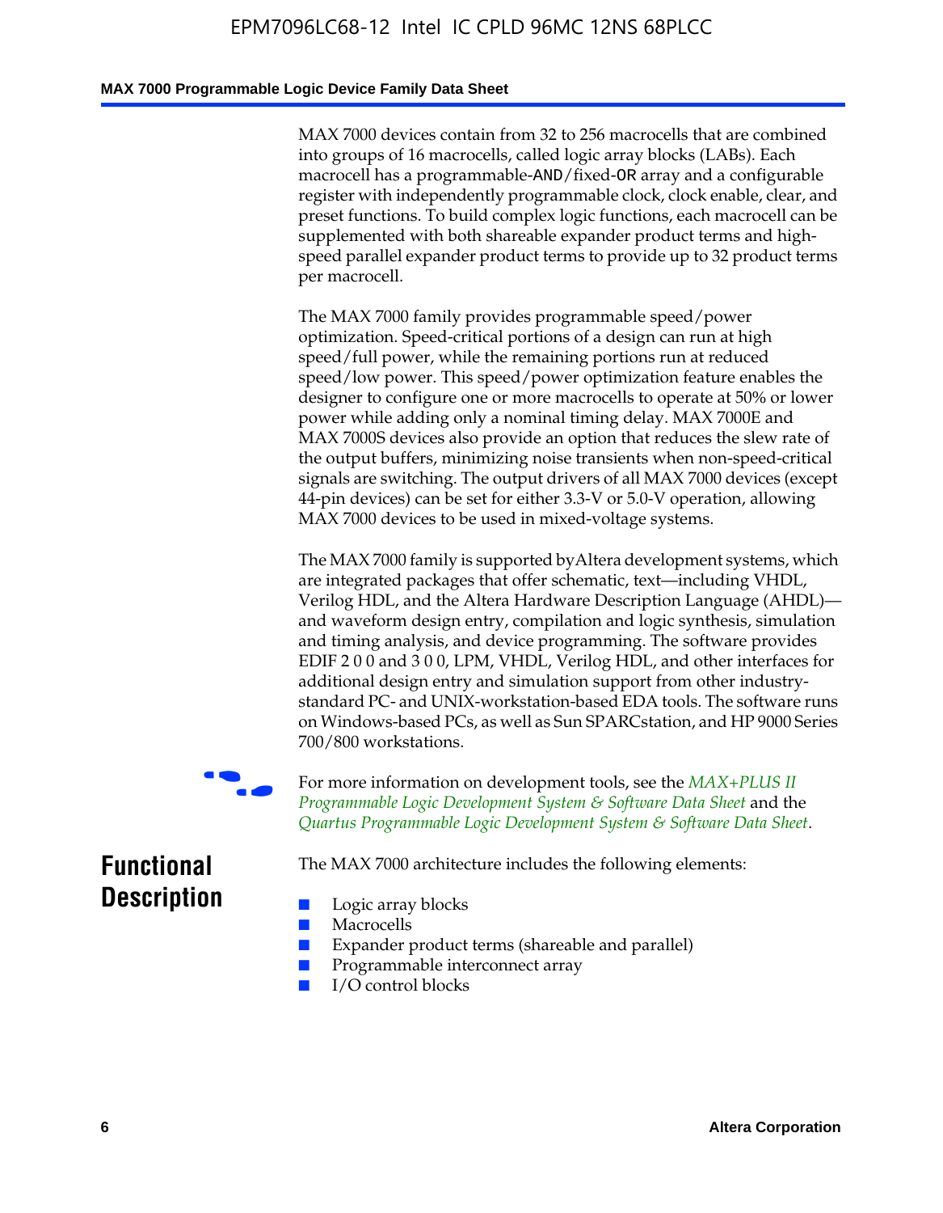MAX 7000 devices contain from 32 to 256 macrocells that are combined into groups of 16 macrocells, called logic array blocks (LABs). Each macrocell has a programmable-AND/fixed-OR array and a configurable register with independently programmable clock, clock enable, clear, and preset functions. To build complex logic functions, each macrocell can be supplemented with both shareable expander product terms and high-speed parallel expander product terms to provide up to 32 product terms per macrocell.

The MAX 7000 family provides programmable speed/power optimization. Speed-critical portions of a design can run at high speed/full power, while the remaining portions run at reduced speed/low power. This speed/power optimization feature enables the designer to configure one or more macrocells to operate at 50% or lower power while adding only a nominal timing delay. MAX 7000E and MAX 7000S devices also provide an option that reduces the slew rate of the output buffers, minimizing noise transients when non-speed-critical signals are switching. The output drivers of all MAX 7000 devices (except 44-pin devices) can be set for either 3.3-V or 5.0-V operation, allowing MAX 7000 devices to be used in mixed-voltage systems.

The MAX 7000 family is supported by Altera development systems, which are integrated packages that offer schematic, text—including VHDL, Verilog HDL, and the Altera Hardware Description Language (AHDL)—and waveform design entry, compilation and logic synthesis, simulation and timing analysis, and device programming. The software provides EDIF 2 0 0 and 3 0 0, LPM, VHDL, Verilog HDL, and other interfaces for additional design entry and simulation support from other industry-standard PC- and UNIX-workstation-based EDA tools. The software runs on Windows-based PCs, as well as Sun SPARCstation, and HP 9000 Series 700/800 workstations.

For more information on development tools, see the *MAX+PLUS II Programmable Logic Development System & Software Data Sheet* and the *Quartus Programmable Logic Development System & Software Data Sheet*.

## Functional Description

The MAX 7000 architecture includes the following elements:

- Logic array blocks
- Macrocells
- Expander product terms (shareable and parallel)
- Programmable interconnect array
- I/O control blocks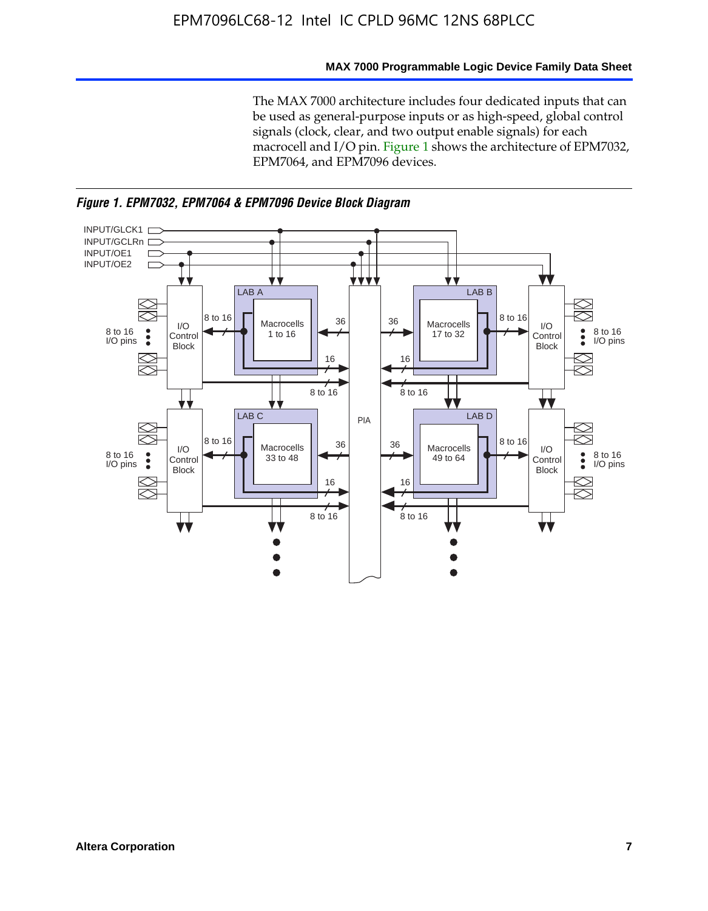The MAX 7000 architecture includes four dedicated inputs that can be used as general-purpose inputs or as high-speed, global control signals (clock, clear, and two output enable signals) for each macrocell and I/O pin. Figure 1 shows the architecture of EPM7032, EPM7064, and EPM7096 devices.

*Figure 1. EPM7032, EPM7064 & EPM7096 Device Block Diagram*

INPUT/GLCK1
INPUT/GCLRn
INPUT/OE1
INPUT/OE2

LAB A — Macrocells 1 to 16
LAB B — Macrocells 17 to 32
LAB C — Macrocells 33 to 48
LAB D — Macrocells 49 to 64

PIA

I/O Control Block

8 to 16 I/O pins

8 to 16

36

16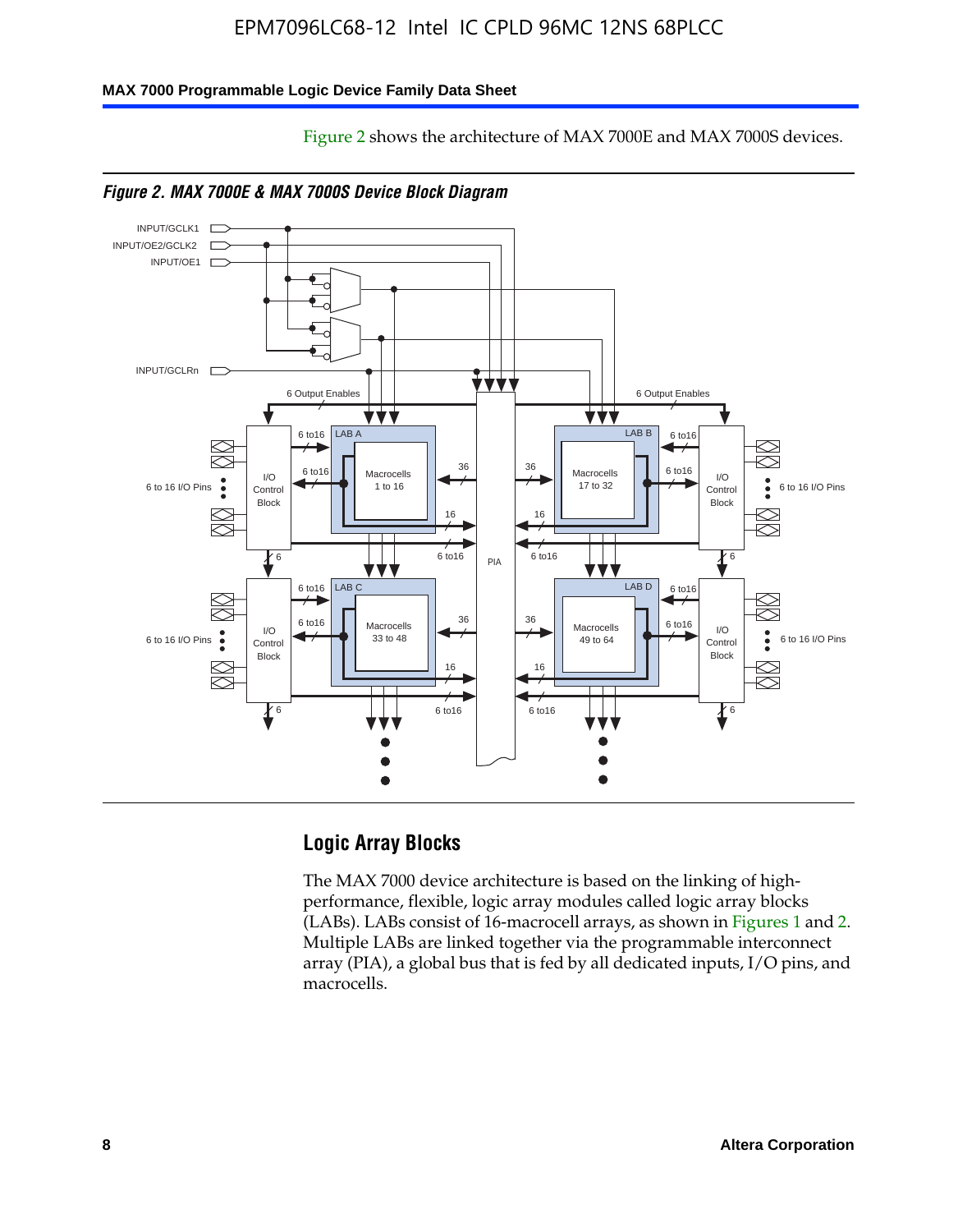Figure 2 shows the architecture of MAX 7000E and MAX 7000S devices.

*Figure 2. MAX 7000E & MAX 7000S Device Block Diagram*

## Logic Array Blocks

The MAX 7000 device architecture is based on the linking of high-performance, flexible, logic array modules called logic array blocks (LABs). LABs consist of 16-macrocell arrays, as shown in Figures 1 and 2. Multiple LABs are linked together via the programmable interconnect array (PIA), a global bus that is fed by all dedicated inputs, I/O pins, and macrocells.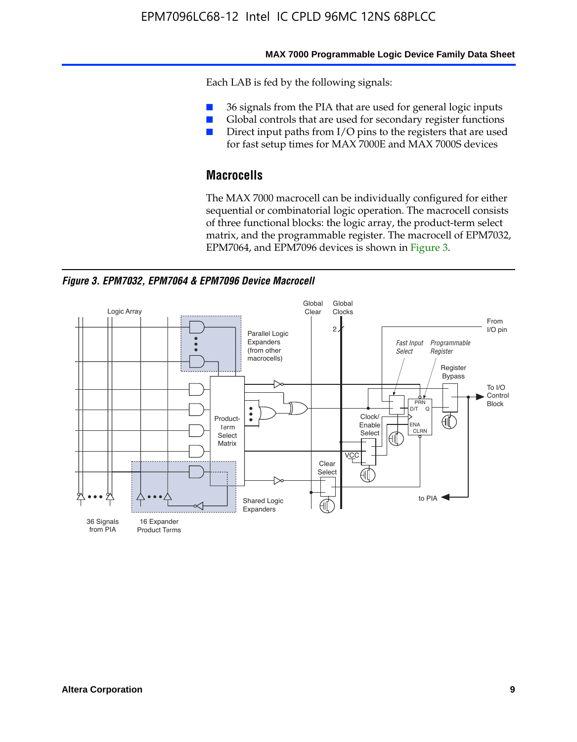Each LAB is fed by the following signals:

- 36 signals from the PIA that are used for general logic inputs
- Global controls that are used for secondary register functions
- Direct input paths from I/O pins to the registers that are used for fast setup times for MAX 7000E and MAX 7000S devices

## Macrocells

The MAX 7000 macrocell can be individually configured for either sequential or combinatorial logic operation. The macrocell consists of three functional blocks: the logic array, the product-term select matrix, and the programmable register. The macrocell of EPM7032, EPM7064, and EPM7096 devices is shown in Figure 3.

***Figure 3. EPM7032, EPM7064 & EPM7096 Device Macrocell***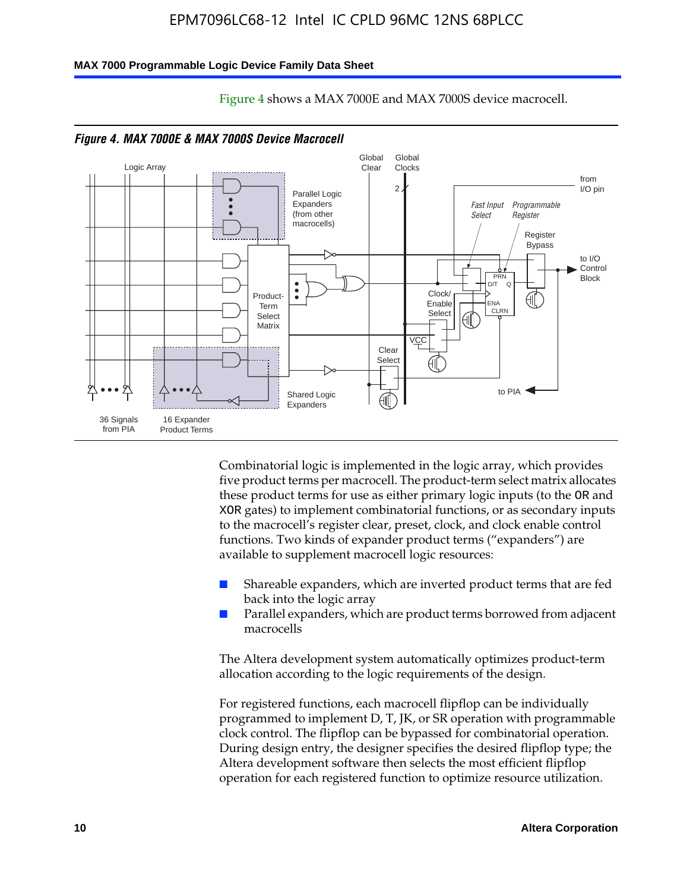Figure 4 shows a MAX 7000E and MAX 7000S device macrocell.

*Figure 4. MAX 7000E & MAX 7000S Device Macrocell*

Combinatorial logic is implemented in the logic array, which provides five product terms per macrocell. The product-term select matrix allocates these product terms for use as either primary logic inputs (to the OR and XOR gates) to implement combinatorial functions, or as secondary inputs to the macrocell's register clear, preset, clock, and clock enable control functions. Two kinds of expander product terms ("expanders") are available to supplement macrocell logic resources:

- Shareable expanders, which are inverted product terms that are fed back into the logic array
- Parallel expanders, which are product terms borrowed from adjacent macrocells

The Altera development system automatically optimizes product-term allocation according to the logic requirements of the design.

For registered functions, each macrocell flipflop can be individually programmed to implement D, T, JK, or SR operation with programmable clock control. The flipflop can be bypassed for combinatorial operation. During design entry, the designer specifies the desired flipflop type; the Altera development software then selects the most efficient flipflop operation for each registered function to optimize resource utilization.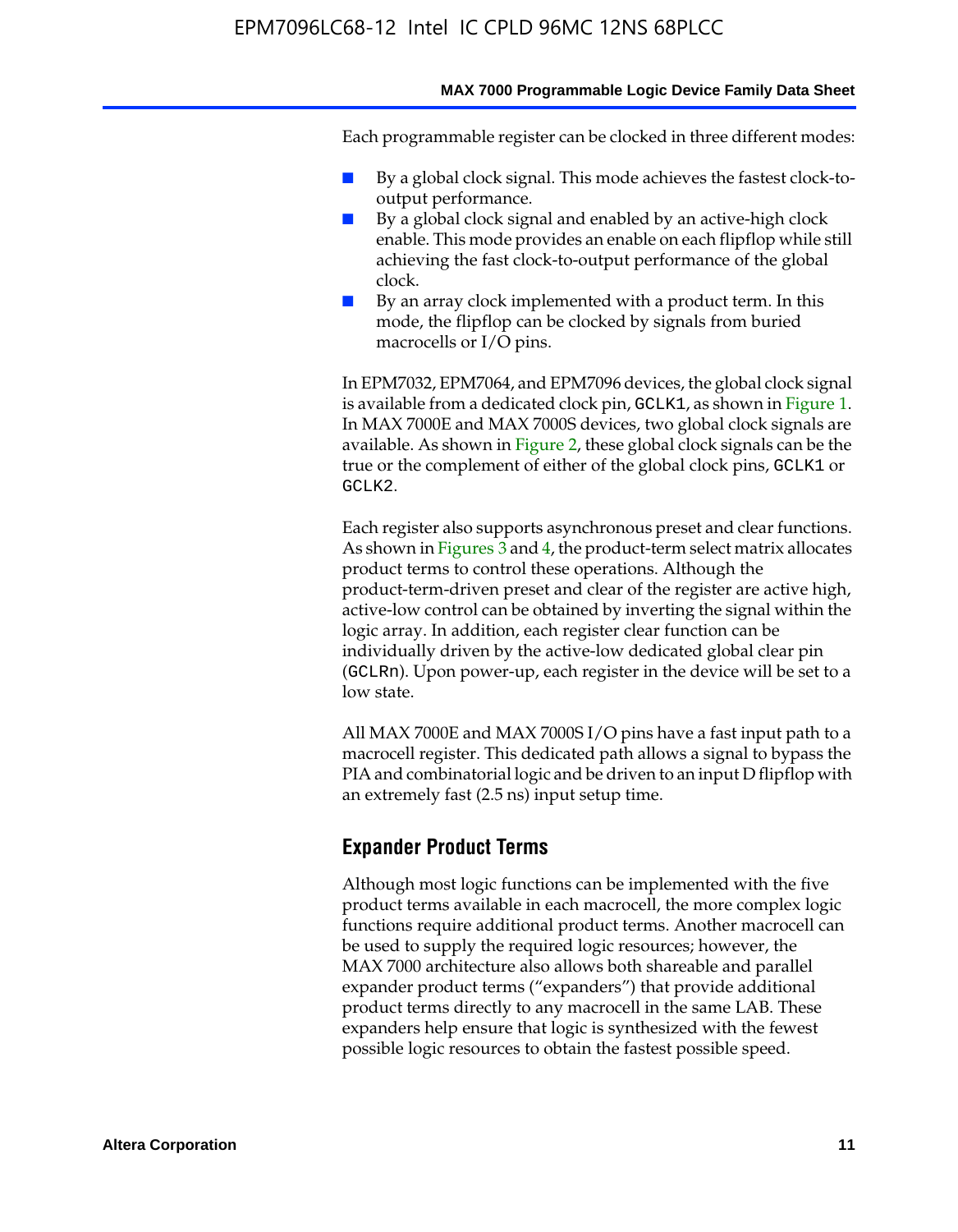Each programmable register can be clocked in three different modes:

- By a global clock signal. This mode achieves the fastest clock-to-output performance.
- By a global clock signal and enabled by an active-high clock enable. This mode provides an enable on each flipflop while still achieving the fast clock-to-output performance of the global clock.
- By an array clock implemented with a product term. In this mode, the flipflop can be clocked by signals from buried macrocells or I/O pins.

In EPM7032, EPM7064, and EPM7096 devices, the global clock signal is available from a dedicated clock pin, `GCLK1`, as shown in Figure 1. In MAX 7000E and MAX 7000S devices, two global clock signals are available. As shown in Figure 2, these global clock signals can be the true or the complement of either of the global clock pins, `GCLK1` or `GCLK2`.

Each register also supports asynchronous preset and clear functions. As shown in Figures 3 and 4, the product-term select matrix allocates product terms to control these operations. Although the product-term-driven preset and clear of the register are active high, active-low control can be obtained by inverting the signal within the logic array. In addition, each register clear function can be individually driven by the active-low dedicated global clear pin (`GCLRn`). Upon power-up, each register in the device will be set to a low state.

All MAX 7000E and MAX 7000S I/O pins have a fast input path to a macrocell register. This dedicated path allows a signal to bypass the PIA and combinatorial logic and be driven to an input D flipflop with an extremely fast (2.5 ns) input setup time.

## Expander Product Terms

Although most logic functions can be implemented with the five product terms available in each macrocell, the more complex logic functions require additional product terms. Another macrocell can be used to supply the required logic resources; however, the MAX 7000 architecture also allows both shareable and parallel expander product terms ("expanders") that provide additional product terms directly to any macrocell in the same LAB. These expanders help ensure that logic is synthesized with the fewest possible logic resources to obtain the fastest possible speed.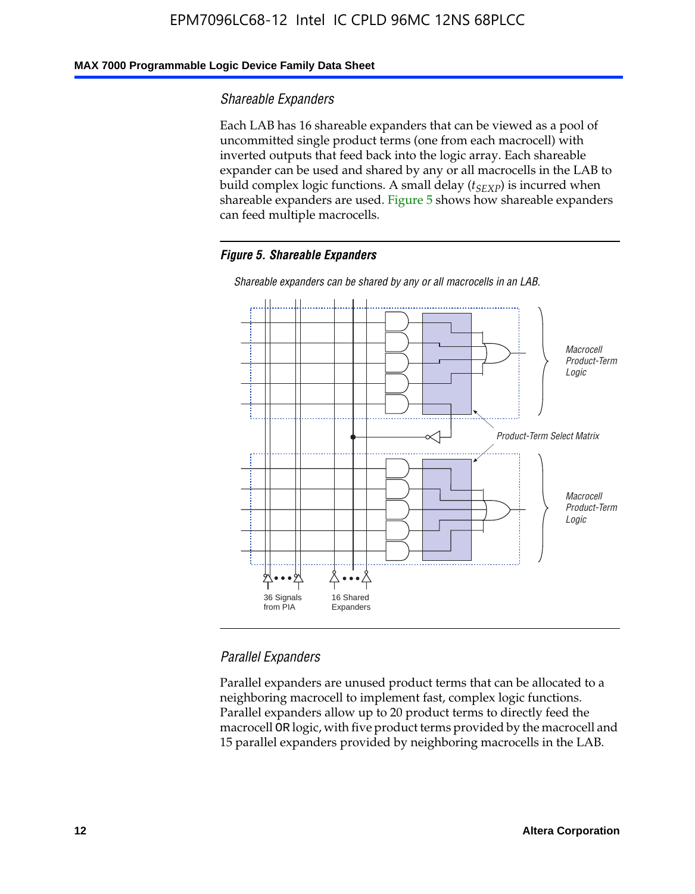### Shareable Expanders

Each LAB has 16 shareable expanders that can be viewed as a pool of uncommitted single product terms (one from each macrocell) with inverted outputs that feed back into the logic array. Each shareable expander can be used and shared by any or all macrocells in the LAB to build complex logic functions. A small delay ($t_{SEXP}$) is incurred when shareable expanders are used. Figure 5 shows how shareable expanders can feed multiple macrocells.

**Figure 5. Shareable Expanders**

*Shareable expanders can be shared by any or all macrocells in an LAB.*

Macrocell Product-Term Logic

Product-Term Select Matrix

Macrocell Product-Term Logic

36 Signals from PIA

16 Shared Expanders

### Parallel Expanders

Parallel expanders are unused product terms that can be allocated to a neighboring macrocell to implement fast, complex logic functions. Parallel expanders allow up to 20 product terms to directly feed the macrocell OR logic, with five product terms provided by the macrocell and 15 parallel expanders provided by neighboring macrocells in the LAB.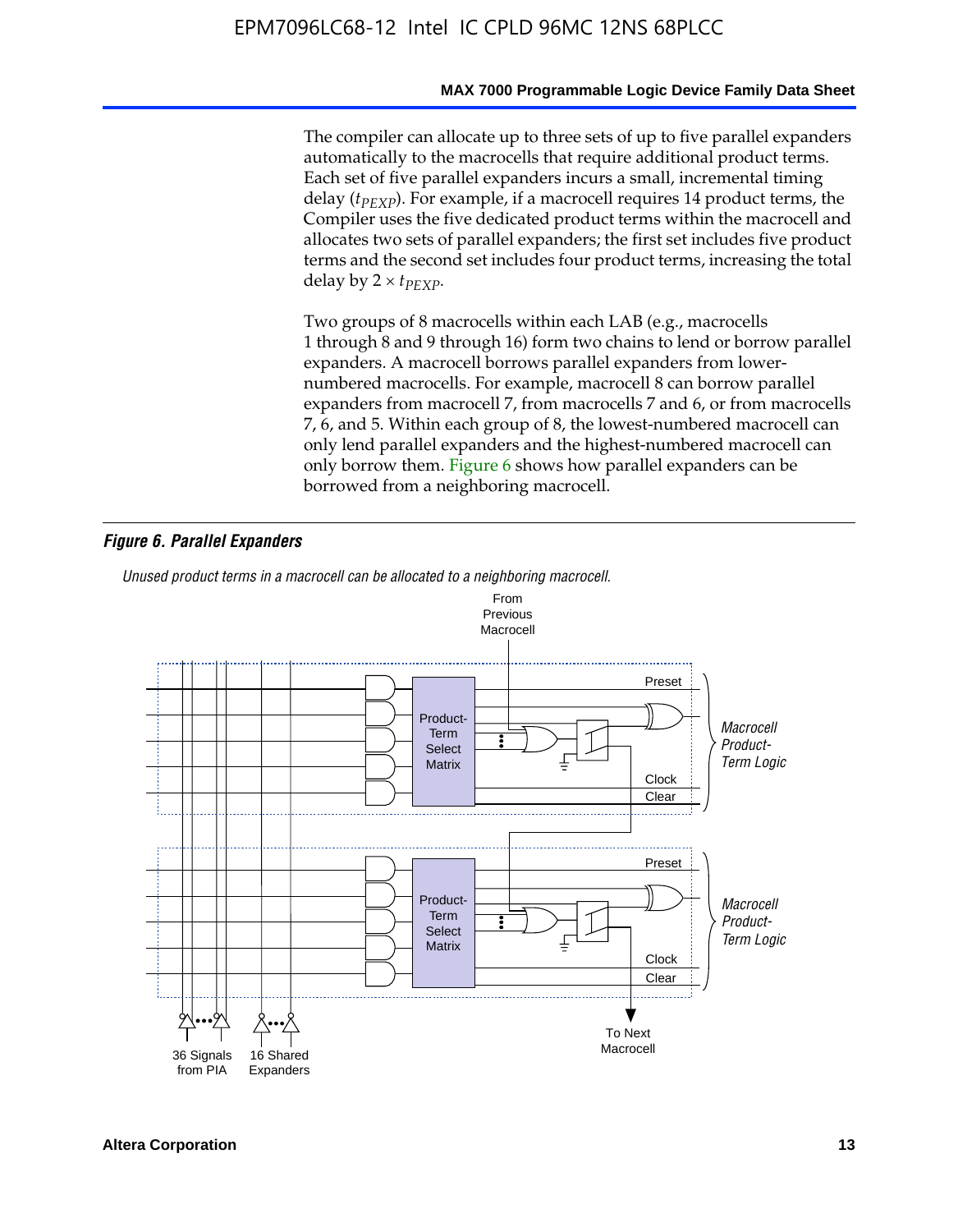The compiler can allocate up to three sets of up to five parallel expanders automatically to the macrocells that require additional product terms. Each set of five parallel expanders incurs a small, incremental timing delay ($t_{PEXP}$). For example, if a macrocell requires 14 product terms, the Compiler uses the five dedicated product terms within the macrocell and allocates two sets of parallel expanders; the first set includes five product terms and the second set includes four product terms, increasing the total delay by $2 \times t_{PEXP}$.

Two groups of 8 macrocells within each LAB (e.g., macrocells 1 through 8 and 9 through 16) form two chains to lend or borrow parallel expanders. A macrocell borrows parallel expanders from lower-numbered macrocells. For example, macrocell 8 can borrow parallel expanders from macrocell 7, from macrocells 7 and 6, or from macrocells 7, 6, and 5. Within each group of 8, the lowest-numbered macrocell can only lend parallel expanders and the highest-numbered macrocell can only borrow them. Figure 6 shows how parallel expanders can be borrowed from a neighboring macrocell.

***Figure 6. Parallel Expanders***

*Unused product terms in a macrocell can be allocated to a neighboring macrocell.*

From Previous Macrocell

Preset

Product-Term Select Matrix

Clock

Clear

*Macrocell Product-Term Logic*

Preset

Product-Term Select Matrix

Clock

Clear

*Macrocell Product-Term Logic*

36 Signals from PIA

16 Shared Expanders

To Next Macrocell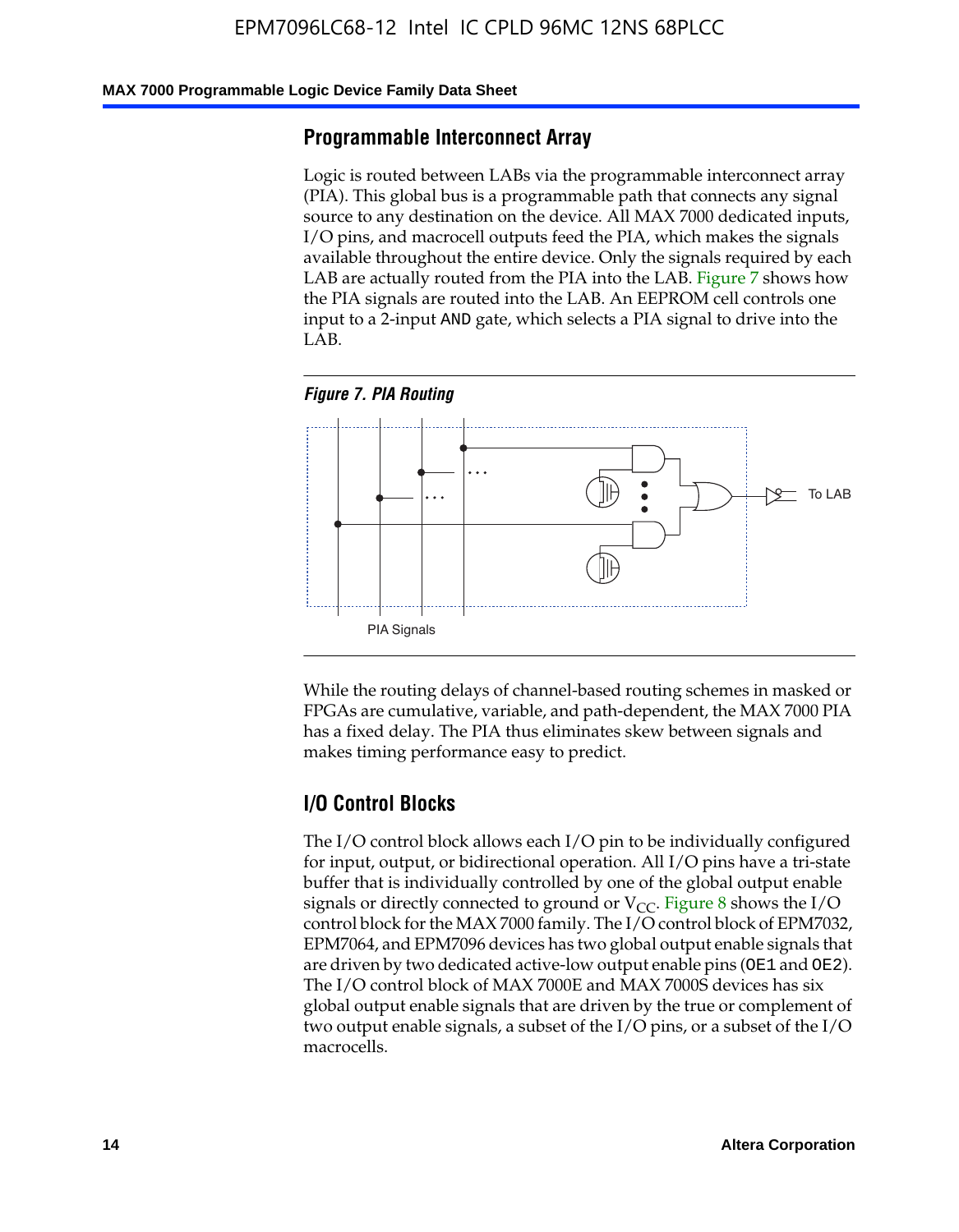## Programmable Interconnect Array

Logic is routed between LABs via the programmable interconnect array (PIA). This global bus is a programmable path that connects any signal source to any destination on the device. All MAX 7000 dedicated inputs, I/O pins, and macrocell outputs feed the PIA, which makes the signals available throughout the entire device. Only the signals required by each LAB are actually routed from the PIA into the LAB. Figure 7 shows how the PIA signals are routed into the LAB. An EEPROM cell controls one input to a 2-input AND gate, which selects a PIA signal to drive into the LAB.

*Figure 7. PIA Routing*

To LAB

PIA Signals

While the routing delays of channel-based routing schemes in masked or FPGAs are cumulative, variable, and path-dependent, the MAX 7000 PIA has a fixed delay. The PIA thus eliminates skew between signals and makes timing performance easy to predict.

## I/O Control Blocks

The I/O control block allows each I/O pin to be individually configured for input, output, or bidirectional operation. All I/O pins have a tri-state buffer that is individually controlled by one of the global output enable signals or directly connected to ground or $V_{CC}$. Figure 8 shows the I/O control block for the MAX 7000 family. The I/O control block of EPM7032, EPM7064, and EPM7096 devices has two global output enable signals that are driven by two dedicated active-low output enable pins (OE1 and OE2). The I/O control block of MAX 7000E and MAX 7000S devices has six global output enable signals that are driven by the true or complement of two output enable signals, a subset of the I/O pins, or a subset of the I/O macrocells.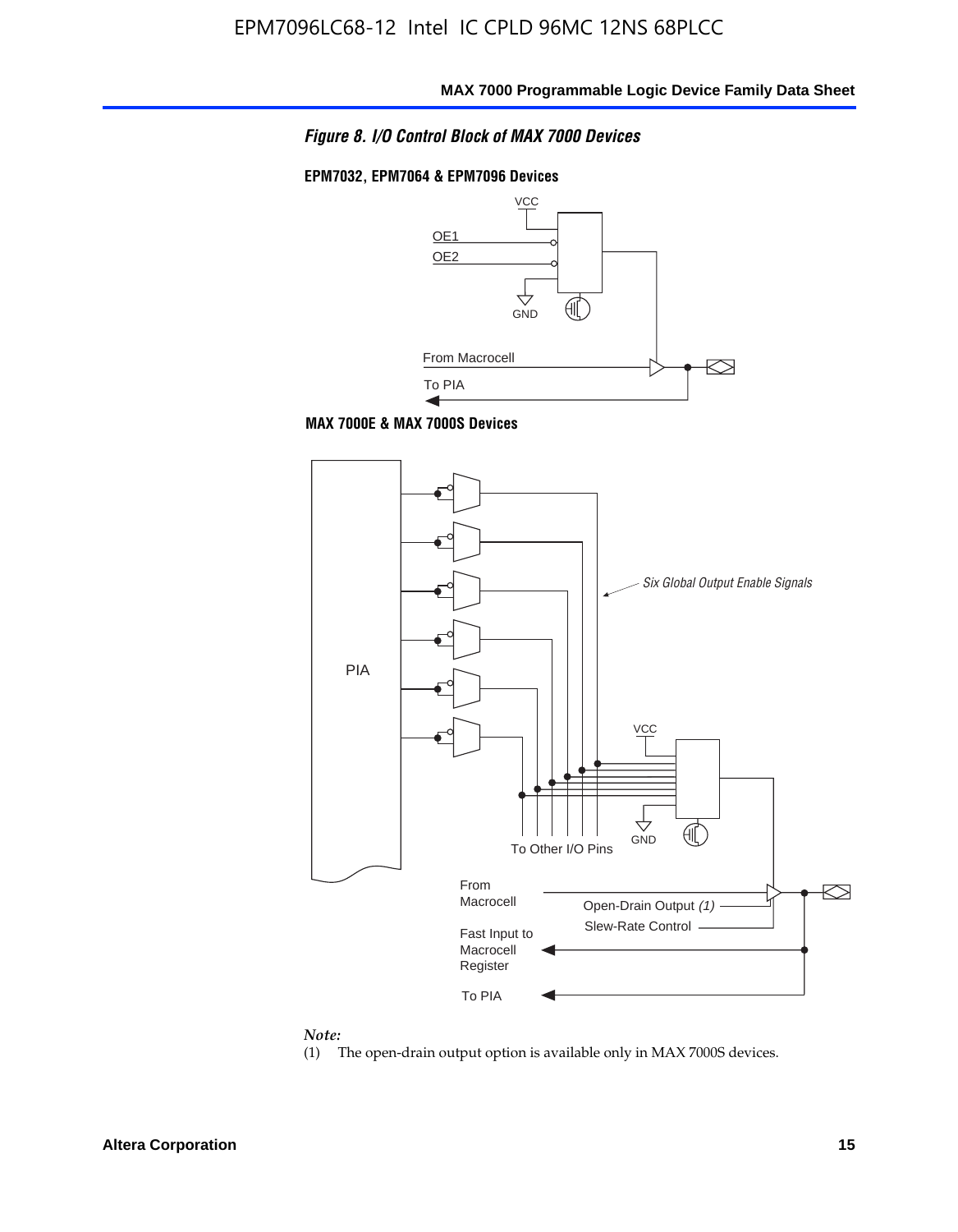*Figure 8. I/O Control Block of MAX 7000 Devices*

**EPM7032, EPM7064 & EPM7096 Devices**

VCC

OE1

OE2

GND

From Macrocell

To PIA

**MAX 7000E & MAX 7000S Devices**

PIA

*Six Global Output Enable Signals*

VCC

GND

To Other I/O Pins

From Macrocell

Open-Drain Output *(1)*

Slew-Rate Control

Fast Input to Macrocell Register

To PIA

*Note:*

(1) The open-drain output option is available only in MAX 7000S devices.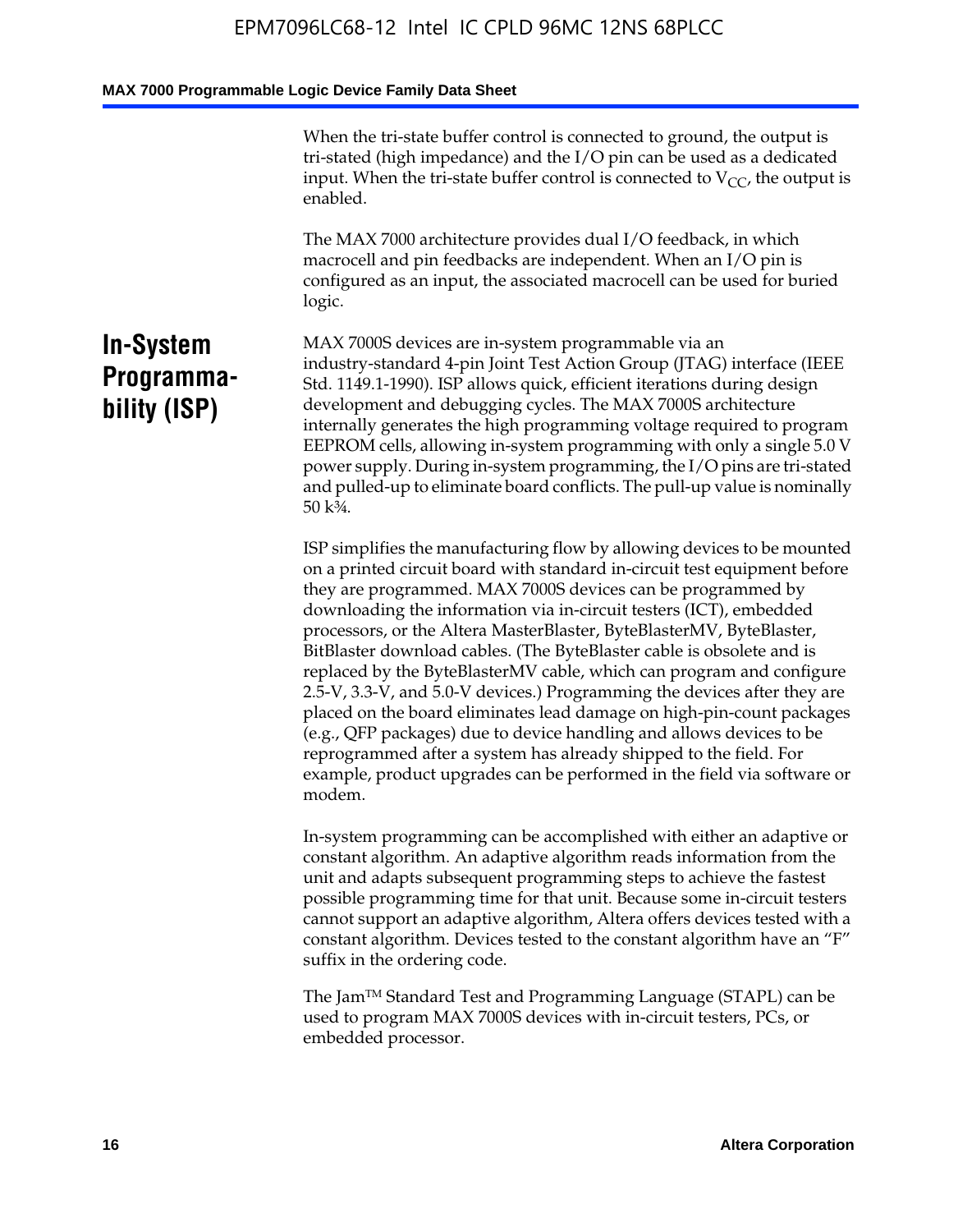When the tri-state buffer control is connected to ground, the output is tri-stated (high impedance) and the I/O pin can be used as a dedicated input. When the tri-state buffer control is connected to $V_{CC}$, the output is enabled.

The MAX 7000 architecture provides dual I/O feedback, in which macrocell and pin feedbacks are independent. When an I/O pin is configured as an input, the associated macrocell can be used for buried logic.

## In-System Programmability (ISP)

MAX 7000S devices are in-system programmable via an industry-standard 4-pin Joint Test Action Group (JTAG) interface (IEEE Std. 1149.1-1990). ISP allows quick, efficient iterations during design development and debugging cycles. The MAX 7000S architecture internally generates the high programming voltage required to program EEPROM cells, allowing in-system programming with only a single 5.0 V power supply. During in-system programming, the I/O pins are tri-stated and pulled-up to eliminate board conflicts. The pull-up value is nominally 50 k¾.

ISP simplifies the manufacturing flow by allowing devices to be mounted on a printed circuit board with standard in-circuit test equipment before they are programmed. MAX 7000S devices can be programmed by downloading the information via in-circuit testers (ICT), embedded processors, or the Altera MasterBlaster, ByteBlasterMV, ByteBlaster, BitBlaster download cables. (The ByteBlaster cable is obsolete and is replaced by the ByteBlasterMV cable, which can program and configure 2.5-V, 3.3-V, and 5.0-V devices.) Programming the devices after they are placed on the board eliminates lead damage on high-pin-count packages (e.g., QFP packages) due to device handling and allows devices to be reprogrammed after a system has already shipped to the field. For example, product upgrades can be performed in the field via software or modem.

In-system programming can be accomplished with either an adaptive or constant algorithm. An adaptive algorithm reads information from the unit and adapts subsequent programming steps to achieve the fastest possible programming time for that unit. Because some in-circuit testers cannot support an adaptive algorithm, Altera offers devices tested with a constant algorithm. Devices tested to the constant algorithm have an "F" suffix in the ordering code.

The Jam™ Standard Test and Programming Language (STAPL) can be used to program MAX 7000S devices with in-circuit testers, PCs, or embedded processor.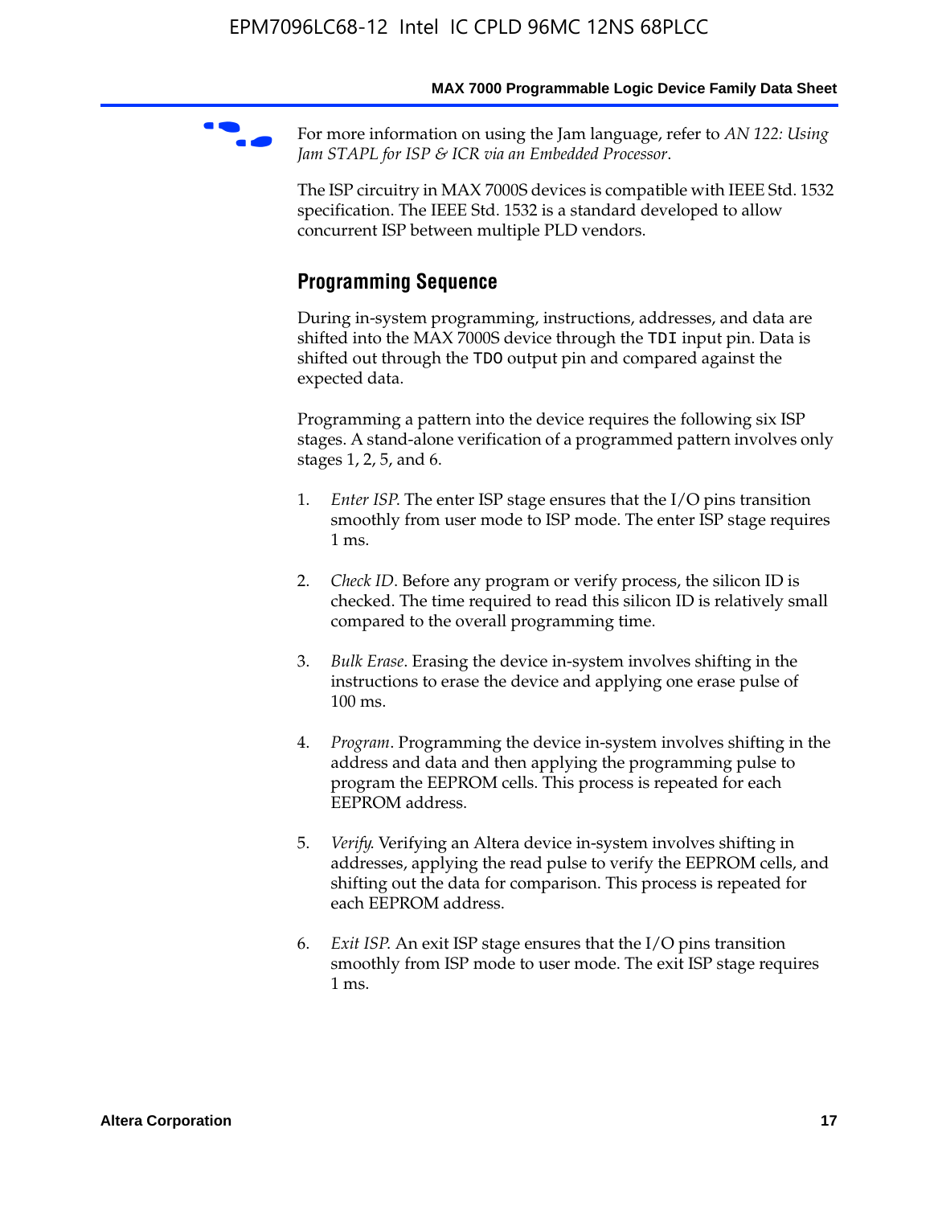For more information on using the Jam language, refer to *AN 122: Using Jam STAPL for ISP & ICR via an Embedded Processor*.

The ISP circuitry in MAX 7000S devices is compatible with IEEE Std. 1532 specification. The IEEE Std. 1532 is a standard developed to allow concurrent ISP between multiple PLD vendors.

## Programming Sequence

During in-system programming, instructions, addresses, and data are shifted into the MAX 7000S device through the `TDI` input pin. Data is shifted out through the `TDO` output pin and compared against the expected data.

Programming a pattern into the device requires the following six ISP stages. A stand-alone verification of a programmed pattern involves only stages 1, 2, 5, and 6.

1. *Enter ISP*. The enter ISP stage ensures that the I/O pins transition smoothly from user mode to ISP mode. The enter ISP stage requires 1 ms.

2. *Check ID*. Before any program or verify process, the silicon ID is checked. The time required to read this silicon ID is relatively small compared to the overall programming time.

3. *Bulk Erase*. Erasing the device in-system involves shifting in the instructions to erase the device and applying one erase pulse of 100 ms.

4. *Program*. Programming the device in-system involves shifting in the address and data and then applying the programming pulse to program the EEPROM cells. This process is repeated for each EEPROM address.

5. *Verify*. Verifying an Altera device in-system involves shifting in addresses, applying the read pulse to verify the EEPROM cells, and shifting out the data for comparison. This process is repeated for each EEPROM address.

6. *Exit ISP*. An exit ISP stage ensures that the I/O pins transition smoothly from ISP mode to user mode. The exit ISP stage requires 1 ms.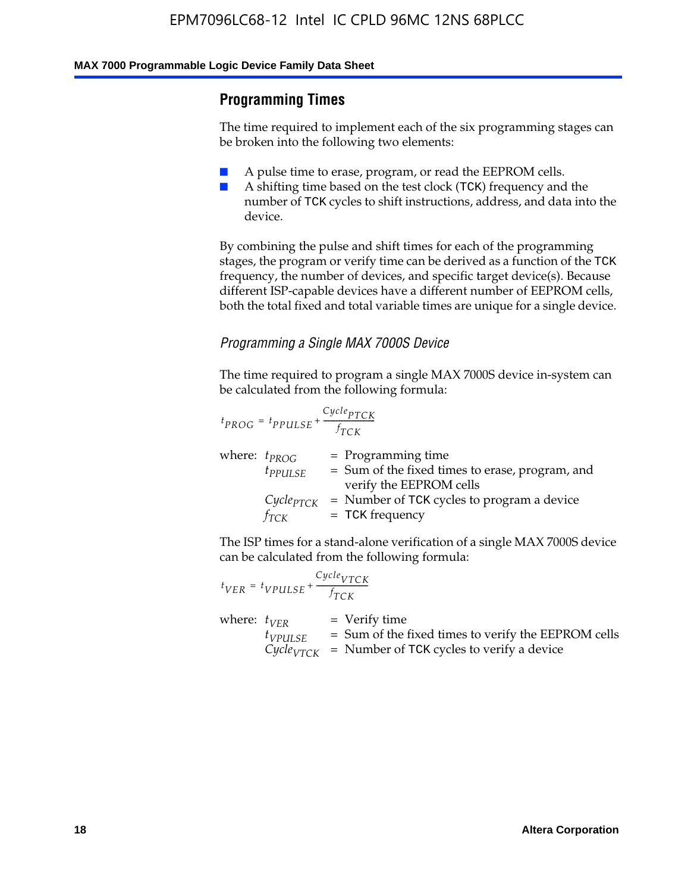## Programming Times

The time required to implement each of the six programming stages can be broken into the following two elements:

- A pulse time to erase, program, or read the EEPROM cells.
- A shifting time based on the test clock (TCK) frequency and the number of TCK cycles to shift instructions, address, and data into the device.

By combining the pulse and shift times for each of the programming stages, the program or verify time can be derived as a function of the TCK frequency, the number of devices, and specific target device(s). Because different ISP-capable devices have a different number of EEPROM cells, both the total fixed and total variable times are unique for a single device.

### *Programming a Single MAX 7000S Device*

The time required to program a single MAX 7000S device in-system can be calculated from the following formula:

$$t_{PROG} = t_{PPULSE} + \frac{Cycle_{PTCK}}{f_{TCK}}$$

where: $t_{PROG}$ = Programming time
$t_{PPULSE}$ = Sum of the fixed times to erase, program, and verify the EEPROM cells
$Cycle_{PTCK}$ = Number of TCK cycles to program a device
$f_{TCK}$ = TCK frequency

The ISP times for a stand-alone verification of a single MAX 7000S device can be calculated from the following formula:

$$t_{VER} = t_{VPULSE} + \frac{Cycle_{VTCK}}{f_{TCK}}$$

where: $t_{VER}$ = Verify time
$t_{VPULSE}$ = Sum of the fixed times to verify the EEPROM cells
$Cycle_{VTCK}$ = Number of TCK cycles to verify a device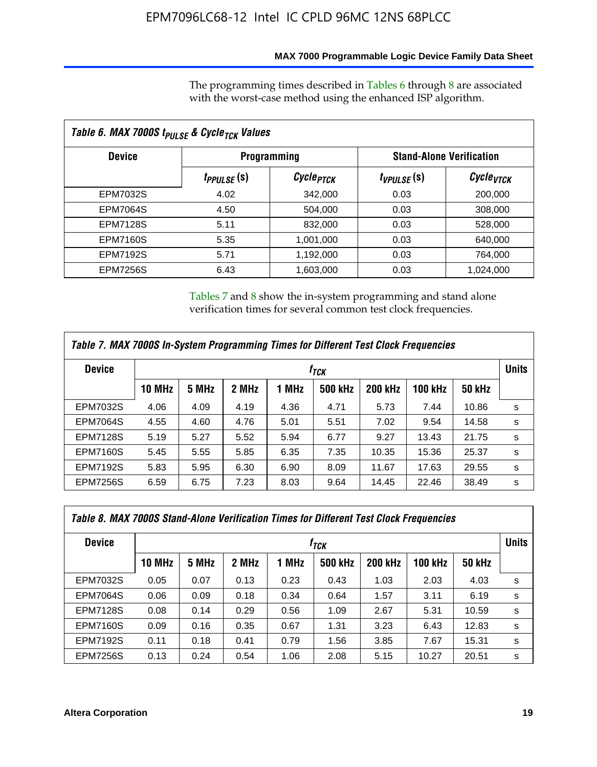The programming times described in Tables 6 through 8 are associated with the worst-case method using the enhanced ISP algorithm.

| Table 6. MAX 7000S $t_{PULSE}$ & $Cycle_{TCK}$ Values | | | | |
|---|---|---|---|---|
| **Device** | **Programming** | | **Stand-Alone Verification** | |
| | $t_{PPULSE}$ **(s)** | $Cycle_{PTCK}$ | $t_{VPULSE}$ **(s)** | $Cycle_{VTCK}$ |
| EPM7032S | 4.02 | 342,000 | 0.03 | 200,000 |
| EPM7064S | 4.50 | 504,000 | 0.03 | 308,000 |
| EPM7128S | 5.11 | 832,000 | 0.03 | 528,000 |
| EPM7160S | 5.35 | 1,001,000 | 0.03 | 640,000 |
| EPM7192S | 5.71 | 1,192,000 | 0.03 | 764,000 |
| EPM7256S | 6.43 | 1,603,000 | 0.03 | 1,024,000 |

Tables 7 and 8 show the in-system programming and stand alone verification times for several common test clock frequencies.

| Table 7. MAX 7000S In-System Programming Times for Different Test Clock Frequencies | | | | | | | | | |
|---|---|---|---|---|---|---|---|---|---|
| **Device** | $f_{TCK}$ | | | | | | | | **Units** |
| | **10 MHz** | **5 MHz** | **2 MHz** | **1 MHz** | **500 kHz** | **200 kHz** | **100 kHz** | **50 kHz** | |
| EPM7032S | 4.06 | 4.09 | 4.19 | 4.36 | 4.71 | 5.73 | 7.44 | 10.86 | s |
| EPM7064S | 4.55 | 4.60 | 4.76 | 5.01 | 5.51 | 7.02 | 9.54 | 14.58 | s |
| EPM7128S | 5.19 | 5.27 | 5.52 | 5.94 | 6.77 | 9.27 | 13.43 | 21.75 | s |
| EPM7160S | 5.45 | 5.55 | 5.85 | 6.35 | 7.35 | 10.35 | 15.36 | 25.37 | s |
| EPM7192S | 5.83 | 5.95 | 6.30 | 6.90 | 8.09 | 11.67 | 17.63 | 29.55 | s |
| EPM7256S | 6.59 | 6.75 | 7.23 | 8.03 | 9.64 | 14.45 | 22.46 | 38.49 | s |

| Table 8. MAX 7000S Stand-Alone Verification Times for Different Test Clock Frequencies | | | | | | | | | |
|---|---|---|---|---|---|---|---|---|---|
| **Device** | $f_{TCK}$ | | | | | | | | **Units** |
| | **10 MHz** | **5 MHz** | **2 MHz** | **1 MHz** | **500 kHz** | **200 kHz** | **100 kHz** | **50 kHz** | |
| EPM7032S | 0.05 | 0.07 | 0.13 | 0.23 | 0.43 | 1.03 | 2.03 | 4.03 | s |
| EPM7064S | 0.06 | 0.09 | 0.18 | 0.34 | 0.64 | 1.57 | 3.11 | 6.19 | s |
| EPM7128S | 0.08 | 0.14 | 0.29 | 0.56 | 1.09 | 2.67 | 5.31 | 10.59 | s |
| EPM7160S | 0.09 | 0.16 | 0.35 | 0.67 | 1.31 | 3.23 | 6.43 | 12.83 | s |
| EPM7192S | 0.11 | 0.18 | 0.41 | 0.79 | 1.56 | 3.85 | 7.67 | 15.31 | s |
| EPM7256S | 0.13 | 0.24 | 0.54 | 1.06 | 2.08 | 5.15 | 10.27 | 20.51 | s |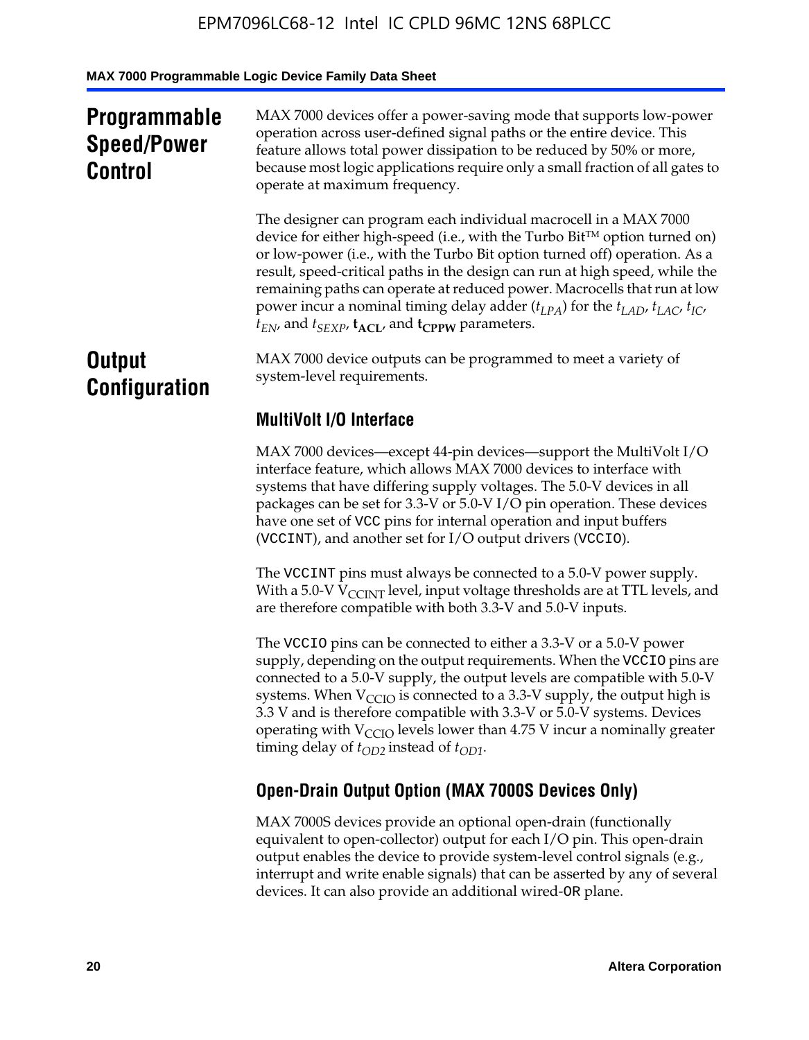# Programmable Speed/Power Control

MAX 7000 devices offer a power-saving mode that supports low-power operation across user-defined signal paths or the entire device. This feature allows total power dissipation to be reduced by 50% or more, because most logic applications require only a small fraction of all gates to operate at maximum frequency.

The designer can program each individual macrocell in a MAX 7000 device for either high-speed (i.e., with the Turbo Bit™ option turned on) or low-power (i.e., with the Turbo Bit option turned off) operation. As a result, speed-critical paths in the design can run at high speed, while the remaining paths can operate at reduced power. Macrocells that run at low power incur a nominal timing delay adder ($t_{LPA}$) for the $t_{LAD}$, $t_{LAC}$, $t_{IC}$, $t_{EN}$, and $t_{SEXP}$, $\mathbf{t_{ACL}}$, and $\mathbf{t_{CPPW}}$ parameters.

# Output Configuration

MAX 7000 device outputs can be programmed to meet a variety of system-level requirements.

## MultiVolt I/O Interface

MAX 7000 devices—except 44-pin devices—support the MultiVolt I/O interface feature, which allows MAX 7000 devices to interface with systems that have differing supply voltages. The 5.0-V devices in all packages can be set for 3.3-V or 5.0-V I/O pin operation. These devices have one set of VCC pins for internal operation and input buffers (VCCINT), and another set for I/O output drivers (VCCIO).

The VCCINT pins must always be connected to a 5.0-V power supply. With a 5.0-V $V_{CCINT}$ level, input voltage thresholds are at TTL levels, and are therefore compatible with both 3.3-V and 5.0-V inputs.

The VCCIO pins can be connected to either a 3.3-V or a 5.0-V power supply, depending on the output requirements. When the VCCIO pins are connected to a 5.0-V supply, the output levels are compatible with 5.0-V systems. When $V_{CCIO}$ is connected to a 3.3-V supply, the output high is 3.3 V and is therefore compatible with 3.3-V or 5.0-V systems. Devices operating with $V_{CCIO}$ levels lower than 4.75 V incur a nominally greater timing delay of $t_{OD2}$ instead of $t_{OD1}$.

## Open-Drain Output Option (MAX 7000S Devices Only)

MAX 7000S devices provide an optional open-drain (functionally equivalent to open-collector) output for each I/O pin. This open-drain output enables the device to provide system-level control signals (e.g., interrupt and write enable signals) that can be asserted by any of several devices. It can also provide an additional wired-OR plane.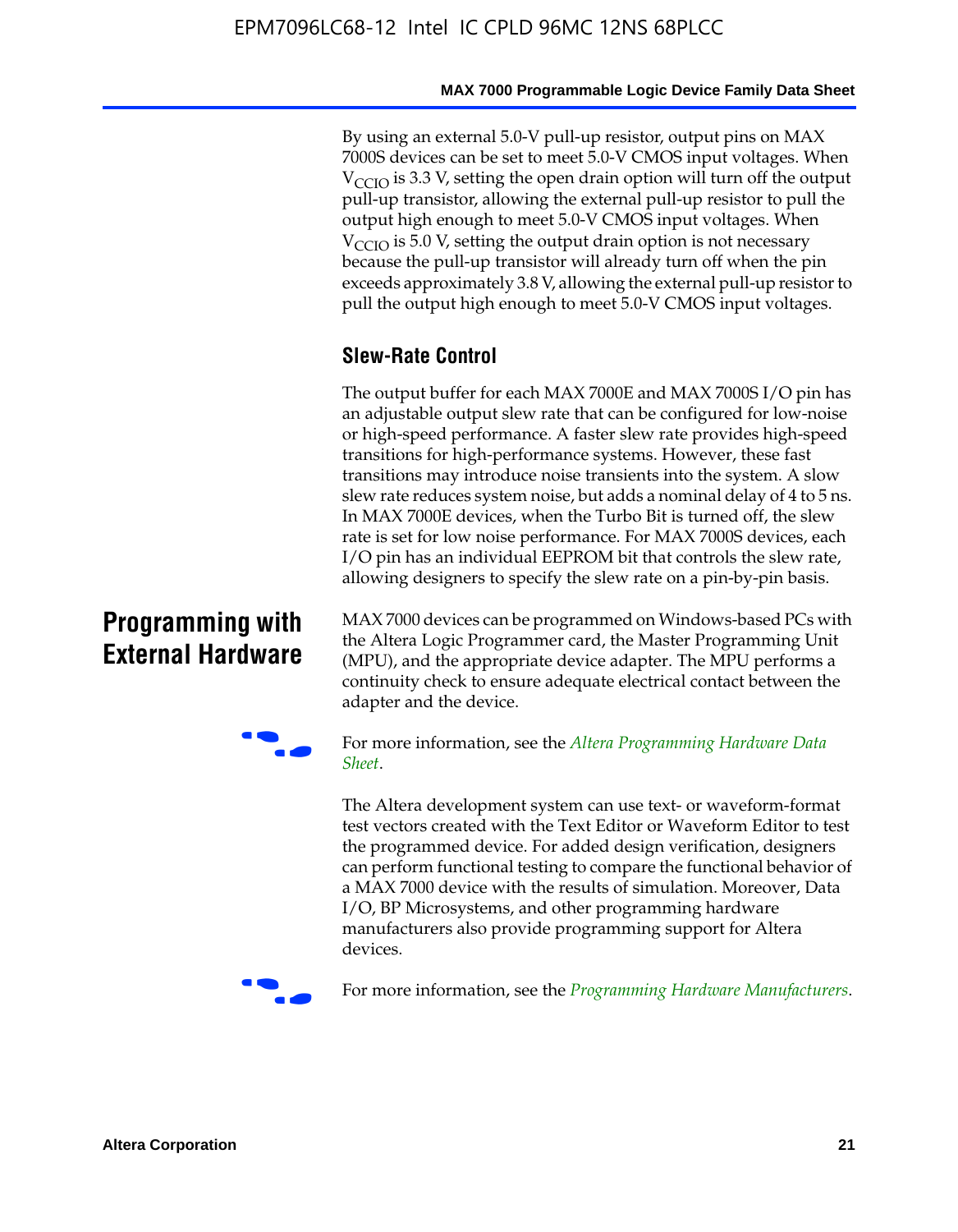By using an external 5.0-V pull-up resistor, output pins on MAX 7000S devices can be set to meet 5.0-V CMOS input voltages. When $V_{CCIO}$ is 3.3 V, setting the open drain option will turn off the output pull-up transistor, allowing the external pull-up resistor to pull the output high enough to meet 5.0-V CMOS input voltages. When $V_{CCIO}$ is 5.0 V, setting the output drain option is not necessary because the pull-up transistor will already turn off when the pin exceeds approximately 3.8 V, allowing the external pull-up resistor to pull the output high enough to meet 5.0-V CMOS input voltages.

### Slew-Rate Control

The output buffer for each MAX 7000E and MAX 7000S I/O pin has an adjustable output slew rate that can be configured for low-noise or high-speed performance. A faster slew rate provides high-speed transitions for high-performance systems. However, these fast transitions may introduce noise transients into the system. A slow slew rate reduces system noise, but adds a nominal delay of 4 to 5 ns. In MAX 7000E devices, when the Turbo Bit is turned off, the slew rate is set for low noise performance. For MAX 7000S devices, each I/O pin has an individual EEPROM bit that controls the slew rate, allowing designers to specify the slew rate on a pin-by-pin basis.

## Programming with External Hardware

MAX 7000 devices can be programmed on Windows-based PCs with the Altera Logic Programmer card, the Master Programming Unit (MPU), and the appropriate device adapter. The MPU performs a continuity check to ensure adequate electrical contact between the adapter and the device.

For more information, see the *Altera Programming Hardware Data Sheet*.

The Altera development system can use text- or waveform-format test vectors created with the Text Editor or Waveform Editor to test the programmed device. For added design verification, designers can perform functional testing to compare the functional behavior of a MAX 7000 device with the results of simulation. Moreover, Data I/O, BP Microsystems, and other programming hardware manufacturers also provide programming support for Altera devices.

For more information, see the *Programming Hardware Manufacturers*.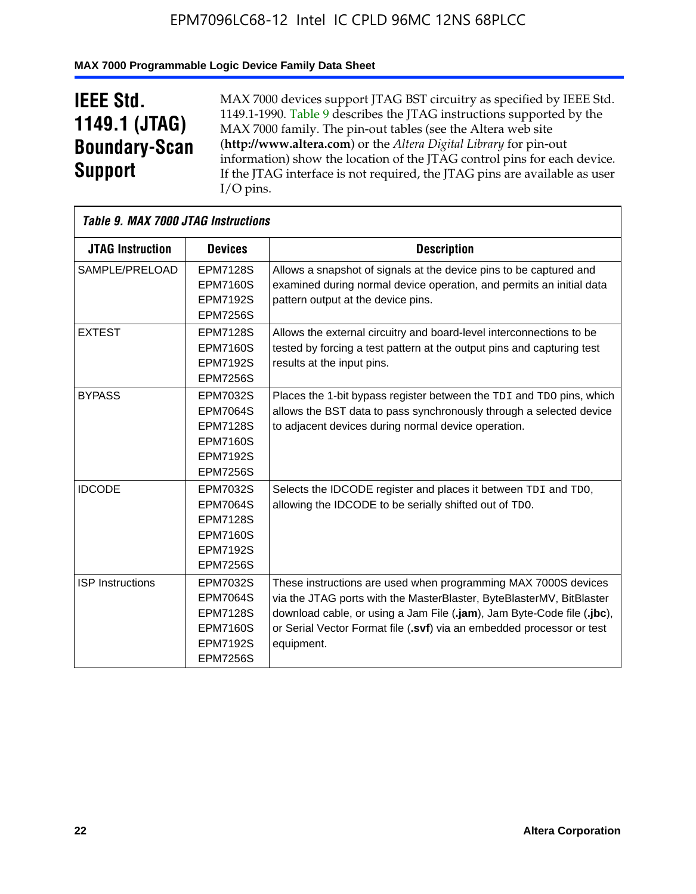# IEEE Std. 1149.1 (JTAG) Boundary-Scan Support

MAX 7000 devices support JTAG BST circuitry as specified by IEEE Std. 1149.1-1990. Table 9 describes the JTAG instructions supported by the MAX 7000 family. The pin-out tables (see the Altera web site (**http://www.altera.com**) or the *Altera Digital Library* for pin-out information) show the location of the JTAG control pins for each device. If the JTAG interface is not required, the JTAG pins are available as user I/O pins.

*Table 9. MAX 7000 JTAG Instructions*

| JTAG Instruction | Devices | Description |
|---|---|---|
| SAMPLE/PRELOAD | EPM7128S<br>EPM7160S<br>EPM7192S<br>EPM7256S | Allows a snapshot of signals at the device pins to be captured and examined during normal device operation, and permits an initial data pattern output at the device pins. |
| EXTEST | EPM7128S<br>EPM7160S<br>EPM7192S<br>EPM7256S | Allows the external circuitry and board-level interconnections to be tested by forcing a test pattern at the output pins and capturing test results at the input pins. |
| BYPASS | EPM7032S<br>EPM7064S<br>EPM7128S<br>EPM7160S<br>EPM7192S<br>EPM7256S | Places the 1-bit bypass register between the `TDI` and `TDO` pins, which allows the BST data to pass synchronously through a selected device to adjacent devices during normal device operation. |
| IDCODE | EPM7032S<br>EPM7064S<br>EPM7128S<br>EPM7160S<br>EPM7192S<br>EPM7256S | Selects the IDCODE register and places it between `TDI` and `TDO`, allowing the IDCODE to be serially shifted out of `TDO`. |
| ISP Instructions | EPM7032S<br>EPM7064S<br>EPM7128S<br>EPM7160S<br>EPM7192S<br>EPM7256S | These instructions are used when programming MAX 7000S devices via the JTAG ports with the MasterBlaster, ByteBlasterMV, BitBlaster download cable, or using a Jam File (**.jam**), Jam Byte-Code file (**.jbc**), or Serial Vector Format file (**.svf**) via an embedded processor or test equipment. |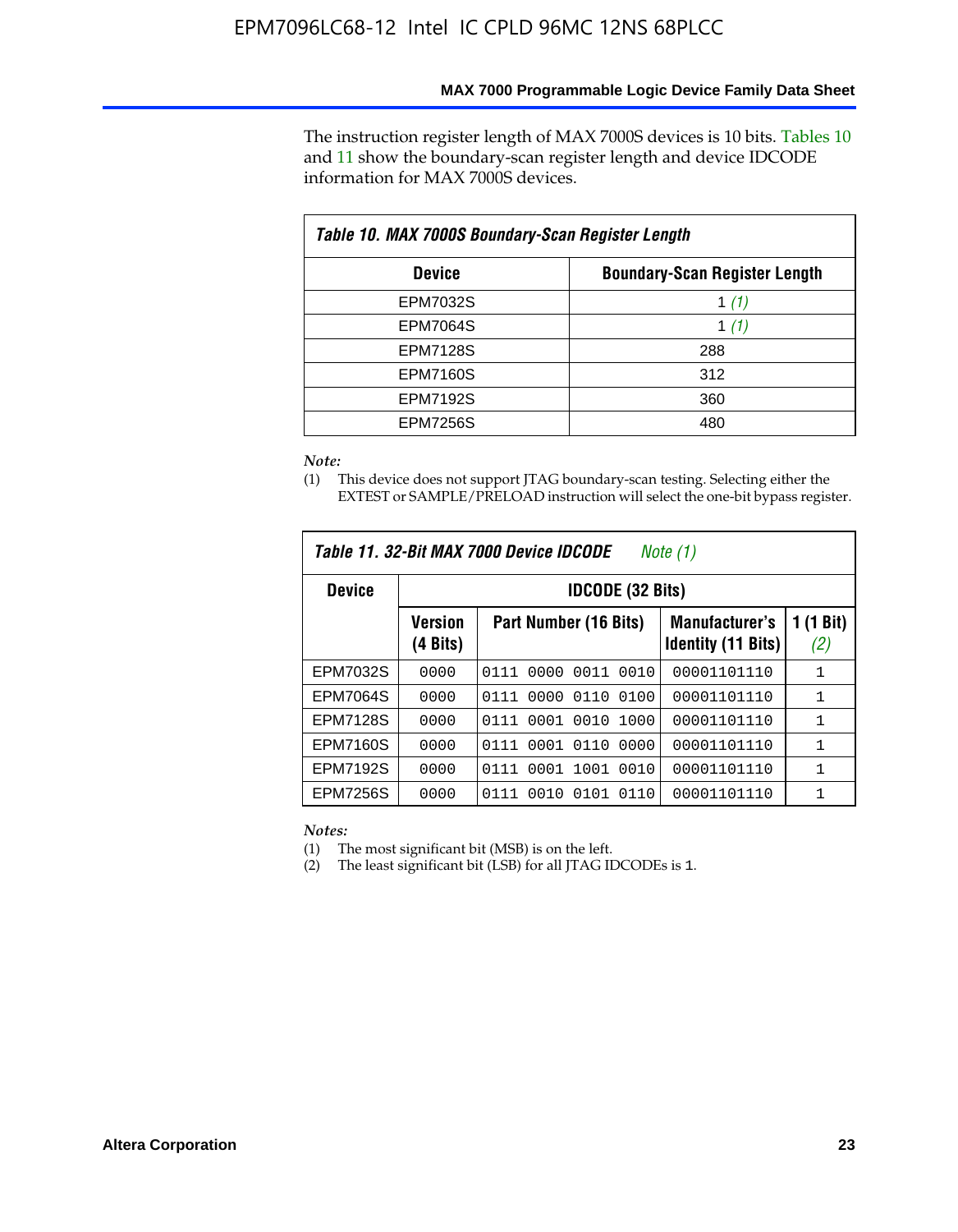The instruction register length of MAX 7000S devices is 10 bits. Tables 10 and 11 show the boundary-scan register length and device IDCODE information for MAX 7000S devices.

| Table 10. MAX 7000S Boundary-Scan Register Length | |
|---|---|
| **Device** | **Boundary-Scan Register Length** |
| EPM7032S | 1 *(1)* |
| EPM7064S | 1 *(1)* |
| EPM7128S | 288 |
| EPM7160S | 312 |
| EPM7192S | 360 |
| EPM7256S | 480 |

*Note:*

(1) This device does not support JTAG boundary-scan testing. Selecting either the EXTEST or SAMPLE/PRELOAD instruction will select the one-bit bypass register.

**Table 11. 32-Bit MAX 7000 Device IDCODE** *Note (1)*

| Device | IDCODE (32 Bits) | | | |
|---|---|---|---|---|
| | **Version (4 Bits)** | **Part Number (16 Bits)** | **Manufacturer's Identity (11 Bits)** | **1 (1 Bit) *(2)*** |
| EPM7032S | 0000 | 0111 0000 0011 0010 | 00001101110 | 1 |
| EPM7064S | 0000 | 0111 0000 0110 0100 | 00001101110 | 1 |
| EPM7128S | 0000 | 0111 0001 0010 1000 | 00001101110 | 1 |
| EPM7160S | 0000 | 0111 0001 0110 0000 | 00001101110 | 1 |
| EPM7192S | 0000 | 0111 0001 1001 0010 | 00001101110 | 1 |
| EPM7256S | 0000 | 0111 0010 0101 0110 | 00001101110 | 1 |

*Notes:*

(1) The most significant bit (MSB) is on the left.

(2) The least significant bit (LSB) for all JTAG IDCODEs is 1.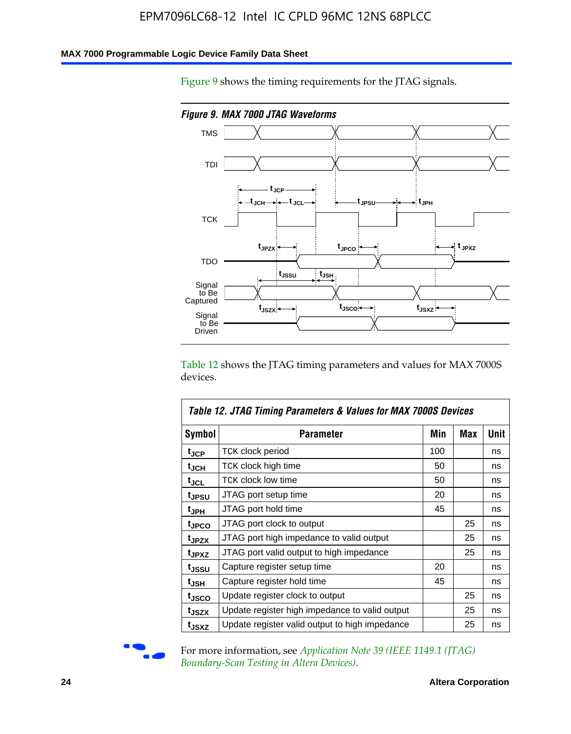Figure 9 shows the timing requirements for the JTAG signals.

*Figure 9. MAX 7000 JTAG Waveforms*

Table 12 shows the JTAG timing parameters and values for MAX 7000S devices.

| Table 12. JTAG Timing Parameters & Values for MAX 7000S Devices | | | | |
|---|---|---|---|---|
| **Symbol** | **Parameter** | **Min** | **Max** | **Unit** |
| $t_{JCP}$ | TCK clock period | 100 | | ns |
| $t_{JCH}$ | TCK clock high time | 50 | | ns |
| $t_{JCL}$ | TCK clock low time | 50 | | ns |
| $t_{JPSU}$ | JTAG port setup time | 20 | | ns |
| $t_{JPH}$ | JTAG port hold time | 45 | | ns |
| $t_{JPCO}$ | JTAG port clock to output | | 25 | ns |
| $t_{JPZX}$ | JTAG port high impedance to valid output | | 25 | ns |
| $t_{JPXZ}$ | JTAG port valid output to high impedance | | 25 | ns |
| $t_{JSSU}$ | Capture register setup time | 20 | | ns |
| $t_{JSH}$ | Capture register hold time | 45 | | ns |
| $t_{JSCO}$ | Update register clock to output | | 25 | ns |
| $t_{JSZX}$ | Update register high impedance to valid output | | 25 | ns |
| $t_{JSXZ}$ | Update register valid output to high impedance | | 25 | ns |

For more information, see *Application Note 39 (IEEE 1149.1 (JTAG) Boundary-Scan Testing in Altera Devices)*.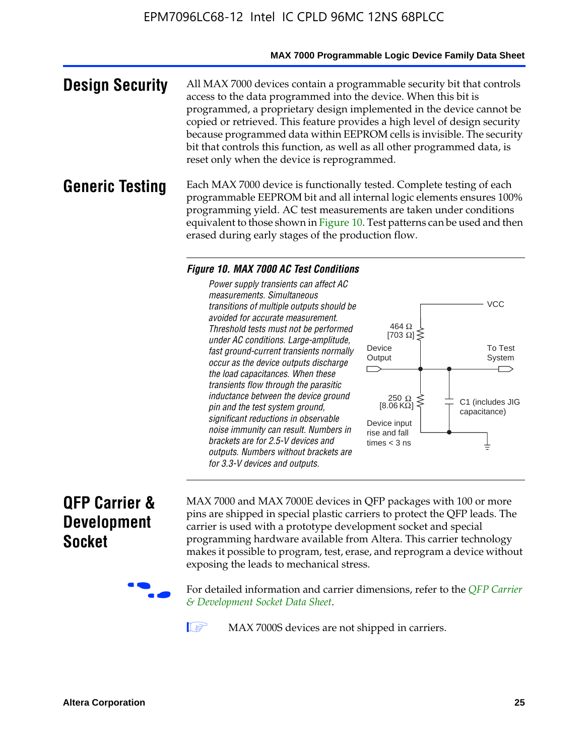## Design Security

All MAX 7000 devices contain a programmable security bit that controls access to the data programmed into the device. When this bit is programmed, a proprietary design implemented in the device cannot be copied or retrieved. This feature provides a high level of design security because programmed data within EEPROM cells is invisible. The security bit that controls this function, as well as all other programmed data, is reset only when the device is reprogrammed.

## Generic Testing

Each MAX 7000 device is functionally tested. Complete testing of each programmable EEPROM bit and all internal logic elements ensures 100% programming yield. AC test measurements are taken under conditions equivalent to those shown in Figure 10. Test patterns can be used and then erased during early stages of the production flow.

***Figure 10. MAX 7000 AC Test Conditions***

*Power supply transients can affect AC measurements. Simultaneous transitions of multiple outputs should be avoided for accurate measurement. Threshold tests must not be performed under AC conditions. Large-amplitude, fast ground-current transients normally occur as the device outputs discharge the load capacitances. When these transients flow through the parasitic inductance between the device ground pin and the test system ground, significant reductions in observable noise immunity can result. Numbers in brackets are for 2.5-V devices and outputs. Numbers without brackets are for 3.3-V devices and outputs.*

VCC

464 Ω [703 Ω]

Device Output

To Test System

250 Ω [8.06 KΩ]

C1 (includes JIG capacitance)

Device input rise and fall times < 3 ns

## QFP Carrier & Development Socket

MAX 7000 and MAX 7000E devices in QFP packages with 100 or more pins are shipped in special plastic carriers to protect the QFP leads. The carrier is used with a prototype development socket and special programming hardware available from Altera. This carrier technology makes it possible to program, test, erase, and reprogram a device without exposing the leads to mechanical stress.

For detailed information and carrier dimensions, refer to the *QFP Carrier & Development Socket Data Sheet*.

MAX 7000S devices are not shipped in carriers.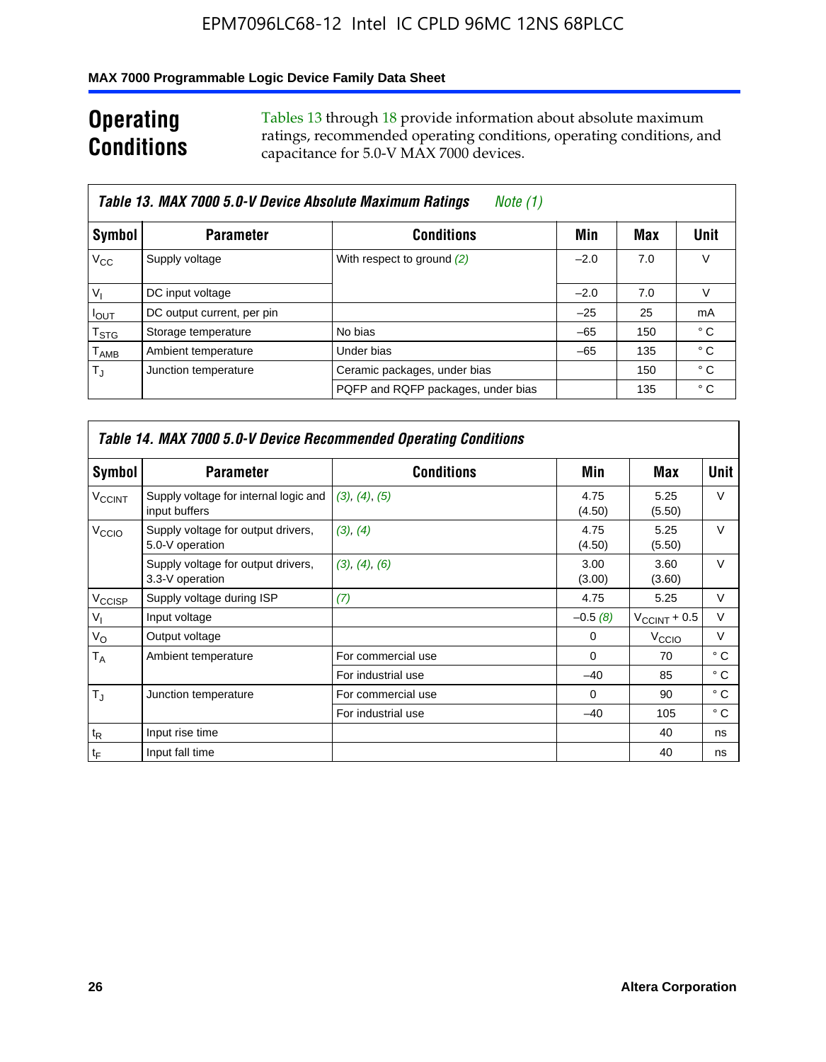## Operating Conditions

Tables 13 through 18 provide information about absolute maximum ratings, recommended operating conditions, operating conditions, and capacitance for 5.0-V MAX 7000 devices.

**Table 13. MAX 7000 5.0-V Device Absolute Maximum Ratings** *Note (1)*

| Symbol | Parameter | Conditions | Min | Max | Unit |
|---|---|---|---|---|---|
| $V_{CC}$ | Supply voltage | With respect to ground *(2)* | –2.0 | 7.0 | V |
| $V_I$ | DC input voltage | | –2.0 | 7.0 | V |
| $I_{OUT}$ | DC output current, per pin | | –25 | 25 | mA |
| $T_{STG}$ | Storage temperature | No bias | –65 | 150 | ° C |
| $T_{AMB}$ | Ambient temperature | Under bias | –65 | 135 | ° C |
| $T_J$ | Junction temperature | Ceramic packages, under bias | | 150 | ° C |
| | | PQFP and RQFP packages, under bias | | 135 | ° C |

**Table 14. MAX 7000 5.0-V Device Recommended Operating Conditions**

| Symbol | Parameter | Conditions | Min | Max | Unit |
|---|---|---|---|---|---|
| $V_{CCINT}$ | Supply voltage for internal logic and input buffers | *(3)*, *(4)*, *(5)* | 4.75 (4.50) | 5.25 (5.50) | V |
| $V_{CCIO}$ | Supply voltage for output drivers, 5.0-V operation | *(3)*, *(4)* | 4.75 (4.50) | 5.25 (5.50) | V |
| | Supply voltage for output drivers, 3.3-V operation | *(3)*, *(4)*, *(6)* | 3.00 (3.00) | 3.60 (3.60) | V |
| $V_{CCISP}$ | Supply voltage during ISP | *(7)* | 4.75 | 5.25 | V |
| $V_I$ | Input voltage | | –0.5 *(8)* | $V_{CCINT}$ + 0.5 | V |
| $V_O$ | Output voltage | | 0 | $V_{CCIO}$ | V |
| $T_A$ | Ambient temperature | For commercial use | 0 | 70 | ° C |
| | | For industrial use | –40 | 85 | ° C |
| $T_J$ | Junction temperature | For commercial use | 0 | 90 | ° C |
| | | For industrial use | –40 | 105 | ° C |
| $t_R$ | Input rise time | | | 40 | ns |
| $t_F$ | Input fall time | | | 40 | ns |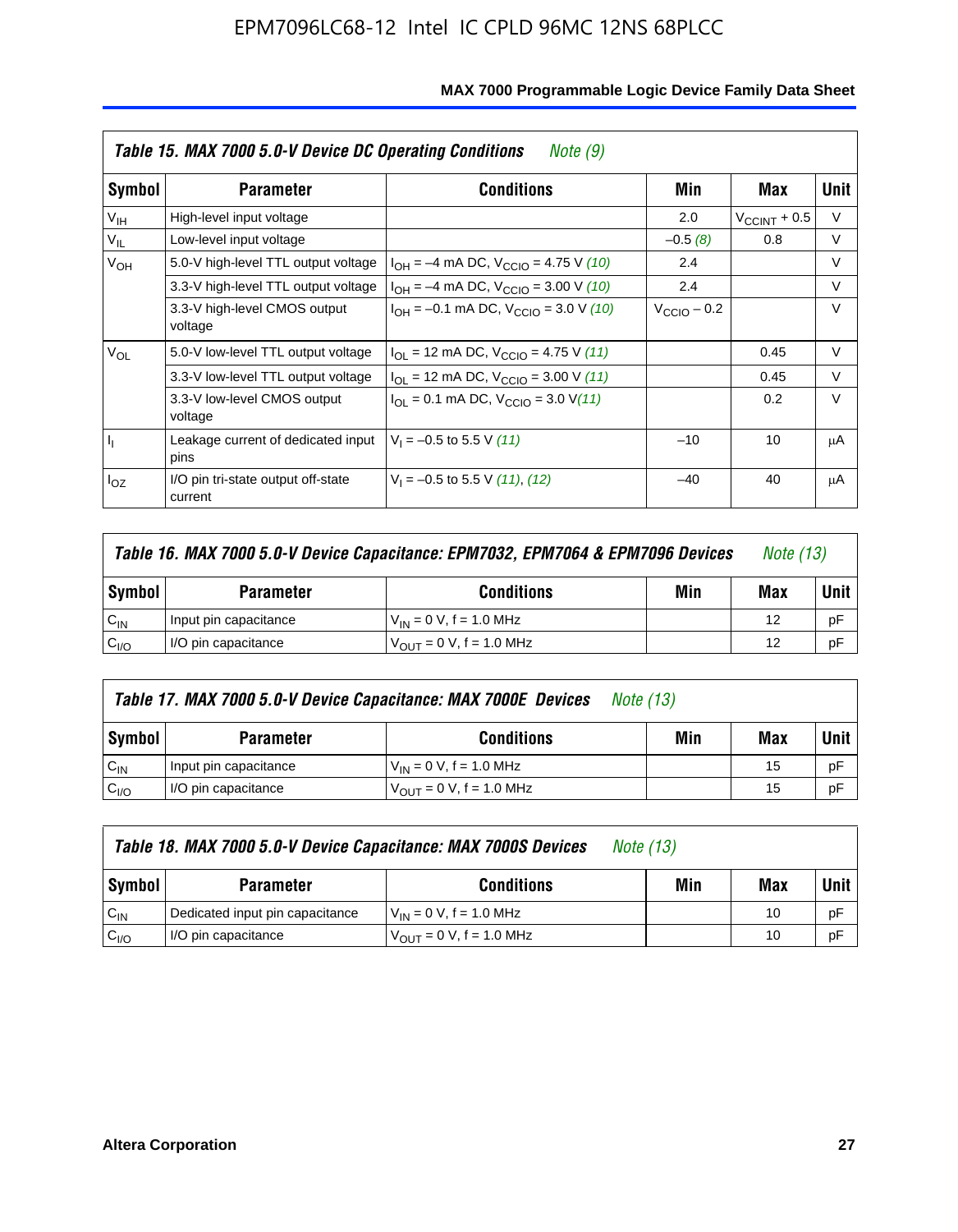| Symbol | Parameter | Conditions | Min | Max | Unit |
|---|---|---|---|---|---|
| $V_{IH}$ | High-level input voltage | | 2.0 | $V_{CCINT}$ + 0.5 | V |
| $V_{IL}$ | Low-level input voltage | | –0.5 *(8)* | 0.8 | V |
| $V_{OH}$ | 5.0-V high-level TTL output voltage | $I_{OH}$ = –4 mA DC, $V_{CCIO}$ = 4.75 V *(10)* | 2.4 | | V |
| | 3.3-V high-level TTL output voltage | $I_{OH}$ = –4 mA DC, $V_{CCIO}$ = 3.00 V *(10)* | 2.4 | | V |
| | 3.3-V high-level CMOS output voltage | $I_{OH}$ = –0.1 mA DC, $V_{CCIO}$ = 3.0 V *(10)* | $V_{CCIO}$ – 0.2 | | V |
| $V_{OL}$ | 5.0-V low-level TTL output voltage | $I_{OL}$ = 12 mA DC, $V_{CCIO}$ = 4.75 V *(11)* | | 0.45 | V |
| | 3.3-V low-level TTL output voltage | $I_{OL}$ = 12 mA DC, $V_{CCIO}$ = 3.00 V *(11)* | | 0.45 | V |
| | 3.3-V low-level CMOS output voltage | $I_{OL}$ = 0.1 mA DC, $V_{CCIO}$ = 3.0 V *(11)* | | 0.2 | V |
| $I_I$ | Leakage current of dedicated input pins | $V_I$ = –0.5 to 5.5 V *(11)* | –10 | 10 | μA |
| $I_{OZ}$ | I/O pin tri-state output off-state current | $V_I$ = –0.5 to 5.5 V *(11)*, *(12)* | –40 | 40 | μA |

**Table 15. MAX 7000 5.0-V Device DC Operating Conditions** *Note (9)*

**Table 16. MAX 7000 5.0-V Device Capacitance: EPM7032, EPM7064 & EPM7096 Devices** *Note (13)*

| Symbol | Parameter | Conditions | Min | Max | Unit |
|---|---|---|---|---|---|
| $C_{IN}$ | Input pin capacitance | $V_{IN}$ = 0 V, f = 1.0 MHz | | 12 | pF |
| $C_{I/O}$ | I/O pin capacitance | $V_{OUT}$ = 0 V, f = 1.0 MHz | | 12 | pF |

**Table 17. MAX 7000 5.0-V Device Capacitance: MAX 7000E Devices** *Note (13)*

| Symbol | Parameter | Conditions | Min | Max | Unit |
|---|---|---|---|---|---|
| $C_{IN}$ | Input pin capacitance | $V_{IN}$ = 0 V, f = 1.0 MHz | | 15 | pF |
| $C_{I/O}$ | I/O pin capacitance | $V_{OUT}$ = 0 V, f = 1.0 MHz | | 15 | pF |

**Table 18. MAX 7000 5.0-V Device Capacitance: MAX 7000S Devices** *Note (13)*

| Symbol | Parameter | Conditions | Min | Max | Unit |
|---|---|---|---|---|---|
| $C_{IN}$ | Dedicated input pin capacitance | $V_{IN}$ = 0 V, f = 1.0 MHz | | 10 | pF |
| $C_{I/O}$ | I/O pin capacitance | $V_{OUT}$ = 0 V, f = 1.0 MHz | | 10 | pF |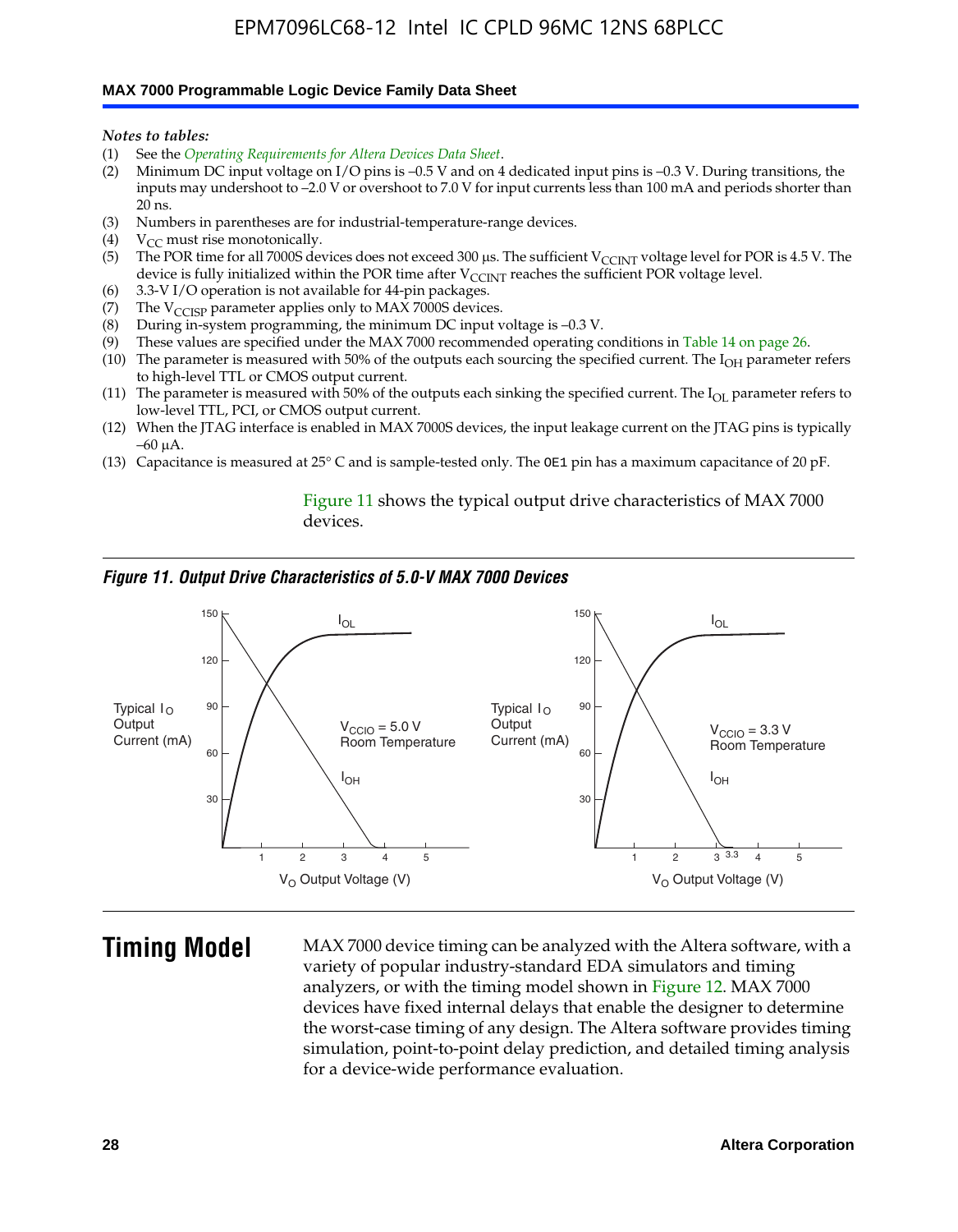*Notes to tables:*

(1) See the *Operating Requirements for Altera Devices Data Sheet*.
(2) Minimum DC input voltage on I/O pins is –0.5 V and on 4 dedicated input pins is –0.3 V. During transitions, the inputs may undershoot to –2.0 V or overshoot to 7.0 V for input currents less than 100 mA and periods shorter than 20 ns.
(3) Numbers in parentheses are for industrial-temperature-range devices.
(4) $V_{CC}$ must rise monotonically.
(5) The POR time for all 7000S devices does not exceed 300 µs. The sufficient $V_{CCINT}$ voltage level for POR is 4.5 V. The device is fully initialized within the POR time after $V_{CCINT}$ reaches the sufficient POR voltage level.
(6) 3.3-V I/O operation is not available for 44-pin packages.
(7) The $V_{CCISP}$ parameter applies only to MAX 7000S devices.
(8) During in-system programming, the minimum DC input voltage is –0.3 V.
(9) These values are specified under the MAX 7000 recommended operating conditions in Table 14 on page 26.
(10) The parameter is measured with 50% of the outputs each sourcing the specified current. The $I_{OH}$ parameter refers to high-level TTL or CMOS output current.
(11) The parameter is measured with 50% of the outputs each sinking the specified current. The $I_{OL}$ parameter refers to low-level TTL, PCI, or CMOS output current.
(12) When the JTAG interface is enabled in MAX 7000S devices, the input leakage current on the JTAG pins is typically –60 µA.
(13) Capacitance is measured at 25° C and is sample-tested only. The OE1 pin has a maximum capacitance of 20 pF.

Figure 11 shows the typical output drive characteristics of MAX 7000 devices.

***Figure 11. Output Drive Characteristics of 5.0-V MAX 7000 Devices***

## Timing Model

MAX 7000 device timing can be analyzed with the Altera software, with a variety of popular industry-standard EDA simulators and timing analyzers, or with the timing model shown in Figure 12. MAX 7000 devices have fixed internal delays that enable the designer to determine the worst-case timing of any design. The Altera software provides timing simulation, point-to-point delay prediction, and detailed timing analysis for a device-wide performance evaluation.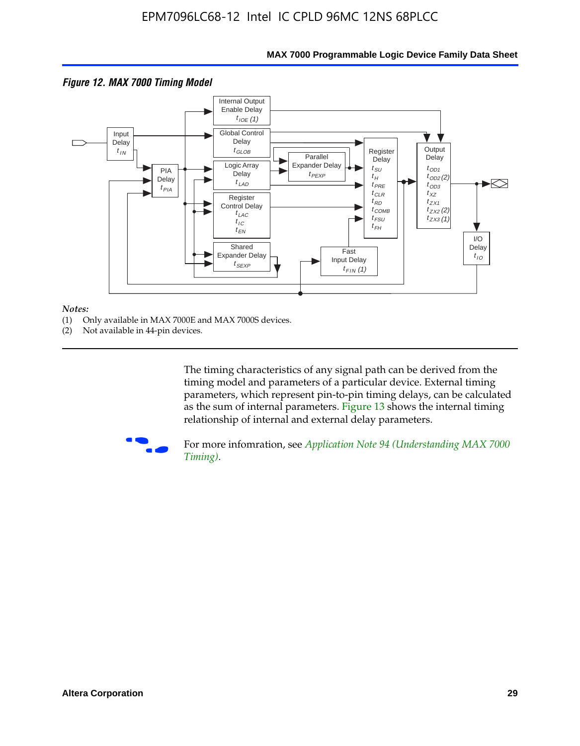*Figure 12. MAX 7000 Timing Model*

*Notes:*
(1) Only available in MAX 7000E and MAX 7000S devices.
(2) Not available in 44-pin devices.

The timing characteristics of any signal path can be derived from the timing model and parameters of a particular device. External timing parameters, which represent pin-to-pin timing delays, can be calculated as the sum of internal parameters. Figure 13 shows the internal timing relationship of internal and external delay parameters.

For more infomration, see *Application Note 94 (Understanding MAX 7000 Timing)*.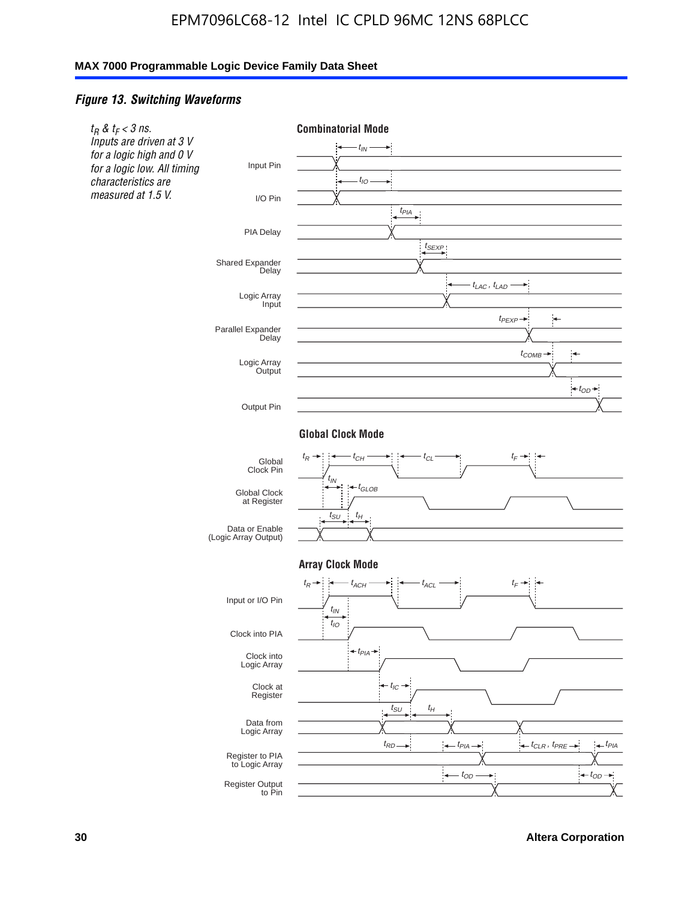*Figure 13. Switching Waveforms*

*$t_R$ & $t_F$ < 3 ns. Inputs are driven at 3 V for a logic high and 0 V for a logic low. All timing characteristics are measured at 1.5 V.*

**Combinatorial Mode**

Input Pin — $t_{IN}$

I/O Pin — $t_{IO}$

PIA Delay — $t_{PIA}$

Shared Expander Delay — $t_{SEXP}$

Logic Array Input — $t_{LAC}$, $t_{LAD}$

Parallel Expander Delay — $t_{PEXP}$

Logic Array Output — $t_{COMB}$

Output Pin — $t_{OD}$

**Global Clock Mode**

Global Clock Pin — $t_R$, $t_{CH}$, $t_{CL}$, $t_F$

Global Clock at Register — $t_{IN}$, $t_{GLOB}$

Data or Enable (Logic Array Output) — $t_{SU}$, $t_H$

**Array Clock Mode**

Input or I/O Pin — $t_R$, $t_{ACH}$, $t_{ACL}$, $t_F$

Clock into PIA — $t_{IN}$, $t_{IO}$

Clock into Logic Array — $t_{PIA}$

Clock at Register — $t_{IC}$

Data from Logic Array — $t_{SU}$, $t_H$

Register to PIA to Logic Array — $t_{RD}$, $t_{PIA}$, $t_{CLR}$, $t_{PRE}$, $t_{PIA}$

Register Output to Pin — $t_{OD}$, $t_{OD}$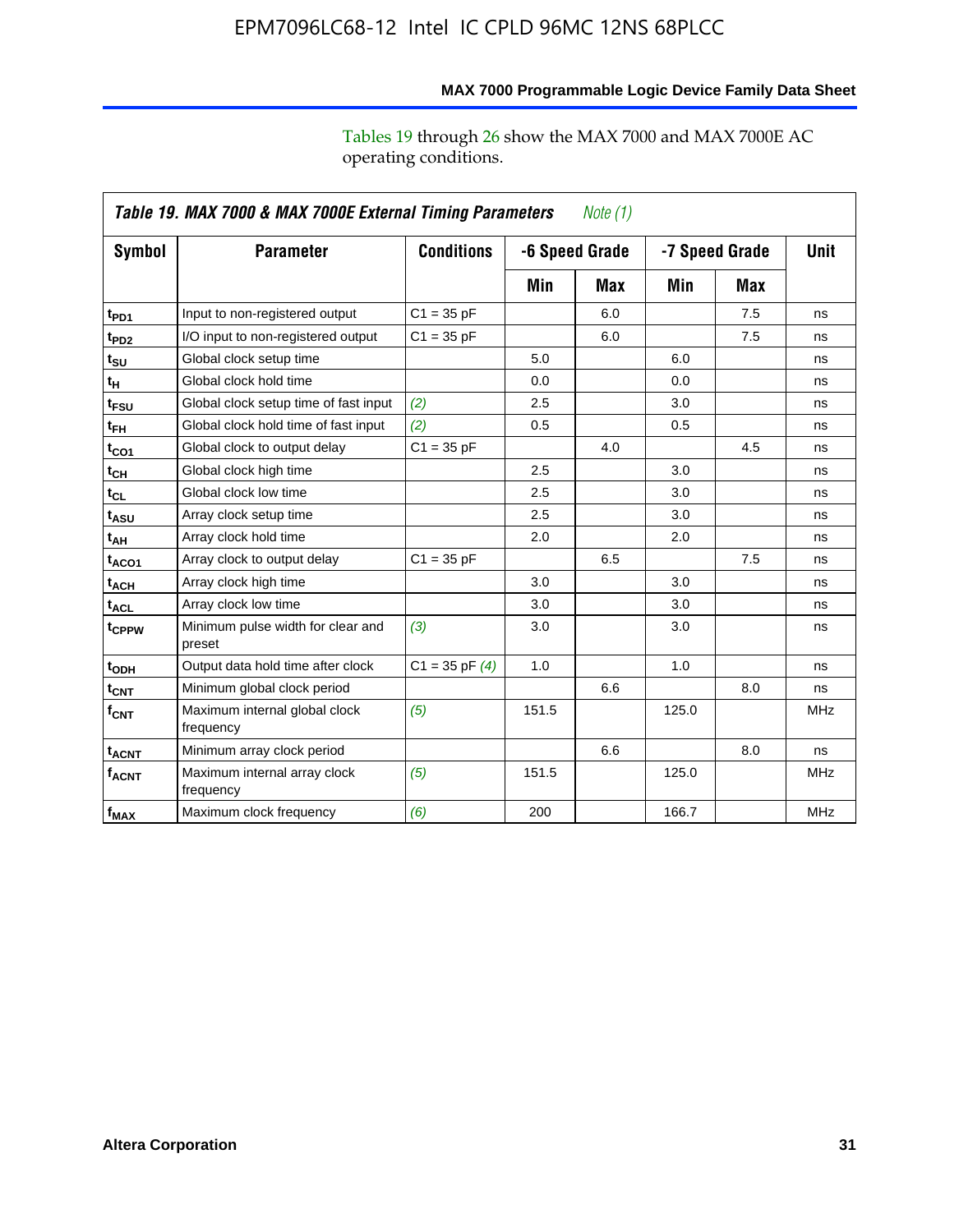Tables 19 through 26 show the MAX 7000 and MAX 7000E AC operating conditions.

**Table 19. MAX 7000 & MAX 7000E External Timing Parameters** *Note (1)*

| Symbol | Parameter | Conditions | -6 Speed Grade | | -7 Speed Grade | | Unit |
|---|---|---|---|---|---|---|---|
| | | | Min | Max | Min | Max | |
| $t_{PD1}$ | Input to non-registered output | C1 = 35 pF | | 6.0 | | 7.5 | ns |
| $t_{PD2}$ | I/O input to non-registered output | C1 = 35 pF | | 6.0 | | 7.5 | ns |
| $t_{SU}$ | Global clock setup time | | 5.0 | | 6.0 | | ns |
| $t_{H}$ | Global clock hold time | | 0.0 | | 0.0 | | ns |
| $t_{FSU}$ | Global clock setup time of fast input | *(2)* | 2.5 | | 3.0 | | ns |
| $t_{FH}$ | Global clock hold time of fast input | *(2)* | 0.5 | | 0.5 | | ns |
| $t_{CO1}$ | Global clock to output delay | C1 = 35 pF | | 4.0 | | 4.5 | ns |
| $t_{CH}$ | Global clock high time | | 2.5 | | 3.0 | | ns |
| $t_{CL}$ | Global clock low time | | 2.5 | | 3.0 | | ns |
| $t_{ASU}$ | Array clock setup time | | 2.5 | | 3.0 | | ns |
| $t_{AH}$ | Array clock hold time | | 2.0 | | 2.0 | | ns |
| $t_{ACO1}$ | Array clock to output delay | C1 = 35 pF | | 6.5 | | 7.5 | ns |
| $t_{ACH}$ | Array clock high time | | 3.0 | | 3.0 | | ns |
| $t_{ACL}$ | Array clock low time | | 3.0 | | 3.0 | | ns |
| $t_{CPPW}$ | Minimum pulse width for clear and preset | *(3)* | 3.0 | | 3.0 | | ns |
| $t_{ODH}$ | Output data hold time after clock | C1 = 35 pF *(4)* | 1.0 | | 1.0 | | ns |
| $t_{CNT}$ | Minimum global clock period | | | 6.6 | | 8.0 | ns |
| $f_{CNT}$ | Maximum internal global clock frequency | *(5)* | 151.5 | | 125.0 | | MHz |
| $t_{ACNT}$ | Minimum array clock period | | | 6.6 | | 8.0 | ns |
| $f_{ACNT}$ | Maximum internal array clock frequency | *(5)* | 151.5 | | 125.0 | | MHz |
| $f_{MAX}$ | Maximum clock frequency | *(6)* | 200 | | 166.7 | | MHz |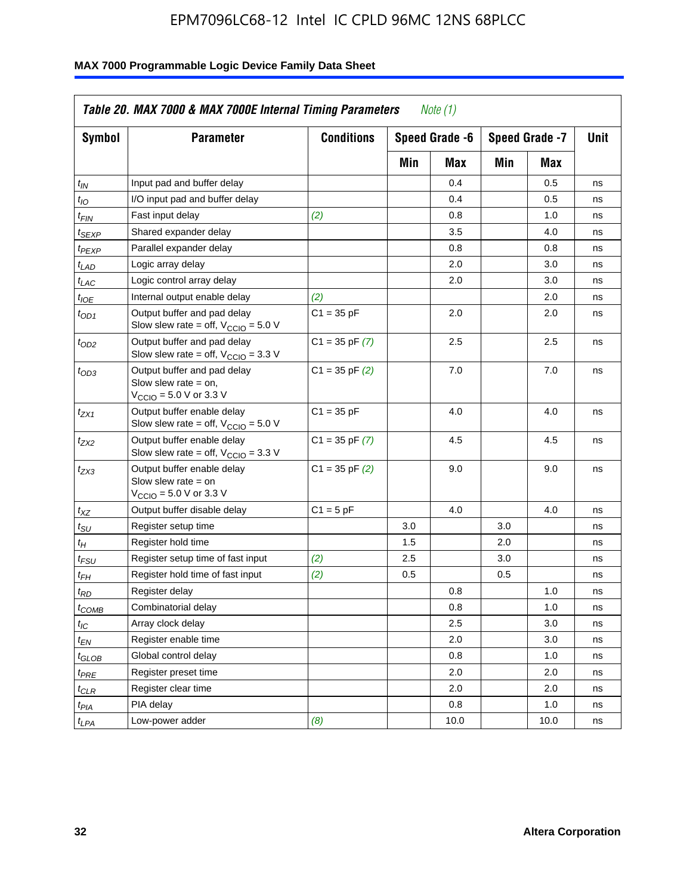**Table 20. MAX 7000 & MAX 7000E Internal Timing Parameters** *Note (1)*

| Symbol | Parameter | Conditions | Speed Grade -6 | | Speed Grade -7 | | Unit |
|---|---|---|---|---|---|---|---|
| | | | Min | Max | Min | Max | |
| $t_{IN}$ | Input pad and buffer delay | | | 0.4 | | 0.5 | ns |
| $t_{IO}$ | I/O input pad and buffer delay | | | 0.4 | | 0.5 | ns |
| $t_{FIN}$ | Fast input delay | *(2)* | | 0.8 | | 1.0 | ns |
| $t_{SEXP}$ | Shared expander delay | | | 3.5 | | 4.0 | ns |
| $t_{PEXP}$ | Parallel expander delay | | | 0.8 | | 0.8 | ns |
| $t_{LAD}$ | Logic array delay | | | 2.0 | | 3.0 | ns |
| $t_{LAC}$ | Logic control array delay | | | 2.0 | | 3.0 | ns |
| $t_{IOE}$ | Internal output enable delay | *(2)* | | | | 2.0 | ns |
| $t_{OD1}$ | Output buffer and pad delay Slow slew rate = off, $V_{CCIO}$ = 5.0 V | C1 = 35 pF | | 2.0 | | 2.0 | ns |
| $t_{OD2}$ | Output buffer and pad delay Slow slew rate = off, $V_{CCIO}$ = 3.3 V | C1 = 35 pF *(7)* | | 2.5 | | 2.5 | ns |
| $t_{OD3}$ | Output buffer and pad delay Slow slew rate = on, $V_{CCIO}$ = 5.0 V or 3.3 V | C1 = 35 pF *(2)* | | 7.0 | | 7.0 | ns |
| $t_{ZX1}$ | Output buffer enable delay Slow slew rate = off, $V_{CCIO}$ = 5.0 V | C1 = 35 pF | | 4.0 | | 4.0 | ns |
| $t_{ZX2}$ | Output buffer enable delay Slow slew rate = off, $V_{CCIO}$ = 3.3 V | C1 = 35 pF *(7)* | | 4.5 | | 4.5 | ns |
| $t_{ZX3}$ | Output buffer enable delay Slow slew rate = on $V_{CCIO}$ = 5.0 V or 3.3 V | C1 = 35 pF *(2)* | | 9.0 | | 9.0 | ns |
| $t_{XZ}$ | Output buffer disable delay | C1 = 5 pF | | 4.0 | | 4.0 | ns |
| $t_{SU}$ | Register setup time | | 3.0 | | 3.0 | | ns |
| $t_{H}$ | Register hold time | | 1.5 | | 2.0 | | ns |
| $t_{FSU}$ | Register setup time of fast input | *(2)* | 2.5 | | 3.0 | | ns |
| $t_{FH}$ | Register hold time of fast input | *(2)* | 0.5 | | 0.5 | | ns |
| $t_{RD}$ | Register delay | | | 0.8 | | 1.0 | ns |
| $t_{COMB}$ | Combinatorial delay | | | 0.8 | | 1.0 | ns |
| $t_{IC}$ | Array clock delay | | | 2.5 | | 3.0 | ns |
| $t_{EN}$ | Register enable time | | | 2.0 | | 3.0 | ns |
| $t_{GLOB}$ | Global control delay | | | 0.8 | | 1.0 | ns |
| $t_{PRE}$ | Register preset time | | | 2.0 | | 2.0 | ns |
| $t_{CLR}$ | Register clear time | | | 2.0 | | 2.0 | ns |
| $t_{PIA}$ | PIA delay | | | 0.8 | | 1.0 | ns |
| $t_{LPA}$ | Low-power adder | *(8)* | | 10.0 | | 10.0 | ns |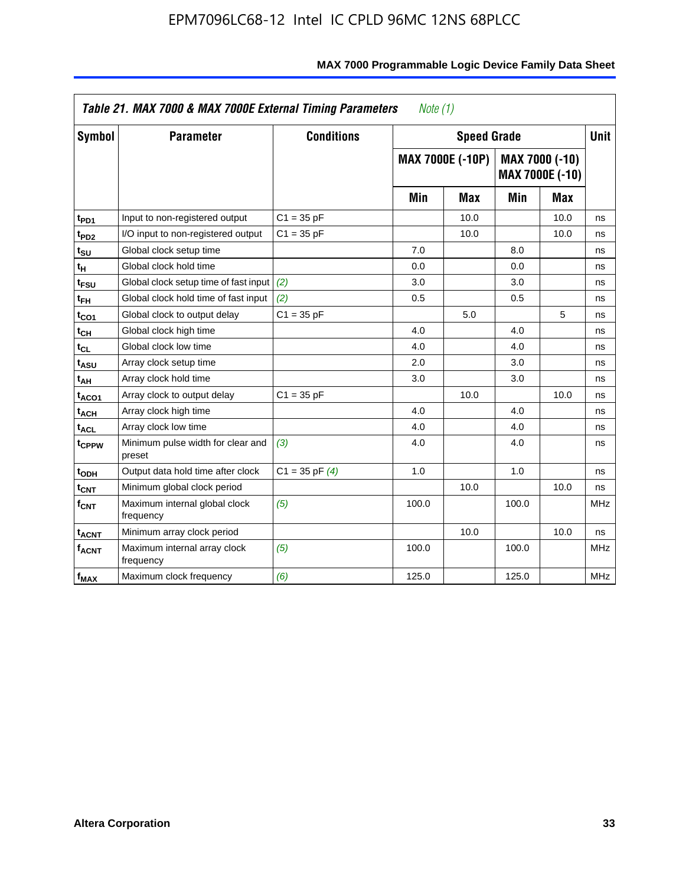**Table 21. MAX 7000 & MAX 7000E External Timing Parameters** *Note (1)*

| Symbol | Parameter | Conditions | Speed Grade | | | | Unit |
|---|---|---|---|---|---|---|---|
| | | | MAX 7000E (-10P) | | MAX 7000 (-10) MAX 7000E (-10) | | |
| | | | Min | Max | Min | Max | |
| $t_{PD1}$ | Input to non-registered output | C1 = 35 pF | | 10.0 | | 10.0 | ns |
| $t_{PD2}$ | I/O input to non-registered output | C1 = 35 pF | | 10.0 | | 10.0 | ns |
| $t_{SU}$ | Global clock setup time | | 7.0 | | 8.0 | | ns |
| $t_{H}$ | Global clock hold time | | 0.0 | | 0.0 | | ns |
| $t_{FSU}$ | Global clock setup time of fast input | *(2)* | 3.0 | | 3.0 | | ns |
| $t_{FH}$ | Global clock hold time of fast input | *(2)* | 0.5 | | 0.5 | | ns |
| $t_{CO1}$ | Global clock to output delay | C1 = 35 pF | | 5.0 | | 5 | ns |
| $t_{CH}$ | Global clock high time | | 4.0 | | 4.0 | | ns |
| $t_{CL}$ | Global clock low time | | 4.0 | | 4.0 | | ns |
| $t_{ASU}$ | Array clock setup time | | 2.0 | | 3.0 | | ns |
| $t_{AH}$ | Array clock hold time | | 3.0 | | 3.0 | | ns |
| $t_{ACO1}$ | Array clock to output delay | C1 = 35 pF | | 10.0 | | 10.0 | ns |
| $t_{ACH}$ | Array clock high time | | 4.0 | | 4.0 | | ns |
| $t_{ACL}$ | Array clock low time | | 4.0 | | 4.0 | | ns |
| $t_{CPPW}$ | Minimum pulse width for clear and preset | *(3)* | 4.0 | | 4.0 | | ns |
| $t_{ODH}$ | Output data hold time after clock | C1 = 35 pF *(4)* | 1.0 | | 1.0 | | ns |
| $t_{CNT}$ | Minimum global clock period | | | 10.0 | | 10.0 | ns |
| $f_{CNT}$ | Maximum internal global clock frequency | *(5)* | 100.0 | | 100.0 | | MHz |
| $t_{ACNT}$ | Minimum array clock period | | | 10.0 | | 10.0 | ns |
| $f_{ACNT}$ | Maximum internal array clock frequency | *(5)* | 100.0 | | 100.0 | | MHz |
| $f_{MAX}$ | Maximum clock frequency | *(6)* | 125.0 | | 125.0 | | MHz |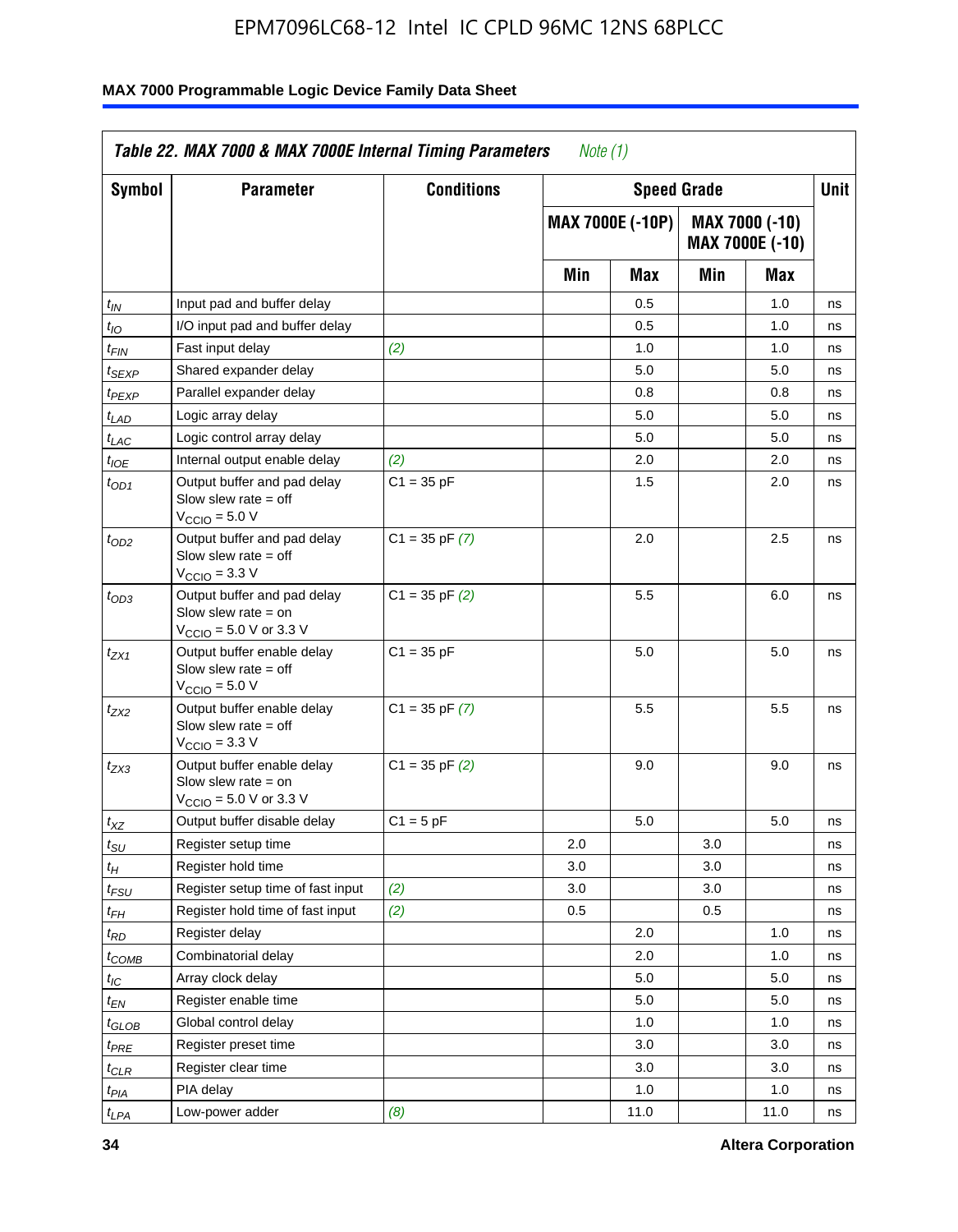**Table 22. MAX 7000 & MAX 7000E Internal Timing Parameters** *Note (1)*

| Symbol | Parameter | Conditions | Speed Grade | | | | Unit |
|---|---|---|---|---|---|---|---|
| | | | MAX 7000E (-10P) | | MAX 7000 (-10) MAX 7000E (-10) | | |
| | | | Min | Max | Min | Max | |
| $t_{IN}$ | Input pad and buffer delay | | | 0.5 | | 1.0 | ns |
| $t_{IO}$ | I/O input pad and buffer delay | | | 0.5 | | 1.0 | ns |
| $t_{FIN}$ | Fast input delay | *(2)* | | 1.0 | | 1.0 | ns |
| $t_{SEXP}$ | Shared expander delay | | | 5.0 | | 5.0 | ns |
| $t_{PEXP}$ | Parallel expander delay | | | 0.8 | | 0.8 | ns |
| $t_{LAD}$ | Logic array delay | | | 5.0 | | 5.0 | ns |
| $t_{LAC}$ | Logic control array delay | | | 5.0 | | 5.0 | ns |
| $t_{IOE}$ | Internal output enable delay | *(2)* | | 2.0 | | 2.0 | ns |
| $t_{OD1}$ | Output buffer and pad delay Slow slew rate = off $V_{CCIO}$ = 5.0 V | C1 = 35 pF | | 1.5 | | 2.0 | ns |
| $t_{OD2}$ | Output buffer and pad delay Slow slew rate = off $V_{CCIO}$ = 3.3 V | C1 = 35 pF *(7)* | | 2.0 | | 2.5 | ns |
| $t_{OD3}$ | Output buffer and pad delay Slow slew rate = on $V_{CCIO}$ = 5.0 V or 3.3 V | C1 = 35 pF *(2)* | | 5.5 | | 6.0 | ns |
| $t_{ZX1}$ | Output buffer enable delay Slow slew rate = off $V_{CCIO}$ = 5.0 V | C1 = 35 pF | | 5.0 | | 5.0 | ns |
| $t_{ZX2}$ | Output buffer enable delay Slow slew rate = off $V_{CCIO}$ = 3.3 V | C1 = 35 pF *(7)* | | 5.5 | | 5.5 | ns |
| $t_{ZX3}$ | Output buffer enable delay Slow slew rate = on $V_{CCIO}$ = 5.0 V or 3.3 V | C1 = 35 pF *(2)* | | 9.0 | | 9.0 | ns |
| $t_{XZ}$ | Output buffer disable delay | C1 = 5 pF | | 5.0 | | 5.0 | ns |
| $t_{SU}$ | Register setup time | | 2.0 | | 3.0 | | ns |
| $t_H$ | Register hold time | | 3.0 | | 3.0 | | ns |
| $t_{FSU}$ | Register setup time of fast input | *(2)* | 3.0 | | 3.0 | | ns |
| $t_{FH}$ | Register hold time of fast input | *(2)* | 0.5 | | 0.5 | | ns |
| $t_{RD}$ | Register delay | | | 2.0 | | 1.0 | ns |
| $t_{COMB}$ | Combinatorial delay | | | 2.0 | | 1.0 | ns |
| $t_{IC}$ | Array clock delay | | | 5.0 | | 5.0 | ns |
| $t_{EN}$ | Register enable time | | | 5.0 | | 5.0 | ns |
| $t_{GLOB}$ | Global control delay | | | 1.0 | | 1.0 | ns |
| $t_{PRE}$ | Register preset time | | | 3.0 | | 3.0 | ns |
| $t_{CLR}$ | Register clear time | | | 3.0 | | 3.0 | ns |
| $t_{PIA}$ | PIA delay | | | 1.0 | | 1.0 | ns |
| $t_{LPA}$ | Low-power adder | *(8)* | | 11.0 | | 11.0 | ns |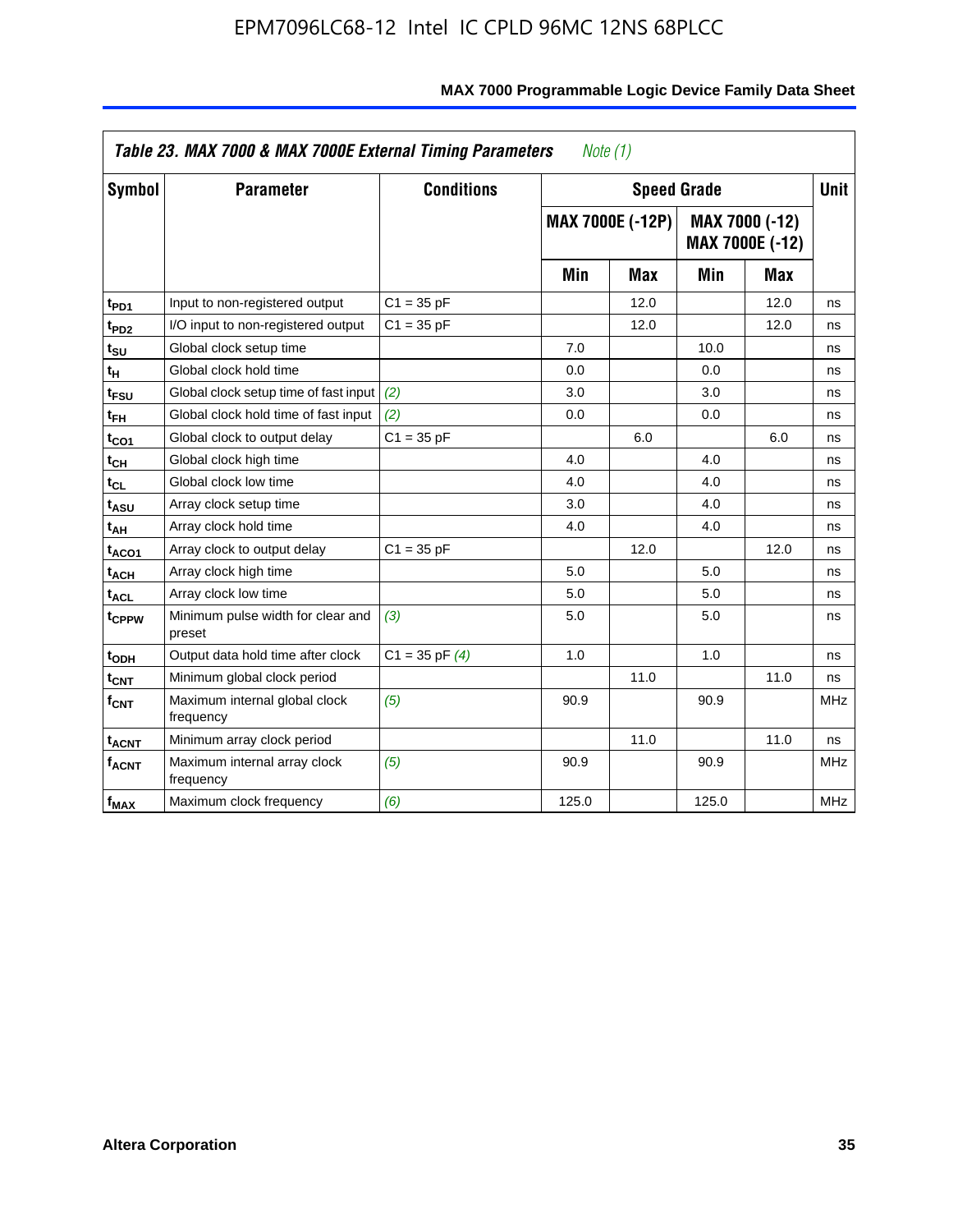## Table 23. MAX 7000 & MAX 7000E External Timing Parameters *Note (1)*

| Symbol | Parameter | Conditions | Speed Grade | | | | Unit |
|---|---|---|---|---|---|---|---|
| | | | MAX 7000E (-12P) | | MAX 7000 (-12) MAX 7000E (-12) | | |
| | | | Min | Max | Min | Max | |
| $t_{PD1}$ | Input to non-registered output | C1 = 35 pF | | 12.0 | | 12.0 | ns |
| $t_{PD2}$ | I/O input to non-registered output | C1 = 35 pF | | 12.0 | | 12.0 | ns |
| $t_{SU}$ | Global clock setup time | | 7.0 | | 10.0 | | ns |
| $t_{H}$ | Global clock hold time | | 0.0 | | 0.0 | | ns |
| $t_{FSU}$ | Global clock setup time of fast input | *(2)* | 3.0 | | 3.0 | | ns |
| $t_{FH}$ | Global clock hold time of fast input | *(2)* | 0.0 | | 0.0 | | ns |
| $t_{CO1}$ | Global clock to output delay | C1 = 35 pF | | 6.0 | | 6.0 | ns |
| $t_{CH}$ | Global clock high time | | 4.0 | | 4.0 | | ns |
| $t_{CL}$ | Global clock low time | | 4.0 | | 4.0 | | ns |
| $t_{ASU}$ | Array clock setup time | | 3.0 | | 4.0 | | ns |
| $t_{AH}$ | Array clock hold time | | 4.0 | | 4.0 | | ns |
| $t_{ACO1}$ | Array clock to output delay | C1 = 35 pF | | 12.0 | | 12.0 | ns |
| $t_{ACH}$ | Array clock high time | | 5.0 | | 5.0 | | ns |
| $t_{ACL}$ | Array clock low time | | 5.0 | | 5.0 | | ns |
| $t_{CPPW}$ | Minimum pulse width for clear and preset | *(3)* | 5.0 | | 5.0 | | ns |
| $t_{ODH}$ | Output data hold time after clock | C1 = 35 pF *(4)* | 1.0 | | 1.0 | | ns |
| $t_{CNT}$ | Minimum global clock period | | | 11.0 | | 11.0 | ns |
| $f_{CNT}$ | Maximum internal global clock frequency | *(5)* | 90.9 | | 90.9 | | MHz |
| $t_{ACNT}$ | Minimum array clock period | | | 11.0 | | 11.0 | ns |
| $f_{ACNT}$ | Maximum internal array clock frequency | *(5)* | 90.9 | | 90.9 | | MHz |
| $f_{MAX}$ | Maximum clock frequency | *(6)* | 125.0 | | 125.0 | | MHz |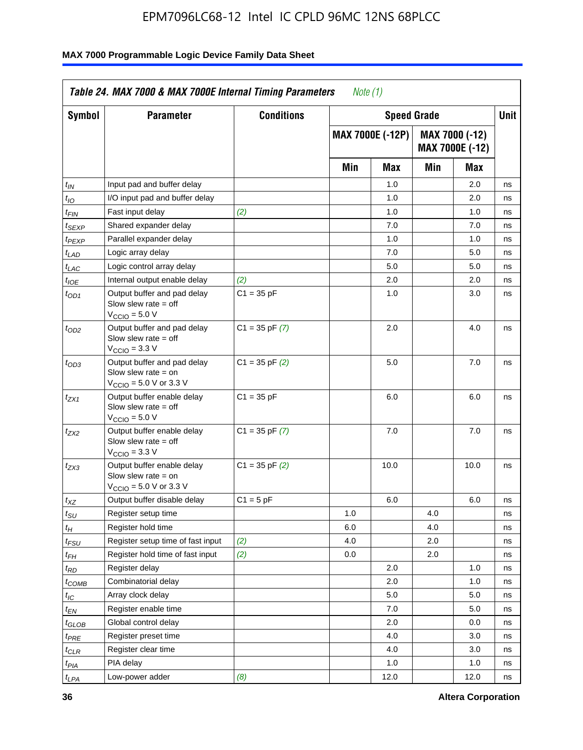| Table 24. MAX 7000 & MAX 7000E Internal Timing Parameters *Note (1)* | | | | | | | |
|---|---|---|---|---|---|---|---|
| **Symbol** | **Parameter** | **Conditions** | **Speed Grade** | | | | **Unit** |
| | | | **MAX 7000E (-12P)** | | **MAX 7000 (-12) MAX 7000E (-12)** | | |
| | | | **Min** | **Max** | **Min** | **Max** | |
| $t_{IN}$ | Input pad and buffer delay | | | 1.0 | | 2.0 | ns |
| $t_{IO}$ | I/O input pad and buffer delay | | | 1.0 | | 2.0 | ns |
| $t_{FIN}$ | Fast input delay | *(2)* | | 1.0 | | 1.0 | ns |
| $t_{SEXP}$ | Shared expander delay | | | 7.0 | | 7.0 | ns |
| $t_{PEXP}$ | Parallel expander delay | | | 1.0 | | 1.0 | ns |
| $t_{LAD}$ | Logic array delay | | | 7.0 | | 5.0 | ns |
| $t_{LAC}$ | Logic control array delay | | | 5.0 | | 5.0 | ns |
| $t_{IOE}$ | Internal output enable delay | *(2)* | | 2.0 | | 2.0 | ns |
| $t_{OD1}$ | Output buffer and pad delay Slow slew rate = off $V_{CCIO}$ = 5.0 V | C1 = 35 pF | | 1.0 | | 3.0 | ns |
| $t_{OD2}$ | Output buffer and pad delay Slow slew rate = off $V_{CCIO}$ = 3.3 V | C1 = 35 pF *(7)* | | 2.0 | | 4.0 | ns |
| $t_{OD3}$ | Output buffer and pad delay Slow slew rate = on $V_{CCIO}$ = 5.0 V or 3.3 V | C1 = 35 pF *(2)* | | 5.0 | | 7.0 | ns |
| $t_{ZX1}$ | Output buffer enable delay Slow slew rate = off $V_{CCIO}$ = 5.0 V | C1 = 35 pF | | 6.0 | | 6.0 | ns |
| $t_{ZX2}$ | Output buffer enable delay Slow slew rate = off $V_{CCIO}$ = 3.3 V | C1 = 35 pF *(7)* | | 7.0 | | 7.0 | ns |
| $t_{ZX3}$ | Output buffer enable delay Slow slew rate = on $V_{CCIO}$ = 5.0 V or 3.3 V | C1 = 35 pF *(2)* | | 10.0 | | 10.0 | ns |
| $t_{XZ}$ | Output buffer disable delay | C1 = 5 pF | | 6.0 | | 6.0 | ns |
| $t_{SU}$ | Register setup time | | 1.0 | | 4.0 | | ns |
| $t_{H}$ | Register hold time | | 6.0 | | 4.0 | | ns |
| $t_{FSU}$ | Register setup time of fast input | *(2)* | 4.0 | | 2.0 | | ns |
| $t_{FH}$ | Register hold time of fast input | *(2)* | 0.0 | | 2.0 | | ns |
| $t_{RD}$ | Register delay | | | 2.0 | | 1.0 | ns |
| $t_{COMB}$ | Combinatorial delay | | | 2.0 | | 1.0 | ns |
| $t_{IC}$ | Array clock delay | | | 5.0 | | 5.0 | ns |
| $t_{EN}$ | Register enable time | | | 7.0 | | 5.0 | ns |
| $t_{GLOB}$ | Global control delay | | | 2.0 | | 0.0 | ns |
| $t_{PRE}$ | Register preset time | | | 4.0 | | 3.0 | ns |
| $t_{CLR}$ | Register clear time | | | 4.0 | | 3.0 | ns |
| $t_{PIA}$ | PIA delay | | | 1.0 | | 1.0 | ns |
| $t_{LPA}$ | Low-power adder | *(8)* | | 12.0 | | 12.0 | ns |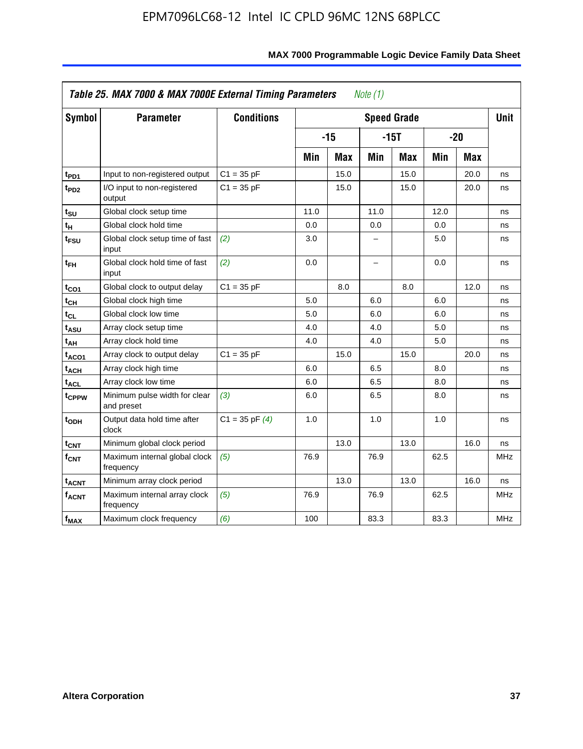## Table 25. MAX 7000 & MAX 7000E External Timing Parameters *Note (1)*

| Symbol | Parameter | Conditions | Speed Grade | | | | | | Unit |
|---|---|---|---|---|---|---|---|---|---|
| | | | -15 | | -15T | | -20 | | |
| | | | Min | Max | Min | Max | Min | Max | |
| $t_{PD1}$ | Input to non-registered output | C1 = 35 pF | | 15.0 | | 15.0 | | 20.0 | ns |
| $t_{PD2}$ | I/O input to non-registered output | C1 = 35 pF | | 15.0 | | 15.0 | | 20.0 | ns |
| $t_{SU}$ | Global clock setup time | | 11.0 | | 11.0 | | 12.0 | | ns |
| $t_H$ | Global clock hold time | | 0.0 | | 0.0 | | 0.0 | | ns |
| $t_{FSU}$ | Global clock setup time of fast input | *(2)* | 3.0 | | – | | 5.0 | | ns |
| $t_{FH}$ | Global clock hold time of fast input | *(2)* | 0.0 | | – | | 0.0 | | ns |
| $t_{CO1}$ | Global clock to output delay | C1 = 35 pF | | 8.0 | | 8.0 | | 12.0 | ns |
| $t_{CH}$ | Global clock high time | | 5.0 | | 6.0 | | 6.0 | | ns |
| $t_{CL}$ | Global clock low time | | 5.0 | | 6.0 | | 6.0 | | ns |
| $t_{ASU}$ | Array clock setup time | | 4.0 | | 4.0 | | 5.0 | | ns |
| $t_{AH}$ | Array clock hold time | | 4.0 | | 4.0 | | 5.0 | | ns |
| $t_{ACO1}$ | Array clock to output delay | C1 = 35 pF | | 15.0 | | 15.0 | | 20.0 | ns |
| $t_{ACH}$ | Array clock high time | | 6.0 | | 6.5 | | 8.0 | | ns |
| $t_{ACL}$ | Array clock low time | | 6.0 | | 6.5 | | 8.0 | | ns |
| $t_{CPPW}$ | Minimum pulse width for clear and preset | *(3)* | 6.0 | | 6.5 | | 8.0 | | ns |
| $t_{ODH}$ | Output data hold time after clock | C1 = 35 pF *(4)* | 1.0 | | 1.0 | | 1.0 | | ns |
| $t_{CNT}$ | Minimum global clock period | | | 13.0 | | 13.0 | | 16.0 | ns |
| $f_{CNT}$ | Maximum internal global clock frequency | *(5)* | 76.9 | | 76.9 | | 62.5 | | MHz |
| $t_{ACNT}$ | Minimum array clock period | | | 13.0 | | 13.0 | | 16.0 | ns |
| $f_{ACNT}$ | Maximum internal array clock frequency | *(5)* | 76.9 | | 76.9 | | 62.5 | | MHz |
| $f_{MAX}$ | Maximum clock frequency | *(6)* | 100 | | 83.3 | | 83.3 | | MHz |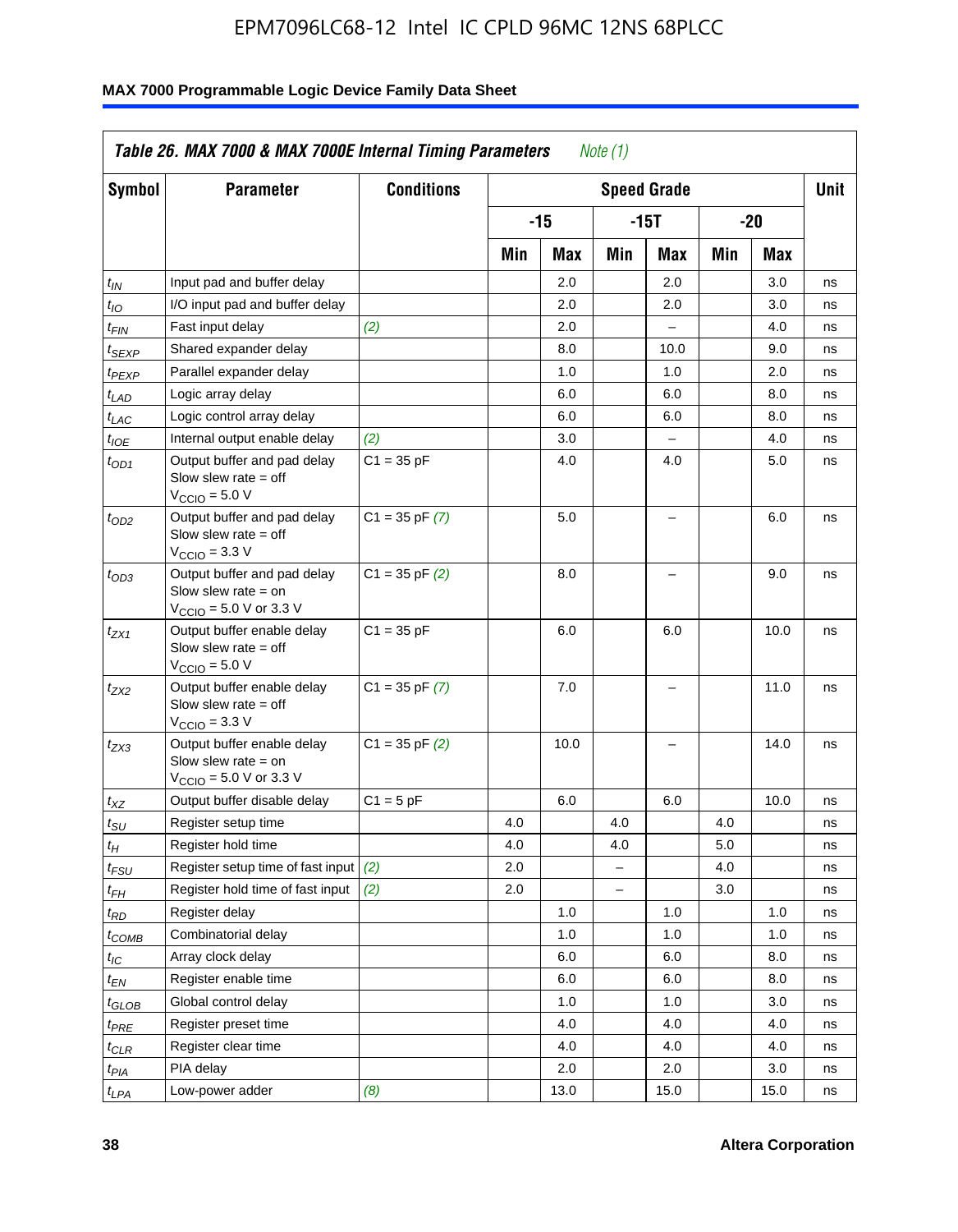| Table 26. MAX 7000 & MAX 7000E Internal Timing Parameters *Note (1)* | | | | | | | | | |
|---|---|---|---|---|---|---|---|---|---|
| Symbol | Parameter | Conditions | Speed Grade | | | | | | Unit |
| | | | -15 | | -15T | | -20 | | |
| | | | Min | Max | Min | Max | Min | Max | |
| $t_{IN}$ | Input pad and buffer delay | | | 2.0 | | 2.0 | | 3.0 | ns |
| $t_{IO}$ | I/O input pad and buffer delay | | | 2.0 | | 2.0 | | 3.0 | ns |
| $t_{FIN}$ | Fast input delay | *(2)* | | 2.0 | | – | | 4.0 | ns |
| $t_{SEXP}$ | Shared expander delay | | | 8.0 | | 10.0 | | 9.0 | ns |
| $t_{PEXP}$ | Parallel expander delay | | | 1.0 | | 1.0 | | 2.0 | ns |
| $t_{LAD}$ | Logic array delay | | | 6.0 | | 6.0 | | 8.0 | ns |
| $t_{LAC}$ | Logic control array delay | | | 6.0 | | 6.0 | | 8.0 | ns |
| $t_{IOE}$ | Internal output enable delay | *(2)* | | 3.0 | | – | | 4.0 | ns |
| $t_{OD1}$ | Output buffer and pad delay Slow slew rate = off $V_{CCIO}$ = 5.0 V | C1 = 35 pF | | 4.0 | | 4.0 | | 5.0 | ns |
| $t_{OD2}$ | Output buffer and pad delay Slow slew rate = off $V_{CCIO}$ = 3.3 V | C1 = 35 pF *(7)* | | 5.0 | | – | | 6.0 | ns |
| $t_{OD3}$ | Output buffer and pad delay Slow slew rate = on $V_{CCIO}$ = 5.0 V or 3.3 V | C1 = 35 pF *(2)* | | 8.0 | | – | | 9.0 | ns |
| $t_{ZX1}$ | Output buffer enable delay Slow slew rate = off $V_{CCIO}$ = 5.0 V | C1 = 35 pF | | 6.0 | | 6.0 | | 10.0 | ns |
| $t_{ZX2}$ | Output buffer enable delay Slow slew rate = off $V_{CCIO}$ = 3.3 V | C1 = 35 pF *(7)* | | 7.0 | | – | | 11.0 | ns |
| $t_{ZX3}$ | Output buffer enable delay Slow slew rate = on $V_{CCIO}$ = 5.0 V or 3.3 V | C1 = 35 pF *(2)* | | 10.0 | | – | | 14.0 | ns |
| $t_{XZ}$ | Output buffer disable delay | C1 = 5 pF | | 6.0 | | 6.0 | | 10.0 | ns |
| $t_{SU}$ | Register setup time | | 4.0 | | 4.0 | | 4.0 | | ns |
| $t_{H}$ | Register hold time | | 4.0 | | 4.0 | | 5.0 | | ns |
| $t_{FSU}$ | Register setup time of fast input | *(2)* | 2.0 | | – | | 4.0 | | ns |
| $t_{FH}$ | Register hold time of fast input | *(2)* | 2.0 | | – | | 3.0 | | ns |
| $t_{RD}$ | Register delay | | | 1.0 | | 1.0 | | 1.0 | ns |
| $t_{COMB}$ | Combinatorial delay | | | 1.0 | | 1.0 | | 1.0 | ns |
| $t_{IC}$ | Array clock delay | | | 6.0 | | 6.0 | | 8.0 | ns |
| $t_{EN}$ | Register enable time | | | 6.0 | | 6.0 | | 8.0 | ns |
| $t_{GLOB}$ | Global control delay | | | 1.0 | | 1.0 | | 3.0 | ns |
| $t_{PRE}$ | Register preset time | | | 4.0 | | 4.0 | | 4.0 | ns |
| $t_{CLR}$ | Register clear time | | | 4.0 | | 4.0 | | 4.0 | ns |
| $t_{PIA}$ | PIA delay | | | 2.0 | | 2.0 | | 3.0 | ns |
| $t_{LPA}$ | Low-power adder | *(8)* | | 13.0 | | 15.0 | | 15.0 | ns |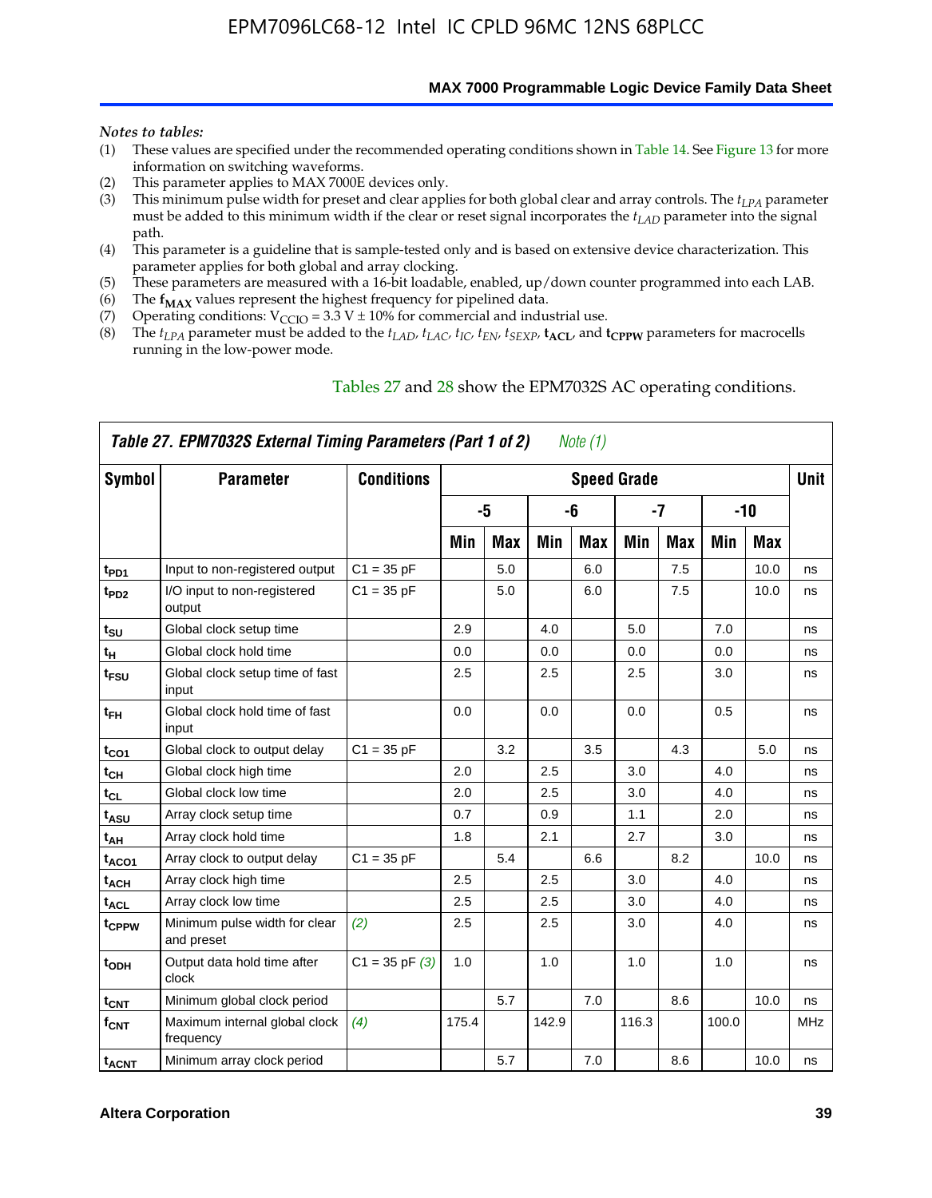*Notes to tables:*

(1) These values are specified under the recommended operating conditions shown in Table 14. See Figure 13 for more information on switching waveforms.
(2) This parameter applies to MAX 7000E devices only.
(3) This minimum pulse width for preset and clear applies for both global clear and array controls. The $t_{LPA}$ parameter must be added to this minimum width if the clear or reset signal incorporates the $t_{LAD}$ parameter into the signal path.
(4) This parameter is a guideline that is sample-tested only and is based on extensive device characterization. This parameter applies for both global and array clocking.
(5) These parameters are measured with a 16-bit loadable, enabled, up/down counter programmed into each LAB.
(6) The $\mathbf{f_{MAX}}$ values represent the highest frequency for pipelined data.
(7) Operating conditions: $V_{CCIO}$ = 3.3 V ± 10% for commercial and industrial use.
(8) The $t_{LPA}$ parameter must be added to the $t_{LAD}$, $t_{LAC}$, $t_{IC}$, $t_{EN}$, $t_{SEXP}$, $\mathbf{t_{ACL}}$, and $\mathbf{t_{CPPW}}$ parameters for macrocells running in the low-power mode.

Tables 27 and 28 show the EPM7032S AC operating conditions.

**Table 27. EPM7032S External Timing Parameters (Part 1 of 2)** *Note (1)*

| Symbol | Parameter | Conditions | Speed Grade | | | | | | | | Unit |
|---|---|---|---|---|---|---|---|---|---|---|---|
| | | | -5 | | -6 | | -7 | | -10 | | |
| | | | Min | Max | Min | Max | Min | Max | Min | Max | |
| $t_{PD1}$ | Input to non-registered output | C1 = 35 pF | | 5.0 | | 6.0 | | 7.5 | | 10.0 | ns |
| $t_{PD2}$ | I/O input to non-registered output | C1 = 35 pF | | 5.0 | | 6.0 | | 7.5 | | 10.0 | ns |
| $t_{SU}$ | Global clock setup time | | 2.9 | | 4.0 | | 5.0 | | 7.0 | | ns |
| $t_{H}$ | Global clock hold time | | 0.0 | | 0.0 | | 0.0 | | 0.0 | | ns |
| $t_{FSU}$ | Global clock setup time of fast input | | 2.5 | | 2.5 | | 2.5 | | 3.0 | | ns |
| $t_{FH}$ | Global clock hold time of fast input | | 0.0 | | 0.0 | | 0.0 | | 0.5 | | ns |
| $t_{CO1}$ | Global clock to output delay | C1 = 35 pF | | 3.2 | | 3.5 | | 4.3 | | 5.0 | ns |
| $t_{CH}$ | Global clock high time | | 2.0 | | 2.5 | | 3.0 | | 4.0 | | ns |
| $t_{CL}$ | Global clock low time | | 2.0 | | 2.5 | | 3.0 | | 4.0 | | ns |
| $t_{ASU}$ | Array clock setup time | | 0.7 | | 0.9 | | 1.1 | | 2.0 | | ns |
| $t_{AH}$ | Array clock hold time | | 1.8 | | 2.1 | | 2.7 | | 3.0 | | ns |
| $t_{ACO1}$ | Array clock to output delay | C1 = 35 pF | | 5.4 | | 6.6 | | 8.2 | | 10.0 | ns |
| $t_{ACH}$ | Array clock high time | | 2.5 | | 2.5 | | 3.0 | | 4.0 | | ns |
| $t_{ACL}$ | Array clock low time | | 2.5 | | 2.5 | | 3.0 | | 4.0 | | ns |
| $t_{CPPW}$ | Minimum pulse width for clear and preset | *(2)* | 2.5 | | 2.5 | | 3.0 | | 4.0 | | ns |
| $t_{ODH}$ | Output data hold time after clock | C1 = 35 pF *(3)* | 1.0 | | 1.0 | | 1.0 | | 1.0 | | ns |
| $t_{CNT}$ | Minimum global clock period | | | 5.7 | | 7.0 | | 8.6 | | 10.0 | ns |
| $f_{CNT}$ | Maximum internal global clock frequency | *(4)* | 175.4 | | 142.9 | | 116.3 | | 100.0 | | MHz |
| $t_{ACNT}$ | Minimum array clock period | | | 5.7 | | 7.0 | | 8.6 | | 10.0 | ns |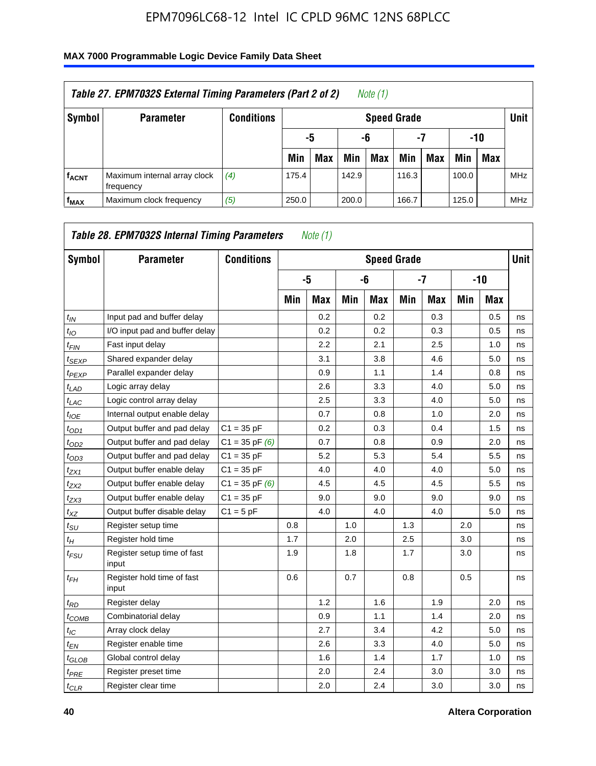**Table 27. EPM7032S External Timing Parameters (Part 2 of 2)** *Note (1)*

| Symbol | Parameter | Conditions | Speed Grade | | | | | | | | Unit |
|---|---|---|---|---|---|---|---|---|---|---|---|
| | | | -5 | | -6 | | -7 | | -10 | | |
| | | | Min | Max | Min | Max | Min | Max | Min | Max | |
| $f_{ACNT}$ | Maximum internal array clock frequency | *(4)* | 175.4 | | 142.9 | | 116.3 | | 100.0 | | MHz |
| $f_{MAX}$ | Maximum clock frequency | *(5)* | 250.0 | | 200.0 | | 166.7 | | 125.0 | | MHz |

**Table 28. EPM7032S Internal Timing Parameters** *Note (1)*

| Symbol | Parameter | Conditions | Speed Grade | | | | | | | | Unit |
|---|---|---|---|---|---|---|---|---|---|---|---|
| | | | -5 | | -6 | | -7 | | -10 | | |
| | | | Min | Max | Min | Max | Min | Max | Min | Max | |
| $t_{IN}$ | Input pad and buffer delay | | | 0.2 | | 0.2 | | 0.3 | | 0.5 | ns |
| $t_{IO}$ | I/O input pad and buffer delay | | | 0.2 | | 0.2 | | 0.3 | | 0.5 | ns |
| $t_{FIN}$ | Fast input delay | | | 2.2 | | 2.1 | | 2.5 | | 1.0 | ns |
| $t_{SEXP}$ | Shared expander delay | | | 3.1 | | 3.8 | | 4.6 | | 5.0 | ns |
| $t_{PEXP}$ | Parallel expander delay | | | 0.9 | | 1.1 | | 1.4 | | 0.8 | ns |
| $t_{LAD}$ | Logic array delay | | | 2.6 | | 3.3 | | 4.0 | | 5.0 | ns |
| $t_{LAC}$ | Logic control array delay | | | 2.5 | | 3.3 | | 4.0 | | 5.0 | ns |
| $t_{IOE}$ | Internal output enable delay | | | 0.7 | | 0.8 | | 1.0 | | 2.0 | ns |
| $t_{OD1}$ | Output buffer and pad delay | C1 = 35 pF | | 0.2 | | 0.3 | | 0.4 | | 1.5 | ns |
| $t_{OD2}$ | Output buffer and pad delay | C1 = 35 pF *(6)* | | 0.7 | | 0.8 | | 0.9 | | 2.0 | ns |
| $t_{OD3}$ | Output buffer and pad delay | C1 = 35 pF | | 5.2 | | 5.3 | | 5.4 | | 5.5 | ns |
| $t_{ZX1}$ | Output buffer enable delay | C1 = 35 pF | | 4.0 | | 4.0 | | 4.0 | | 5.0 | ns |
| $t_{ZX2}$ | Output buffer enable delay | C1 = 35 pF *(6)* | | 4.5 | | 4.5 | | 4.5 | | 5.5 | ns |
| $t_{ZX3}$ | Output buffer enable delay | C1 = 35 pF | | 9.0 | | 9.0 | | 9.0 | | 9.0 | ns |
| $t_{XZ}$ | Output buffer disable delay | C1 = 5 pF | | 4.0 | | 4.0 | | 4.0 | | 5.0 | ns |
| $t_{SU}$ | Register setup time | | 0.8 | | 1.0 | | 1.3 | | 2.0 | | ns |
| $t_{H}$ | Register hold time | | 1.7 | | 2.0 | | 2.5 | | 3.0 | | ns |
| $t_{FSU}$ | Register setup time of fast input | | 1.9 | | 1.8 | | 1.7 | | 3.0 | | ns |
| $t_{FH}$ | Register hold time of fast input | | 0.6 | | 0.7 | | 0.8 | | 0.5 | | ns |
| $t_{RD}$ | Register delay | | | 1.2 | | 1.6 | | 1.9 | | 2.0 | ns |
| $t_{COMB}$ | Combinatorial delay | | | 0.9 | | 1.1 | | 1.4 | | 2.0 | ns |
| $t_{IC}$ | Array clock delay | | | 2.7 | | 3.4 | | 4.2 | | 5.0 | ns |
| $t_{EN}$ | Register enable time | | | 2.6 | | 3.3 | | 4.0 | | 5.0 | ns |
| $t_{GLOB}$ | Global control delay | | | 1.6 | | 1.4 | | 1.7 | | 1.0 | ns |
| $t_{PRE}$ | Register preset time | | | 2.0 | | 2.4 | | 3.0 | | 3.0 | ns |
| $t_{CLR}$ | Register clear time | | | 2.0 | | 2.4 | | 3.0 | | 3.0 | ns |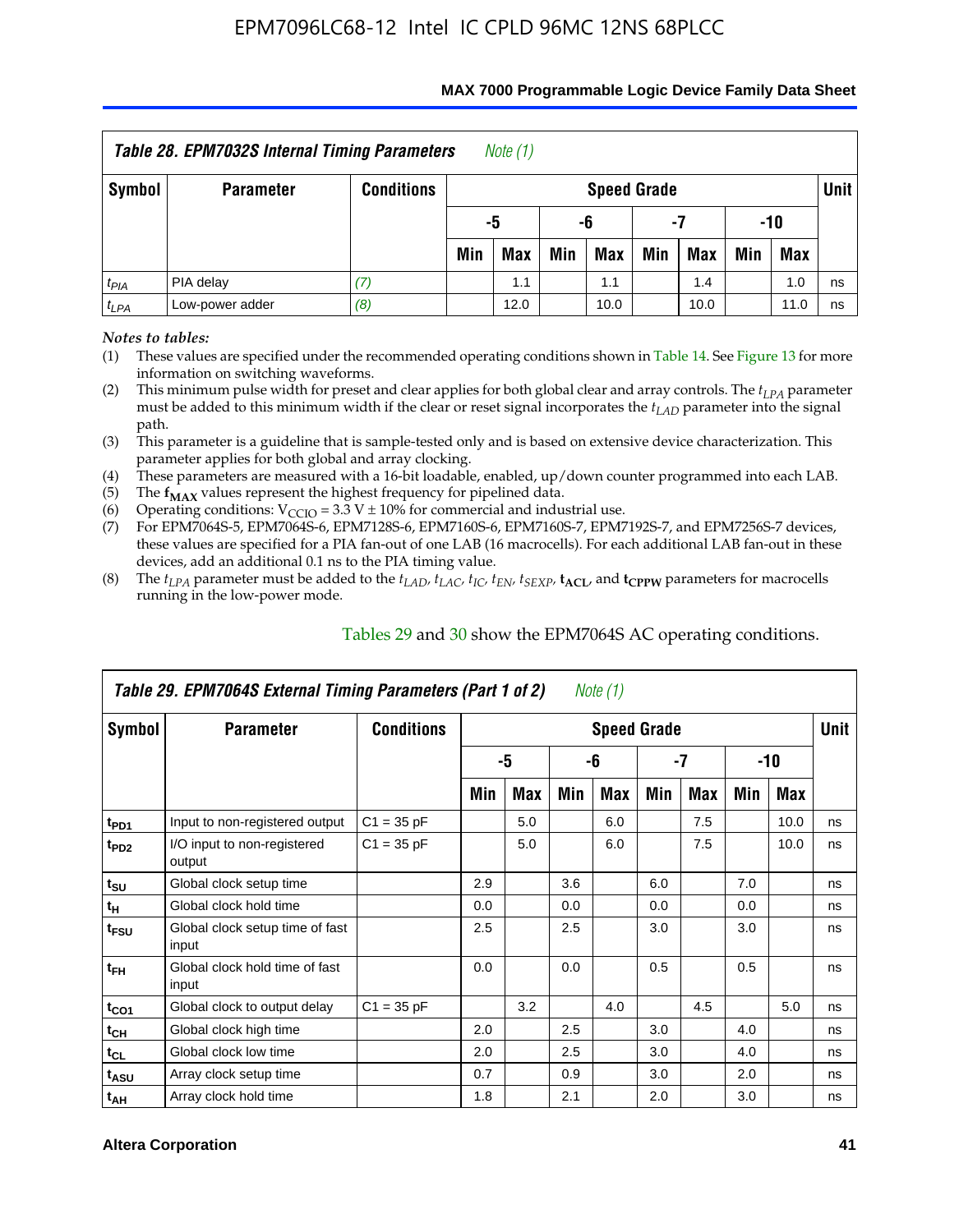| *Table 28. EPM7032S Internal Timing Parameters* *Note (1)* | | | | | | | | | | | |
|---|---|---|---|---|---|---|---|---|---|---|---|
| **Symbol** | **Parameter** | **Conditions** | **Speed Grade** | | | | | | | | **Unit** |
| | | | **-5** | | **-6** | | **-7** | | **-10** | | |
| | | | **Min** | **Max** | **Min** | **Max** | **Min** | **Max** | **Min** | **Max** | |
| $t_{PIA}$ | PIA delay | *(7)* | | 1.1 | | 1.1 | | 1.4 | | 1.0 | ns |
| $t_{LPA}$ | Low-power adder | *(8)* | | 12.0 | | 10.0 | | 10.0 | | 11.0 | ns |

*Notes to tables:*

(1) These values are specified under the recommended operating conditions shown in Table 14. See Figure 13 for more information on switching waveforms.

(2) This minimum pulse width for preset and clear applies for both global clear and array controls. The $t_{LPA}$ parameter must be added to this minimum width if the clear or reset signal incorporates the $t_{LAD}$ parameter into the signal path.

(3) This parameter is a guideline that is sample-tested only and is based on extensive device characterization. This parameter applies for both global and array clocking.

(4) These parameters are measured with a 16-bit loadable, enabled, up/down counter programmed into each LAB.

(5) The $\mathbf{f_{MAX}}$ values represent the highest frequency for pipelined data.

(6) Operating conditions: $V_{CCIO}$ = 3.3 V ± 10% for commercial and industrial use.

(7) For EPM7064S-5, EPM7064S-6, EPM7128S-6, EPM7160S-6, EPM7160S-7, EPM7192S-7, and EPM7256S-7 devices, these values are specified for a PIA fan-out of one LAB (16 macrocells). For each additional LAB fan-out in these devices, add an additional 0.1 ns to the PIA timing value.

(8) The $t_{LPA}$ parameter must be added to the $t_{LAD}$, $t_{LAC}$, $t_{IC}$, $t_{EN}$, $t_{SEXP}$, $\mathbf{t_{ACL}}$, and $\mathbf{t_{CPPW}}$ parameters for macrocells running in the low-power mode.

Tables 29 and 30 show the EPM7064S AC operating conditions.

| *Table 29. EPM7064S External Timing Parameters (Part 1 of 2)* *Note (1)* | | | | | | | | | | | |
|---|---|---|---|---|---|---|---|---|---|---|---|
| **Symbol** | **Parameter** | **Conditions** | **Speed Grade** | | | | | | | | **Unit** |
| | | | **-5** | | **-6** | | **-7** | | **-10** | | |
| | | | **Min** | **Max** | **Min** | **Max** | **Min** | **Max** | **Min** | **Max** | |
| $\mathbf{t_{PD1}}$ | Input to non-registered output | C1 = 35 pF | | 5.0 | | 6.0 | | 7.5 | | 10.0 | ns |
| $\mathbf{t_{PD2}}$ | I/O input to non-registered output | C1 = 35 pF | | 5.0 | | 6.0 | | 7.5 | | 10.0 | ns |
| $\mathbf{t_{SU}}$ | Global clock setup time | | 2.9 | | 3.6 | | 6.0 | | 7.0 | | ns |
| $\mathbf{t_{H}}$ | Global clock hold time | | 0.0 | | 0.0 | | 0.0 | | 0.0 | | ns |
| $\mathbf{t_{FSU}}$ | Global clock setup time of fast input | | 2.5 | | 2.5 | | 3.0 | | 3.0 | | ns |
| $\mathbf{t_{FH}}$ | Global clock hold time of fast input | | 0.0 | | 0.0 | | 0.5 | | 0.5 | | ns |
| $\mathbf{t_{CO1}}$ | Global clock to output delay | C1 = 35 pF | | 3.2 | | 4.0 | | 4.5 | | 5.0 | ns |
| $\mathbf{t_{CH}}$ | Global clock high time | | 2.0 | | 2.5 | | 3.0 | | 4.0 | | ns |
| $\mathbf{t_{CL}}$ | Global clock low time | | 2.0 | | 2.5 | | 3.0 | | 4.0 | | ns |
| $\mathbf{t_{ASU}}$ | Array clock setup time | | 0.7 | | 0.9 | | 3.0 | | 2.0 | | ns |
| $\mathbf{t_{AH}}$ | Array clock hold time | | 1.8 | | 2.1 | | 2.0 | | 3.0 | | ns |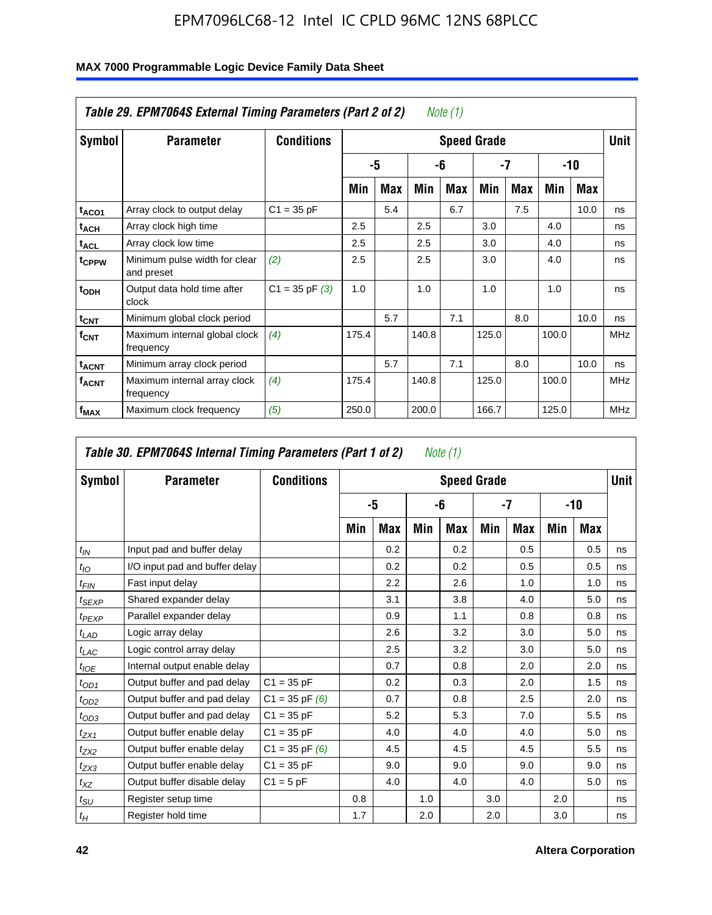**Table 29. EPM7064S External Timing Parameters (Part 2 of 2)** *Note (1)*

| Symbol | Parameter | Conditions | Speed Grade | | | | | | | | Unit |
|---|---|---|---|---|---|---|---|---|---|---|---|
| | | | -5 | | -6 | | -7 | | -10 | | |
| | | | Min | Max | Min | Max | Min | Max | Min | Max | |
| $t_{ACO1}$ | Array clock to output delay | C1 = 35 pF | | 5.4 | | 6.7 | | 7.5 | | 10.0 | ns |
| $t_{ACH}$ | Array clock high time | | 2.5 | | 2.5 | | 3.0 | | 4.0 | | ns |
| $t_{ACL}$ | Array clock low time | | 2.5 | | 2.5 | | 3.0 | | 4.0 | | ns |
| $t_{CPPW}$ | Minimum pulse width for clear and preset | *(2)* | 2.5 | | 2.5 | | 3.0 | | 4.0 | | ns |
| $t_{ODH}$ | Output data hold time after clock | C1 = 35 pF *(3)* | 1.0 | | 1.0 | | 1.0 | | 1.0 | | ns |
| $t_{CNT}$ | Minimum global clock period | | | 5.7 | | 7.1 | | 8.0 | | 10.0 | ns |
| $f_{CNT}$ | Maximum internal global clock frequency | *(4)* | 175.4 | | 140.8 | | 125.0 | | 100.0 | | MHz |
| $t_{ACNT}$ | Minimum array clock period | | | 5.7 | | 7.1 | | 8.0 | | 10.0 | ns |
| $f_{ACNT}$ | Maximum internal array clock frequency | *(4)* | 175.4 | | 140.8 | | 125.0 | | 100.0 | | MHz |
| $f_{MAX}$ | Maximum clock frequency | *(5)* | 250.0 | | 200.0 | | 166.7 | | 125.0 | | MHz |

**Table 30. EPM7064S Internal Timing Parameters (Part 1 of 2)** *Note (1)*

| Symbol | Parameter | Conditions | Speed Grade | | | | | | | | Unit |
|---|---|---|---|---|---|---|---|---|---|---|---|
| | | | -5 | | -6 | | -7 | | -10 | | |
| | | | Min | Max | Min | Max | Min | Max | Min | Max | |
| $t_{IN}$ | Input pad and buffer delay | | | 0.2 | | 0.2 | | 0.5 | | 0.5 | ns |
| $t_{IO}$ | I/O input pad and buffer delay | | | 0.2 | | 0.2 | | 0.5 | | 0.5 | ns |
| $t_{FIN}$ | Fast input delay | | | 2.2 | | 2.6 | | 1.0 | | 1.0 | ns |
| $t_{SEXP}$ | Shared expander delay | | | 3.1 | | 3.8 | | 4.0 | | 5.0 | ns |
| $t_{PEXP}$ | Parallel expander delay | | | 0.9 | | 1.1 | | 0.8 | | 0.8 | ns |
| $t_{LAD}$ | Logic array delay | | | 2.6 | | 3.2 | | 3.0 | | 5.0 | ns |
| $t_{LAC}$ | Logic control array delay | | | 2.5 | | 3.2 | | 3.0 | | 5.0 | ns |
| $t_{IOE}$ | Internal output enable delay | | | 0.7 | | 0.8 | | 2.0 | | 2.0 | ns |
| $t_{OD1}$ | Output buffer and pad delay | C1 = 35 pF | | 0.2 | | 0.3 | | 2.0 | | 1.5 | ns |
| $t_{OD2}$ | Output buffer and pad delay | C1 = 35 pF *(6)* | | 0.7 | | 0.8 | | 2.5 | | 2.0 | ns |
| $t_{OD3}$ | Output buffer and pad delay | C1 = 35 pF | | 5.2 | | 5.3 | | 7.0 | | 5.5 | ns |
| $t_{ZX1}$ | Output buffer enable delay | C1 = 35 pF | | 4.0 | | 4.0 | | 4.0 | | 5.0 | ns |
| $t_{ZX2}$ | Output buffer enable delay | C1 = 35 pF *(6)* | | 4.5 | | 4.5 | | 4.5 | | 5.5 | ns |
| $t_{ZX3}$ | Output buffer enable delay | C1 = 35 pF | | 9.0 | | 9.0 | | 9.0 | | 9.0 | ns |
| $t_{XZ}$ | Output buffer disable delay | C1 = 5 pF | | 4.0 | | 4.0 | | 4.0 | | 5.0 | ns |
| $t_{SU}$ | Register setup time | | 0.8 | | 1.0 | | 3.0 | | 2.0 | | ns |
| $t_{H}$ | Register hold time | | 1.7 | | 2.0 | | 2.0 | | 3.0 | | ns |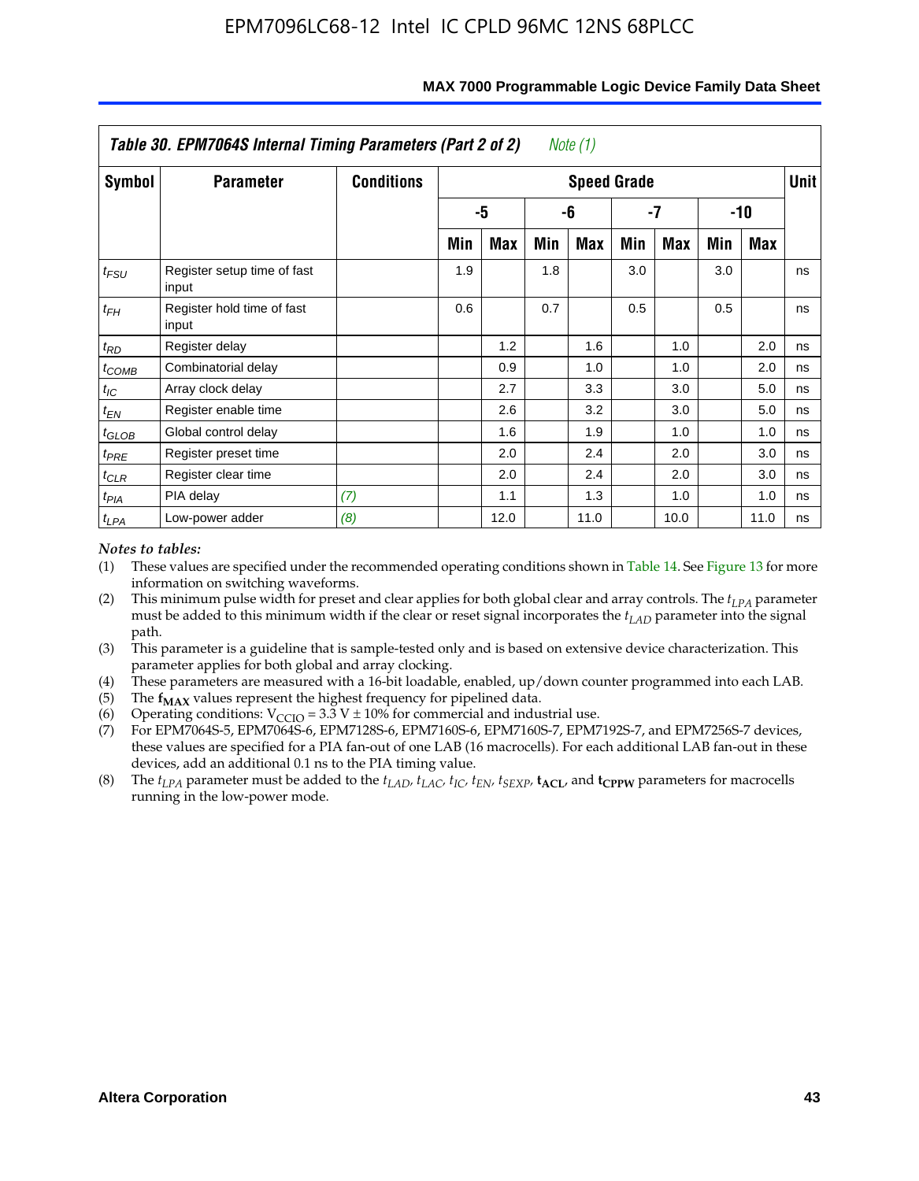| Table 30. EPM7064S Internal Timing Parameters (Part 2 of 2) *Note (1)* | | | | | | | | | | | |
|---|---|---|---|---|---|---|---|---|---|---|---|
| **Symbol** | **Parameter** | **Conditions** | **Speed Grade** | | | | | | | | **Unit** |
| | | | **-5** | | **-6** | | **-7** | | **-10** | | |
| | | | **Min** | **Max** | **Min** | **Max** | **Min** | **Max** | **Min** | **Max** | |
| $t_{FSU}$ | Register setup time of fast input | | 1.9 | | 1.8 | | 3.0 | | 3.0 | | ns |
| $t_{FH}$ | Register hold time of fast input | | 0.6 | | 0.7 | | 0.5 | | 0.5 | | ns |
| $t_{RD}$ | Register delay | | | 1.2 | | 1.6 | | 1.0 | | 2.0 | ns |
| $t_{COMB}$ | Combinatorial delay | | | 0.9 | | 1.0 | | 1.0 | | 2.0 | ns |
| $t_{IC}$ | Array clock delay | | | 2.7 | | 3.3 | | 3.0 | | 5.0 | ns |
| $t_{EN}$ | Register enable time | | | 2.6 | | 3.2 | | 3.0 | | 5.0 | ns |
| $t_{GLOB}$ | Global control delay | | | 1.6 | | 1.9 | | 1.0 | | 1.0 | ns |
| $t_{PRE}$ | Register preset time | | | 2.0 | | 2.4 | | 2.0 | | 3.0 | ns |
| $t_{CLR}$ | Register clear time | | | 2.0 | | 2.4 | | 2.0 | | 3.0 | ns |
| $t_{PIA}$ | PIA delay | *(7)* | | 1.1 | | 1.3 | | 1.0 | | 1.0 | ns |
| $t_{LPA}$ | Low-power adder | *(8)* | | 12.0 | | 11.0 | | 10.0 | | 11.0 | ns |

*Notes to tables:*

(1) These values are specified under the recommended operating conditions shown in Table 14. See Figure 13 for more information on switching waveforms.

(2) This minimum pulse width for preset and clear applies for both global clear and array controls. The $t_{LPA}$ parameter must be added to this minimum width if the clear or reset signal incorporates the $t_{LAD}$ parameter into the signal path.

(3) This parameter is a guideline that is sample-tested only and is based on extensive device characterization. This parameter applies for both global and array clocking.

(4) These parameters are measured with a 16-bit loadable, enabled, up/down counter programmed into each LAB.

(5) The $\mathbf{f_{MAX}}$ values represent the highest frequency for pipelined data.

(6) Operating conditions: $V_{CCIO}$ = 3.3 V ± 10% for commercial and industrial use.

(7) For EPM7064S-5, EPM7064S-6, EPM7128S-6, EPM7160S-6, EPM7160S-7, EPM7192S-7, and EPM7256S-7 devices, these values are specified for a PIA fan-out of one LAB (16 macrocells). For each additional LAB fan-out in these devices, add an additional 0.1 ns to the PIA timing value.

(8) The $t_{LPA}$ parameter must be added to the $t_{LAD}$, $t_{LAC}$, $t_{IC}$, $t_{EN}$, $t_{SEXP}$, $\mathbf{t_{ACL}}$, and $\mathbf{t_{CPPW}}$ parameters for macrocells running in the low-power mode.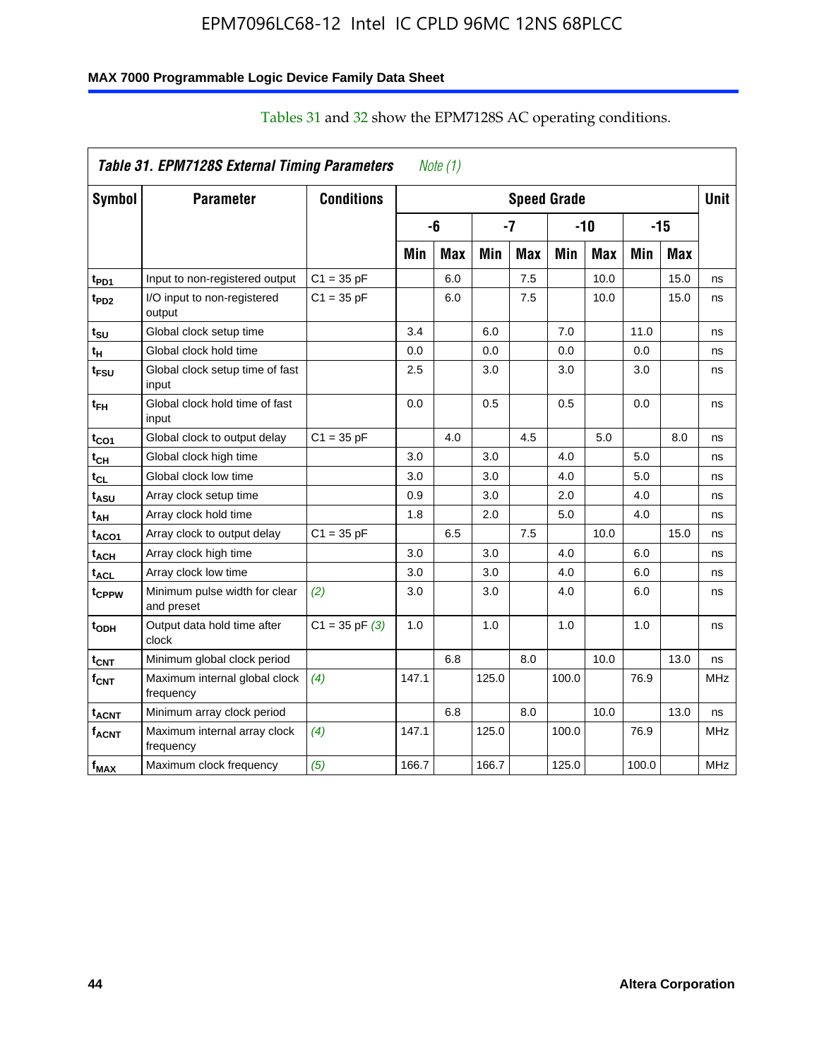Tables 31 and 32 show the EPM7128S AC operating conditions.

| *Table 31. EPM7128S External Timing Parameters* *Note (1)* | | | | | | | | | | | |
|---|---|---|---|---|---|---|---|---|---|---|---|
| **Symbol** | **Parameter** | **Conditions** | **Speed Grade** | | | | | | | | **Unit** |
| | | | **-6** | | **-7** | | **-10** | | **-15** | | |
| | | | **Min** | **Max** | **Min** | **Max** | **Min** | **Max** | **Min** | **Max** | |
| $t_{PD1}$ | Input to non-registered output | C1 = 35 pF | | 6.0 | | 7.5 | | 10.0 | | 15.0 | ns |
| $t_{PD2}$ | I/O input to non-registered output | C1 = 35 pF | | 6.0 | | 7.5 | | 10.0 | | 15.0 | ns |
| $t_{SU}$ | Global clock setup time | | 3.4 | | 6.0 | | 7.0 | | 11.0 | | ns |
| $t_H$ | Global clock hold time | | 0.0 | | 0.0 | | 0.0 | | 0.0 | | ns |
| $t_{FSU}$ | Global clock setup time of fast input | | 2.5 | | 3.0 | | 3.0 | | 3.0 | | ns |
| $t_{FH}$ | Global clock hold time of fast input | | 0.0 | | 0.5 | | 0.5 | | 0.0 | | ns |
| $t_{CO1}$ | Global clock to output delay | C1 = 35 pF | | 4.0 | | 4.5 | | 5.0 | | 8.0 | ns |
| $t_{CH}$ | Global clock high time | | 3.0 | | 3.0 | | 4.0 | | 5.0 | | ns |
| $t_{CL}$ | Global clock low time | | 3.0 | | 3.0 | | 4.0 | | 5.0 | | ns |
| $t_{ASU}$ | Array clock setup time | | 0.9 | | 3.0 | | 2.0 | | 4.0 | | ns |
| $t_{AH}$ | Array clock hold time | | 1.8 | | 2.0 | | 5.0 | | 4.0 | | ns |
| $t_{ACO1}$ | Array clock to output delay | C1 = 35 pF | | 6.5 | | 7.5 | | 10.0 | | 15.0 | ns |
| $t_{ACH}$ | Array clock high time | | 3.0 | | 3.0 | | 4.0 | | 6.0 | | ns |
| $t_{ACL}$ | Array clock low time | | 3.0 | | 3.0 | | 4.0 | | 6.0 | | ns |
| $t_{CPPW}$ | Minimum pulse width for clear and preset | *(2)* | 3.0 | | 3.0 | | 4.0 | | 6.0 | | ns |
| $t_{ODH}$ | Output data hold time after clock | C1 = 35 pF *(3)* | 1.0 | | 1.0 | | 1.0 | | 1.0 | | ns |
| $t_{CNT}$ | Minimum global clock period | | | 6.8 | | 8.0 | | 10.0 | | 13.0 | ns |
| $f_{CNT}$ | Maximum internal global clock frequency | *(4)* | 147.1 | | 125.0 | | 100.0 | | 76.9 | | MHz |
| $t_{ACNT}$ | Minimum array clock period | | | 6.8 | | 8.0 | | 10.0 | | 13.0 | ns |
| $f_{ACNT}$ | Maximum internal array clock frequency | *(4)* | 147.1 | | 125.0 | | 100.0 | | 76.9 | | MHz |
| $f_{MAX}$ | Maximum clock frequency | *(5)* | 166.7 | | 166.7 | | 125.0 | | 100.0 | | MHz |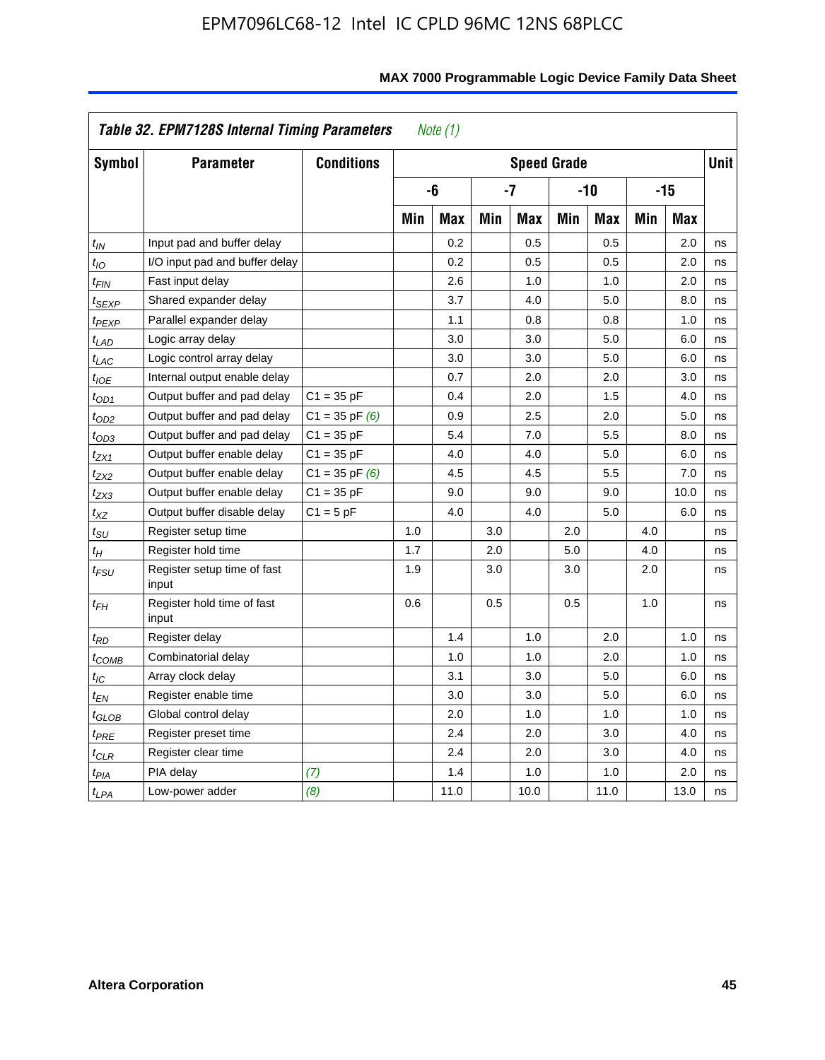## Table 32. EPM7128S Internal Timing Parameters *Note (1)*

| Symbol | Parameter | Conditions | Speed Grade | | | | | | | | Unit |
|---|---|---|---|---|---|---|---|---|---|---|---|
| | | | -6 | | -7 | | -10 | | -15 | | |
| | | | Min | Max | Min | Max | Min | Max | Min | Max | |
| $t_{IN}$ | Input pad and buffer delay | | | 0.2 | | 0.5 | | 0.5 | | 2.0 | ns |
| $t_{IO}$ | I/O input pad and buffer delay | | | 0.2 | | 0.5 | | 0.5 | | 2.0 | ns |
| $t_{FIN}$ | Fast input delay | | | 2.6 | | 1.0 | | 1.0 | | 2.0 | ns |
| $t_{SEXP}$ | Shared expander delay | | | 3.7 | | 4.0 | | 5.0 | | 8.0 | ns |
| $t_{PEXP}$ | Parallel expander delay | | | 1.1 | | 0.8 | | 0.8 | | 1.0 | ns |
| $t_{LAD}$ | Logic array delay | | | 3.0 | | 3.0 | | 5.0 | | 6.0 | ns |
| $t_{LAC}$ | Logic control array delay | | | 3.0 | | 3.0 | | 5.0 | | 6.0 | ns |
| $t_{IOE}$ | Internal output enable delay | | | 0.7 | | 2.0 | | 2.0 | | 3.0 | ns |
| $t_{OD1}$ | Output buffer and pad delay | C1 = 35 pF | | 0.4 | | 2.0 | | 1.5 | | 4.0 | ns |
| $t_{OD2}$ | Output buffer and pad delay | C1 = 35 pF *(6)* | | 0.9 | | 2.5 | | 2.0 | | 5.0 | ns |
| $t_{OD3}$ | Output buffer and pad delay | C1 = 35 pF | | 5.4 | | 7.0 | | 5.5 | | 8.0 | ns |
| $t_{ZX1}$ | Output buffer enable delay | C1 = 35 pF | | 4.0 | | 4.0 | | 5.0 | | 6.0 | ns |
| $t_{ZX2}$ | Output buffer enable delay | C1 = 35 pF *(6)* | | 4.5 | | 4.5 | | 5.5 | | 7.0 | ns |
| $t_{ZX3}$ | Output buffer enable delay | C1 = 35 pF | | 9.0 | | 9.0 | | 9.0 | | 10.0 | ns |
| $t_{XZ}$ | Output buffer disable delay | C1 = 5 pF | | 4.0 | | 4.0 | | 5.0 | | 6.0 | ns |
| $t_{SU}$ | Register setup time | | 1.0 | | 3.0 | | 2.0 | | 4.0 | | ns |
| $t_{H}$ | Register hold time | | 1.7 | | 2.0 | | 5.0 | | 4.0 | | ns |
| $t_{FSU}$ | Register setup time of fast input | | 1.9 | | 3.0 | | 3.0 | | 2.0 | | ns |
| $t_{FH}$ | Register hold time of fast input | | 0.6 | | 0.5 | | 0.5 | | 1.0 | | ns |
| $t_{RD}$ | Register delay | | | 1.4 | | 1.0 | | 2.0 | | 1.0 | ns |
| $t_{COMB}$ | Combinatorial delay | | | 1.0 | | 1.0 | | 2.0 | | 1.0 | ns |
| $t_{IC}$ | Array clock delay | | | 3.1 | | 3.0 | | 5.0 | | 6.0 | ns |
| $t_{EN}$ | Register enable time | | | 3.0 | | 3.0 | | 5.0 | | 6.0 | ns |
| $t_{GLOB}$ | Global control delay | | | 2.0 | | 1.0 | | 1.0 | | 1.0 | ns |
| $t_{PRE}$ | Register preset time | | | 2.4 | | 2.0 | | 3.0 | | 4.0 | ns |
| $t_{CLR}$ | Register clear time | | | 2.4 | | 2.0 | | 3.0 | | 4.0 | ns |
| $t_{PIA}$ | PIA delay | *(7)* | | 1.4 | | 1.0 | | 1.0 | | 2.0 | ns |
| $t_{LPA}$ | Low-power adder | *(8)* | | 11.0 | | 10.0 | | 11.0 | | 13.0 | ns |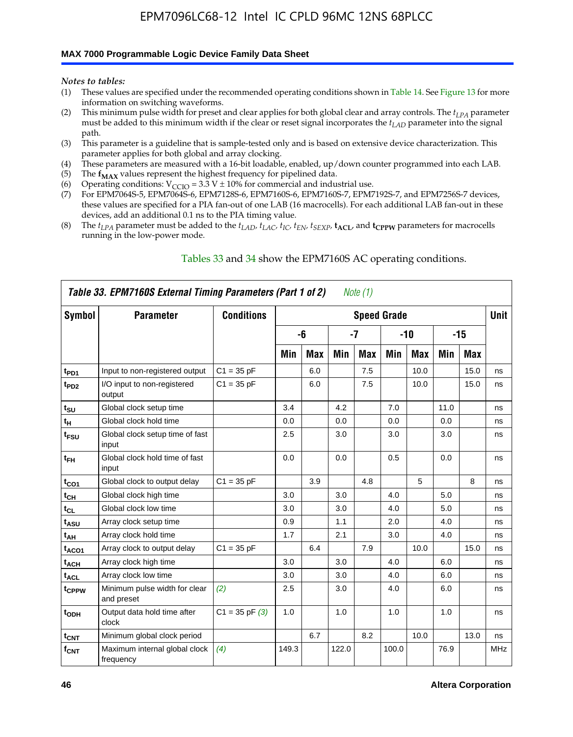*Notes to tables:*

(1) These values are specified under the recommended operating conditions shown in Table 14. See Figure 13 for more information on switching waveforms.
(2) This minimum pulse width for preset and clear applies for both global clear and array controls. The $t_{LPA}$ parameter must be added to this minimum width if the clear or reset signal incorporates the $t_{LAD}$ parameter into the signal path.
(3) This parameter is a guideline that is sample-tested only and is based on extensive device characterization. This parameter applies for both global and array clocking.
(4) These parameters are measured with a 16-bit loadable, enabled, up/down counter programmed into each LAB.
(5) The $\mathbf{f_{MAX}}$ values represent the highest frequency for pipelined data.
(6) Operating conditions: $V_{CCIO}$ = 3.3 V ± 10% for commercial and industrial use.
(7) For EPM7064S-5, EPM7064S-6, EPM7128S-6, EPM7160S-6, EPM7160S-7, EPM7192S-7, and EPM7256S-7 devices, these values are specified for a PIA fan-out of one LAB (16 macrocells). For each additional LAB fan-out in these devices, add an additional 0.1 ns to the PIA timing value.
(8) The $t_{LPA}$ parameter must be added to the $t_{LAD}$, $t_{LAC}$, $t_{IC}$, $t_{EN}$, $t_{SEXP}$, $\mathbf{t_{ACL}}$, and $\mathbf{t_{CPPW}}$ parameters for macrocells running in the low-power mode.

Tables 33 and 34 show the EPM7160S AC operating conditions.

**Table 33. EPM7160S External Timing Parameters (Part 1 of 2)** *Note (1)*

| Symbol | Parameter | Conditions | Speed Grade | | | | | | | | Unit |
|---|---|---|---|---|---|---|---|---|---|---|---|
| | | | -6 | | -7 | | -10 | | -15 | | |
| | | | Min | Max | Min | Max | Min | Max | Min | Max | |
| $t_{PD1}$ | Input to non-registered output | C1 = 35 pF | | 6.0 | | 7.5 | | 10.0 | | 15.0 | ns |
| $t_{PD2}$ | I/O input to non-registered output | C1 = 35 pF | | 6.0 | | 7.5 | | 10.0 | | 15.0 | ns |
| $t_{SU}$ | Global clock setup time | | 3.4 | | 4.2 | | 7.0 | | 11.0 | | ns |
| $t_{H}$ | Global clock hold time | | 0.0 | | 0.0 | | 0.0 | | 0.0 | | ns |
| $t_{FSU}$ | Global clock setup time of fast input | | 2.5 | | 3.0 | | 3.0 | | 3.0 | | ns |
| $t_{FH}$ | Global clock hold time of fast input | | 0.0 | | 0.0 | | 0.5 | | 0.0 | | ns |
| $t_{CO1}$ | Global clock to output delay | C1 = 35 pF | | 3.9 | | 4.8 | | 5 | | 8 | ns |
| $t_{CH}$ | Global clock high time | | 3.0 | | 3.0 | | 4.0 | | 5.0 | | ns |
| $t_{CL}$ | Global clock low time | | 3.0 | | 3.0 | | 4.0 | | 5.0 | | ns |
| $t_{ASU}$ | Array clock setup time | | 0.9 | | 1.1 | | 2.0 | | 4.0 | | ns |
| $t_{AH}$ | Array clock hold time | | 1.7 | | 2.1 | | 3.0 | | 4.0 | | ns |
| $t_{ACO1}$ | Array clock to output delay | C1 = 35 pF | | 6.4 | | 7.9 | | 10.0 | | 15.0 | ns |
| $t_{ACH}$ | Array clock high time | | 3.0 | | 3.0 | | 4.0 | | 6.0 | | ns |
| $t_{ACL}$ | Array clock low time | | 3.0 | | 3.0 | | 4.0 | | 6.0 | | ns |
| $t_{CPPW}$ | Minimum pulse width for clear and preset | *(2)* | 2.5 | | 3.0 | | 4.0 | | 6.0 | | ns |
| $t_{ODH}$ | Output data hold time after clock | C1 = 35 pF *(3)* | 1.0 | | 1.0 | | 1.0 | | 1.0 | | ns |
| $t_{CNT}$ | Minimum global clock period | | | 6.7 | | 8.2 | | 10.0 | | 13.0 | ns |
| $f_{CNT}$ | Maximum internal global clock frequency | *(4)* | 149.3 | | 122.0 | | 100.0 | | 76.9 | | MHz |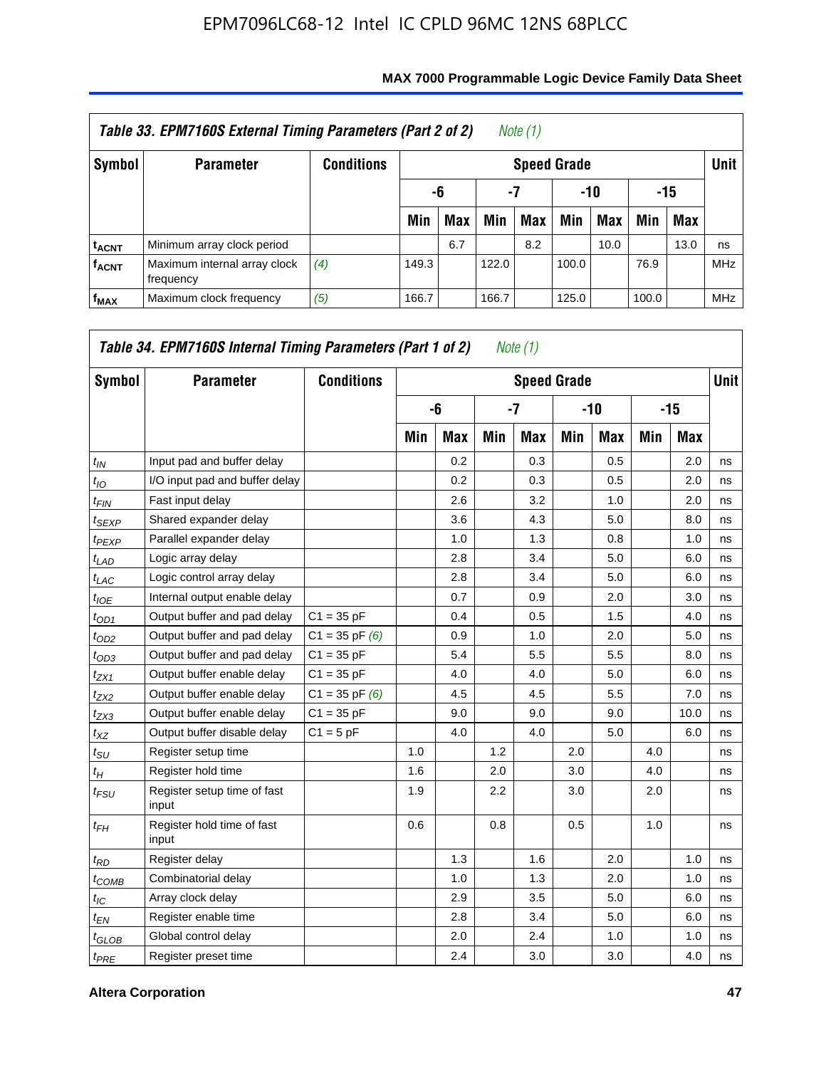**Table 33. EPM7160S External Timing Parameters (Part 2 of 2)** *Note (1)*

| Symbol | Parameter | Conditions | Speed Grade | | | | | | | | Unit |
|---|---|---|---|---|---|---|---|---|---|---|---|
| | | | -6 | | -7 | | -10 | | -15 | | |
| | | | Min | Max | Min | Max | Min | Max | Min | Max | |
| $t_{ACNT}$ | Minimum array clock period | | | 6.7 | | 8.2 | | 10.0 | | 13.0 | ns |
| $f_{ACNT}$ | Maximum internal array clock frequency | *(4)* | 149.3 | | 122.0 | | 100.0 | | 76.9 | | MHz |
| $f_{MAX}$ | Maximum clock frequency | *(5)* | 166.7 | | 166.7 | | 125.0 | | 100.0 | | MHz |

**Table 34. EPM7160S Internal Timing Parameters (Part 1 of 2)** *Note (1)*

| Symbol | Parameter | Conditions | Speed Grade | | | | | | | | Unit |
|---|---|---|---|---|---|---|---|---|---|---|---|
| | | | -6 | | -7 | | -10 | | -15 | | |
| | | | Min | Max | Min | Max | Min | Max | Min | Max | |
| $t_{IN}$ | Input pad and buffer delay | | | 0.2 | | 0.3 | | 0.5 | | 2.0 | ns |
| $t_{IO}$ | I/O input pad and buffer delay | | | 0.2 | | 0.3 | | 0.5 | | 2.0 | ns |
| $t_{FIN}$ | Fast input delay | | | 2.6 | | 3.2 | | 1.0 | | 2.0 | ns |
| $t_{SEXP}$ | Shared expander delay | | | 3.6 | | 4.3 | | 5.0 | | 8.0 | ns |
| $t_{PEXP}$ | Parallel expander delay | | | 1.0 | | 1.3 | | 0.8 | | 1.0 | ns |
| $t_{LAD}$ | Logic array delay | | | 2.8 | | 3.4 | | 5.0 | | 6.0 | ns |
| $t_{LAC}$ | Logic control array delay | | | 2.8 | | 3.4 | | 5.0 | | 6.0 | ns |
| $t_{IOE}$ | Internal output enable delay | | | 0.7 | | 0.9 | | 2.0 | | 3.0 | ns |
| $t_{OD1}$ | Output buffer and pad delay | C1 = 35 pF | | 0.4 | | 0.5 | | 1.5 | | 4.0 | ns |
| $t_{OD2}$ | Output buffer and pad delay | C1 = 35 pF *(6)* | | 0.9 | | 1.0 | | 2.0 | | 5.0 | ns |
| $t_{OD3}$ | Output buffer and pad delay | C1 = 35 pF | | 5.4 | | 5.5 | | 5.5 | | 8.0 | ns |
| $t_{ZX1}$ | Output buffer enable delay | C1 = 35 pF | | 4.0 | | 4.0 | | 5.0 | | 6.0 | ns |
| $t_{ZX2}$ | Output buffer enable delay | C1 = 35 pF *(6)* | | 4.5 | | 4.5 | | 5.5 | | 7.0 | ns |
| $t_{ZX3}$ | Output buffer enable delay | C1 = 35 pF | | 9.0 | | 9.0 | | 9.0 | | 10.0 | ns |
| $t_{XZ}$ | Output buffer disable delay | C1 = 5 pF | | 4.0 | | 4.0 | | 5.0 | | 6.0 | ns |
| $t_{SU}$ | Register setup time | | 1.0 | | 1.2 | | 2.0 | | 4.0 | | ns |
| $t_{H}$ | Register hold time | | 1.6 | | 2.0 | | 3.0 | | 4.0 | | ns |
| $t_{FSU}$ | Register setup time of fast input | | 1.9 | | 2.2 | | 3.0 | | 2.0 | | ns |
| $t_{FH}$ | Register hold time of fast input | | 0.6 | | 0.8 | | 0.5 | | 1.0 | | ns |
| $t_{RD}$ | Register delay | | | 1.3 | | 1.6 | | 2.0 | | 1.0 | ns |
| $t_{COMB}$ | Combinatorial delay | | | 1.0 | | 1.3 | | 2.0 | | 1.0 | ns |
| $t_{IC}$ | Array clock delay | | | 2.9 | | 3.5 | | 5.0 | | 6.0 | ns |
| $t_{EN}$ | Register enable time | | | 2.8 | | 3.4 | | 5.0 | | 6.0 | ns |
| $t_{GLOB}$ | Global control delay | | | 2.0 | | 2.4 | | 1.0 | | 1.0 | ns |
| $t_{PRE}$ | Register preset time | | | 2.4 | | 3.0 | | 3.0 | | 4.0 | ns |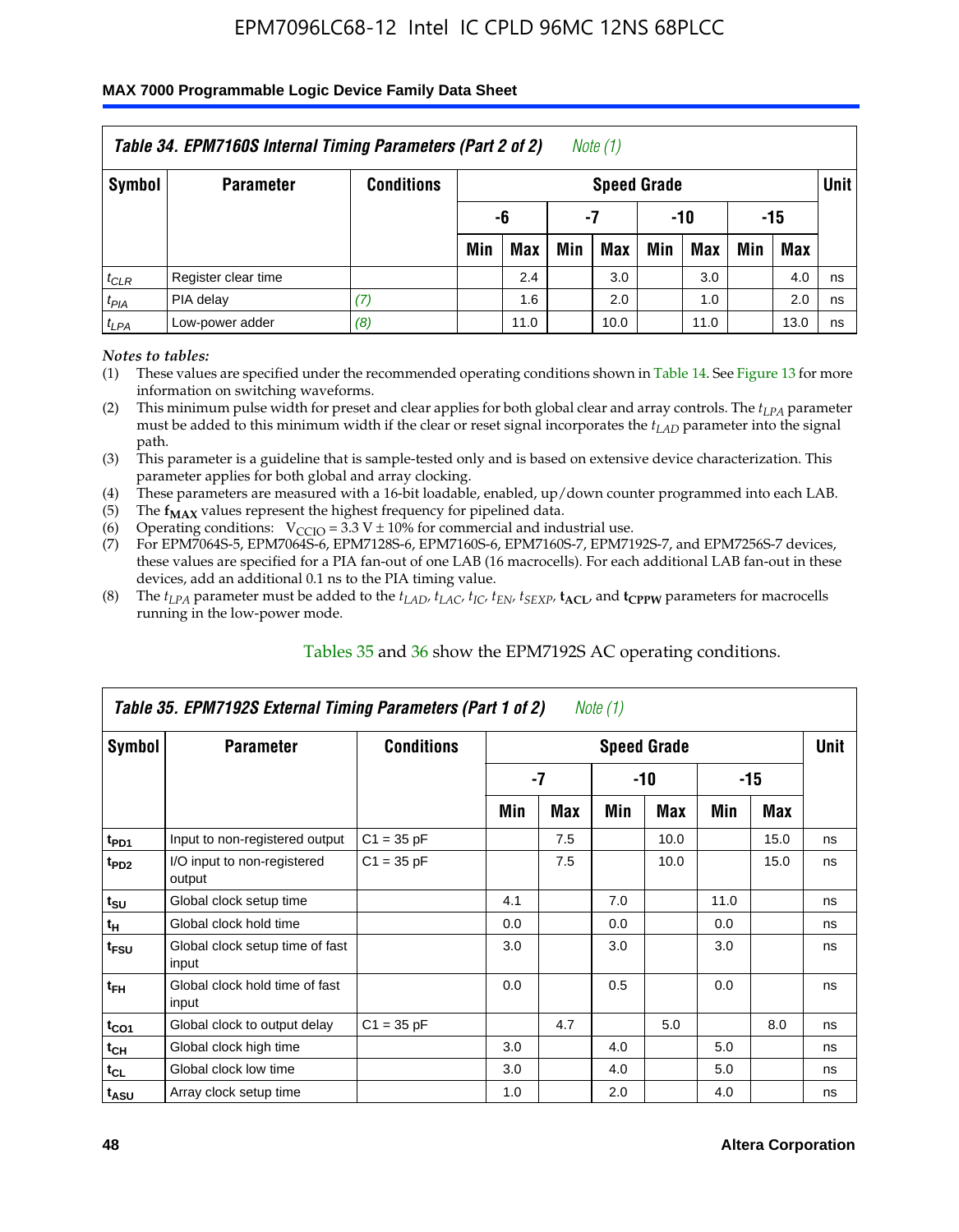**Table 34. EPM7160S Internal Timing Parameters (Part 2 of 2)** *Note (1)*

| Symbol | Parameter | Conditions | Speed Grade | | | | | | | | Unit |
|---|---|---|---|---|---|---|---|---|---|---|---|
| | | | -6 | | -7 | | -10 | | -15 | | |
| | | | Min | Max | Min | Max | Min | Max | Min | Max | |
| $t_{CLR}$ | Register clear time | | | 2.4 | | 3.0 | | 3.0 | | 4.0 | ns |
| $t_{PIA}$ | PIA delay | *(7)* | | 1.6 | | 2.0 | | 1.0 | | 2.0 | ns |
| $t_{LPA}$ | Low-power adder | *(8)* | | 11.0 | | 10.0 | | 11.0 | | 13.0 | ns |

*Notes to tables:*

(1) These values are specified under the recommended operating conditions shown in Table 14. See Figure 13 for more information on switching waveforms.

(2) This minimum pulse width for preset and clear applies for both global clear and array controls. The $t_{LPA}$ parameter must be added to this minimum width if the clear or reset signal incorporates the $t_{LAD}$ parameter into the signal path.

(3) This parameter is a guideline that is sample-tested only and is based on extensive device characterization. This parameter applies for both global and array clocking.

(4) These parameters are measured with a 16-bit loadable, enabled, up/down counter programmed into each LAB.

(5) The $\mathbf{f_{MAX}}$ values represent the highest frequency for pipelined data.

(6) Operating conditions: $V_{CCIO} = 3.3\ V \pm 10\%$ for commercial and industrial use.

(7) For EPM7064S-5, EPM7064S-6, EPM7128S-6, EPM7160S-6, EPM7160S-7, EPM7192S-7, and EPM7256S-7 devices, these values are specified for a PIA fan-out of one LAB (16 macrocells). For each additional LAB fan-out in these devices, add an additional 0.1 ns to the PIA timing value.

(8) The $t_{LPA}$ parameter must be added to the $t_{LAD}$, $t_{LAC}$, $t_{IC}$, $t_{EN}$, $t_{SEXP}$, $\mathbf{t_{ACL}}$, and $\mathbf{t_{CPPW}}$ parameters for macrocells running in the low-power mode.

Tables 35 and 36 show the EPM7192S AC operating conditions.

**Table 35. EPM7192S External Timing Parameters (Part 1 of 2)** *Note (1)*

| Symbol | Parameter | Conditions | Speed Grade | | | | | | Unit |
|---|---|---|---|---|---|---|---|---|---|
| | | | -7 | | -10 | | -15 | | |
| | | | Min | Max | Min | Max | Min | Max | |
| $t_{PD1}$ | Input to non-registered output | C1 = 35 pF | | 7.5 | | 10.0 | | 15.0 | ns |
| $t_{PD2}$ | I/O input to non-registered output | C1 = 35 pF | | 7.5 | | 10.0 | | 15.0 | ns |
| $t_{SU}$ | Global clock setup time | | 4.1 | | 7.0 | | 11.0 | | ns |
| $t_{H}$ | Global clock hold time | | 0.0 | | 0.0 | | 0.0 | | ns |
| $t_{FSU}$ | Global clock setup time of fast input | | 3.0 | | 3.0 | | 3.0 | | ns |
| $t_{FH}$ | Global clock hold time of fast input | | 0.0 | | 0.5 | | 0.0 | | ns |
| $t_{CO1}$ | Global clock to output delay | C1 = 35 pF | | 4.7 | | 5.0 | | 8.0 | ns |
| $t_{CH}$ | Global clock high time | | 3.0 | | 4.0 | | 5.0 | | ns |
| $t_{CL}$ | Global clock low time | | 3.0 | | 4.0 | | 5.0 | | ns |
| $t_{ASU}$ | Array clock setup time | | 1.0 | | 2.0 | | 4.0 | | ns |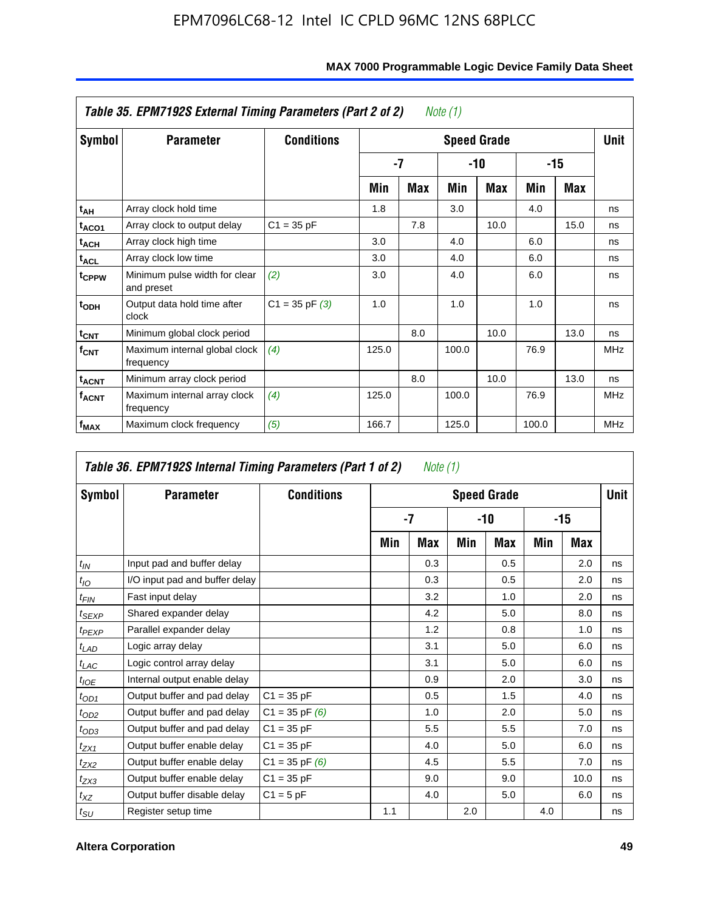**Table 35. EPM7192S External Timing Parameters (Part 2 of 2)** *Note (1)*

| Symbol | Parameter | Conditions | Speed Grade | | | | | | Unit |
|---|---|---|---|---|---|---|---|---|---|
| | | | -7 | | -10 | | -15 | | |
| | | | Min | Max | Min | Max | Min | Max | |
| $t_{AH}$ | Array clock hold time | | 1.8 | | 3.0 | | 4.0 | | ns |
| $t_{ACO1}$ | Array clock to output delay | C1 = 35 pF | | 7.8 | | 10.0 | | 15.0 | ns |
| $t_{ACH}$ | Array clock high time | | 3.0 | | 4.0 | | 6.0 | | ns |
| $t_{ACL}$ | Array clock low time | | 3.0 | | 4.0 | | 6.0 | | ns |
| $t_{CPPW}$ | Minimum pulse width for clear and preset | *(2)* | 3.0 | | 4.0 | | 6.0 | | ns |
| $t_{ODH}$ | Output data hold time after clock | C1 = 35 pF *(3)* | 1.0 | | 1.0 | | 1.0 | | ns |
| $t_{CNT}$ | Minimum global clock period | | | 8.0 | | 10.0 | | 13.0 | ns |
| $f_{CNT}$ | Maximum internal global clock frequency | *(4)* | 125.0 | | 100.0 | | 76.9 | | MHz |
| $t_{ACNT}$ | Minimum array clock period | | | 8.0 | | 10.0 | | 13.0 | ns |
| $f_{ACNT}$ | Maximum internal array clock frequency | *(4)* | 125.0 | | 100.0 | | 76.9 | | MHz |
| $f_{MAX}$ | Maximum clock frequency | *(5)* | 166.7 | | 125.0 | | 100.0 | | MHz |

**Table 36. EPM7192S Internal Timing Parameters (Part 1 of 2)** *Note (1)*

| Symbol | Parameter | Conditions | Speed Grade | | | | | | Unit |
|---|---|---|---|---|---|---|---|---|---|
| | | | -7 | | -10 | | -15 | | |
| | | | Min | Max | Min | Max | Min | Max | |
| $t_{IN}$ | Input pad and buffer delay | | | 0.3 | | 0.5 | | 2.0 | ns |
| $t_{IO}$ | I/O input pad and buffer delay | | | 0.3 | | 0.5 | | 2.0 | ns |
| $t_{FIN}$ | Fast input delay | | | 3.2 | | 1.0 | | 2.0 | ns |
| $t_{SEXP}$ | Shared expander delay | | | 4.2 | | 5.0 | | 8.0 | ns |
| $t_{PEXP}$ | Parallel expander delay | | | 1.2 | | 0.8 | | 1.0 | ns |
| $t_{LAD}$ | Logic array delay | | | 3.1 | | 5.0 | | 6.0 | ns |
| $t_{LAC}$ | Logic control array delay | | | 3.1 | | 5.0 | | 6.0 | ns |
| $t_{IOE}$ | Internal output enable delay | | | 0.9 | | 2.0 | | 3.0 | ns |
| $t_{OD1}$ | Output buffer and pad delay | C1 = 35 pF | | 0.5 | | 1.5 | | 4.0 | ns |
| $t_{OD2}$ | Output buffer and pad delay | C1 = 35 pF *(6)* | | 1.0 | | 2.0 | | 5.0 | ns |
| $t_{OD3}$ | Output buffer and pad delay | C1 = 35 pF | | 5.5 | | 5.5 | | 7.0 | ns |
| $t_{ZX1}$ | Output buffer enable delay | C1 = 35 pF | | 4.0 | | 5.0 | | 6.0 | ns |
| $t_{ZX2}$ | Output buffer enable delay | C1 = 35 pF *(6)* | | 4.5 | | 5.5 | | 7.0 | ns |
| $t_{ZX3}$ | Output buffer enable delay | C1 = 35 pF | | 9.0 | | 9.0 | | 10.0 | ns |
| $t_{XZ}$ | Output buffer disable delay | C1 = 5 pF | | 4.0 | | 5.0 | | 6.0 | ns |
| $t_{SU}$ | Register setup time | | 1.1 | | 2.0 | | 4.0 | | ns |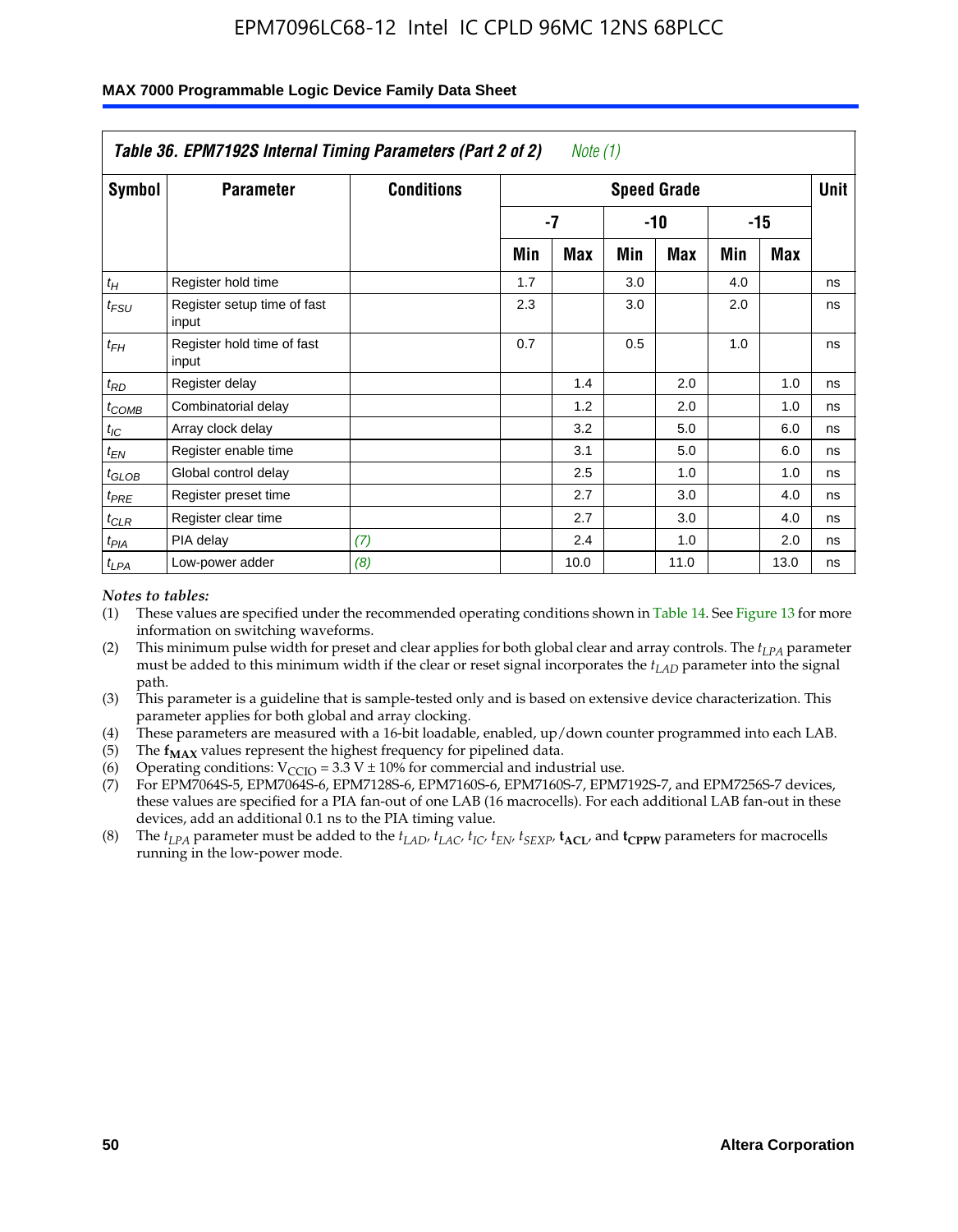| *Table 36. EPM7192S Internal Timing Parameters (Part 2 of 2) Note (1)* | | | | | | | | | |
|---|---|---|---|---|---|---|---|---|---|
| **Symbol** | **Parameter** | **Conditions** | **Speed Grade** | | | | | | **Unit** |
| | | | **-7** | | **-10** | | **-15** | | |
| | | | **Min** | **Max** | **Min** | **Max** | **Min** | **Max** | |
| $t_H$ | Register hold time | | 1.7 | | 3.0 | | 4.0 | | ns |
| $t_{FSU}$ | Register setup time of fast input | | 2.3 | | 3.0 | | 2.0 | | ns |
| $t_{FH}$ | Register hold time of fast input | | 0.7 | | 0.5 | | 1.0 | | ns |
| $t_{RD}$ | Register delay | | | 1.4 | | 2.0 | | 1.0 | ns |
| $t_{COMB}$ | Combinatorial delay | | | 1.2 | | 2.0 | | 1.0 | ns |
| $t_{IC}$ | Array clock delay | | | 3.2 | | 5.0 | | 6.0 | ns |
| $t_{EN}$ | Register enable time | | | 3.1 | | 5.0 | | 6.0 | ns |
| $t_{GLOB}$ | Global control delay | | | 2.5 | | 1.0 | | 1.0 | ns |
| $t_{PRE}$ | Register preset time | | | 2.7 | | 3.0 | | 4.0 | ns |
| $t_{CLR}$ | Register clear time | | | 2.7 | | 3.0 | | 4.0 | ns |
| $t_{PIA}$ | PIA delay | *(7)* | | 2.4 | | 1.0 | | 2.0 | ns |
| $t_{LPA}$ | Low-power adder | *(8)* | | 10.0 | | 11.0 | | 13.0 | ns |

*Notes to tables:*

(1) These values are specified under the recommended operating conditions shown in Table 14. See Figure 13 for more information on switching waveforms.

(2) This minimum pulse width for preset and clear applies for both global clear and array controls. The $t_{LPA}$ parameter must be added to this minimum width if the clear or reset signal incorporates the $t_{LAD}$ parameter into the signal path.

(3) This parameter is a guideline that is sample-tested only and is based on extensive device characterization. This parameter applies for both global and array clocking.

(4) These parameters are measured with a 16-bit loadable, enabled, up/down counter programmed into each LAB.

(5) The $\mathbf{f_{MAX}}$ values represent the highest frequency for pipelined data.

(6) Operating conditions: $V_{CCIO} = 3.3$ V ± 10% for commercial and industrial use.

(7) For EPM7064S-5, EPM7064S-6, EPM7128S-6, EPM7160S-6, EPM7160S-7, EPM7192S-7, and EPM7256S-7 devices, these values are specified for a PIA fan-out of one LAB (16 macrocells). For each additional LAB fan-out in these devices, add an additional 0.1 ns to the PIA timing value.

(8) The $t_{LPA}$ parameter must be added to the $t_{LAD}$, $t_{LAC}$, $t_{IC}$, $t_{EN}$, $t_{SEXP}$, $\mathbf{t_{ACL}}$, and $\mathbf{t_{CPPW}}$ parameters for macrocells running in the low-power mode.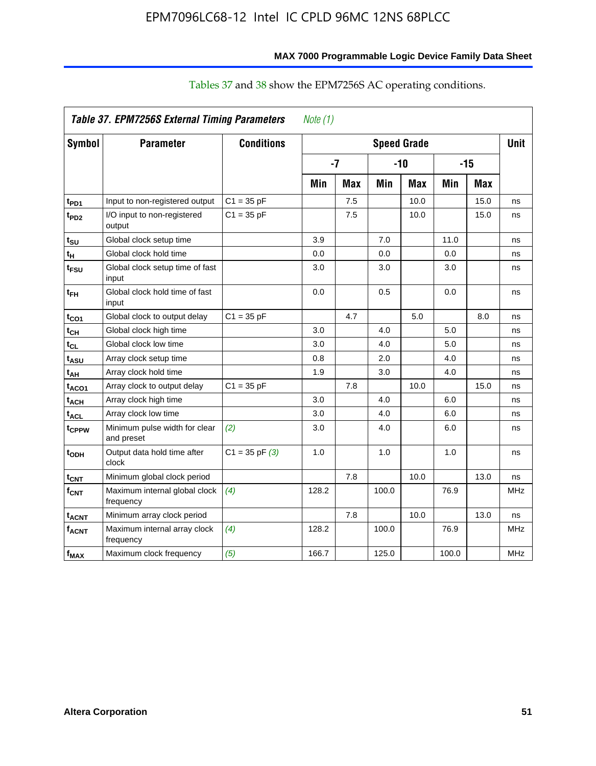Tables 37 and 38 show the EPM7256S AC operating conditions.

| *Table 37. EPM7256S External Timing Parameters* *Note (1)* | | | | | | | | | |
|---|---|---|---|---|---|---|---|---|---|
| **Symbol** | **Parameter** | **Conditions** | **Speed Grade** | | | | | | **Unit** |
| | | | **-7** | | **-10** | | **-15** | | |
| | | | **Min** | **Max** | **Min** | **Max** | **Min** | **Max** | |
| $t_{PD1}$ | Input to non-registered output | C1 = 35 pF | | 7.5 | | 10.0 | | 15.0 | ns |
| $t_{PD2}$ | I/O input to non-registered output | C1 = 35 pF | | 7.5 | | 10.0 | | 15.0 | ns |
| $t_{SU}$ | Global clock setup time | | 3.9 | | 7.0 | | 11.0 | | ns |
| $t_{H}$ | Global clock hold time | | 0.0 | | 0.0 | | 0.0 | | ns |
| $t_{FSU}$ | Global clock setup time of fast input | | 3.0 | | 3.0 | | 3.0 | | ns |
| $t_{FH}$ | Global clock hold time of fast input | | 0.0 | | 0.5 | | 0.0 | | ns |
| $t_{CO1}$ | Global clock to output delay | C1 = 35 pF | | 4.7 | | 5.0 | | 8.0 | ns |
| $t_{CH}$ | Global clock high time | | 3.0 | | 4.0 | | 5.0 | | ns |
| $t_{CL}$ | Global clock low time | | 3.0 | | 4.0 | | 5.0 | | ns |
| $t_{ASU}$ | Array clock setup time | | 0.8 | | 2.0 | | 4.0 | | ns |
| $t_{AH}$ | Array clock hold time | | 1.9 | | 3.0 | | 4.0 | | ns |
| $t_{ACO1}$ | Array clock to output delay | C1 = 35 pF | | 7.8 | | 10.0 | | 15.0 | ns |
| $t_{ACH}$ | Array clock high time | | 3.0 | | 4.0 | | 6.0 | | ns |
| $t_{ACL}$ | Array clock low time | | 3.0 | | 4.0 | | 6.0 | | ns |
| $t_{CPPW}$ | Minimum pulse width for clear and preset | *(2)* | 3.0 | | 4.0 | | 6.0 | | ns |
| $t_{ODH}$ | Output data hold time after clock | C1 = 35 pF *(3)* | 1.0 | | 1.0 | | 1.0 | | ns |
| $t_{CNT}$ | Minimum global clock period | | | 7.8 | | 10.0 | | 13.0 | ns |
| $f_{CNT}$ | Maximum internal global clock frequency | *(4)* | 128.2 | | 100.0 | | 76.9 | | MHz |
| $t_{ACNT}$ | Minimum array clock period | | | 7.8 | | 10.0 | | 13.0 | ns |
| $f_{ACNT}$ | Maximum internal array clock frequency | *(4)* | 128.2 | | 100.0 | | 76.9 | | MHz |
| $f_{MAX}$ | Maximum clock frequency | *(5)* | 166.7 | | 125.0 | | 100.0 | | MHz |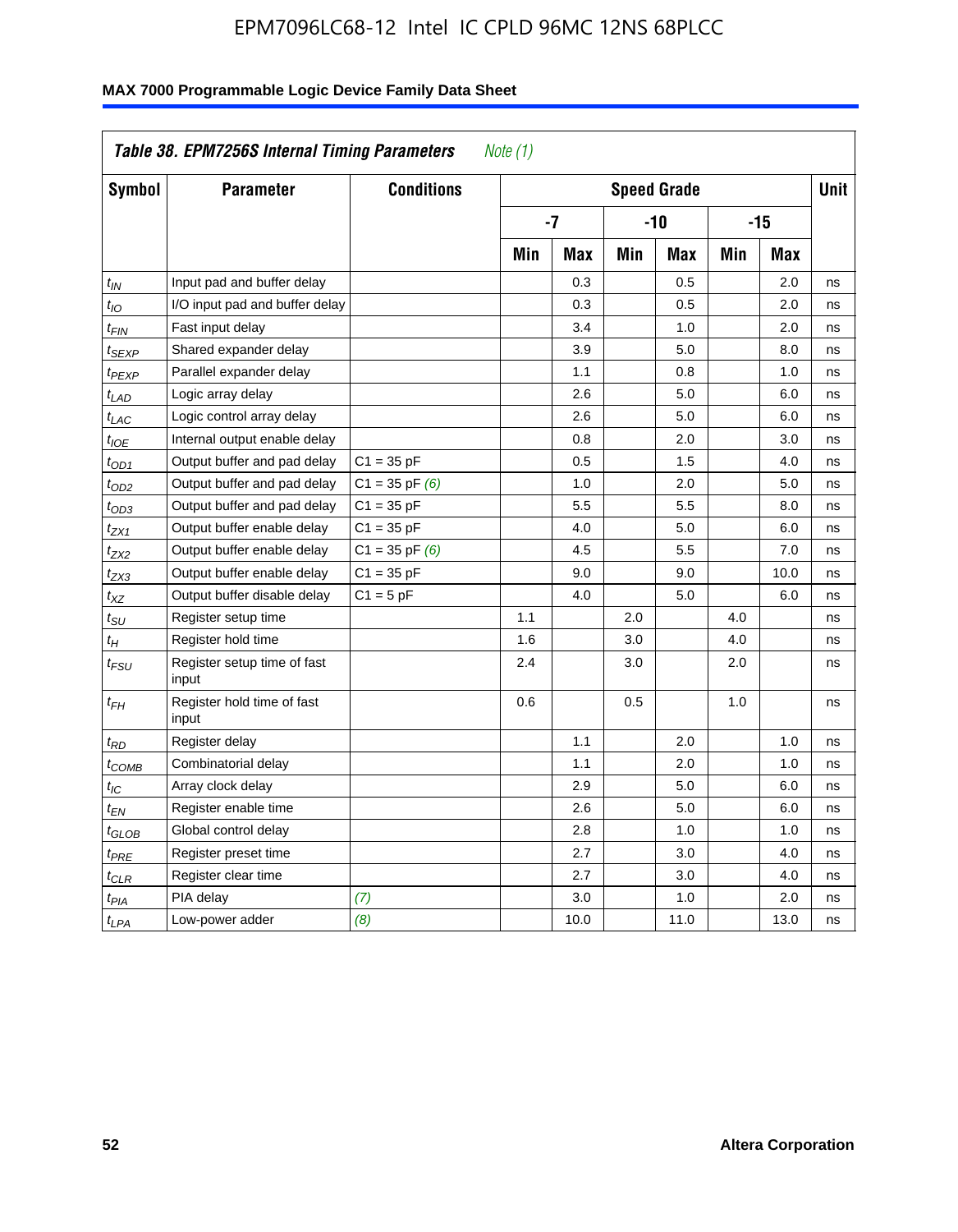## MAX 7000 Programmable Logic Device Family Data Sheet

**Table 38. EPM7256S Internal Timing Parameters** *Note (1)*

| Symbol | Parameter | Conditions | Speed Grade | | | | | | Unit |
|---|---|---|---|---|---|---|---|---|---|
| | | | -7 | | -10 | | -15 | | |
| | | | Min | Max | Min | Max | Min | Max | |
| $t_{IN}$ | Input pad and buffer delay | | | 0.3 | | 0.5 | | 2.0 | ns |
| $t_{IO}$ | I/O input pad and buffer delay | | | 0.3 | | 0.5 | | 2.0 | ns |
| $t_{FIN}$ | Fast input delay | | | 3.4 | | 1.0 | | 2.0 | ns |
| $t_{SEXP}$ | Shared expander delay | | | 3.9 | | 5.0 | | 8.0 | ns |
| $t_{PEXP}$ | Parallel expander delay | | | 1.1 | | 0.8 | | 1.0 | ns |
| $t_{LAD}$ | Logic array delay | | | 2.6 | | 5.0 | | 6.0 | ns |
| $t_{LAC}$ | Logic control array delay | | | 2.6 | | 5.0 | | 6.0 | ns |
| $t_{IOE}$ | Internal output enable delay | | | 0.8 | | 2.0 | | 3.0 | ns |
| $t_{OD1}$ | Output buffer and pad delay | C1 = 35 pF | | 0.5 | | 1.5 | | 4.0 | ns |
| $t_{OD2}$ | Output buffer and pad delay | C1 = 35 pF *(6)* | | 1.0 | | 2.0 | | 5.0 | ns |
| $t_{OD3}$ | Output buffer and pad delay | C1 = 35 pF | | 5.5 | | 5.5 | | 8.0 | ns |
| $t_{ZX1}$ | Output buffer enable delay | C1 = 35 pF | | 4.0 | | 5.0 | | 6.0 | ns |
| $t_{ZX2}$ | Output buffer enable delay | C1 = 35 pF *(6)* | | 4.5 | | 5.5 | | 7.0 | ns |
| $t_{ZX3}$ | Output buffer enable delay | C1 = 35 pF | | 9.0 | | 9.0 | | 10.0 | ns |
| $t_{XZ}$ | Output buffer disable delay | C1 = 5 pF | | 4.0 | | 5.0 | | 6.0 | ns |
| $t_{SU}$ | Register setup time | | 1.1 | | 2.0 | | 4.0 | | ns |
| $t_{H}$ | Register hold time | | 1.6 | | 3.0 | | 4.0 | | ns |
| $t_{FSU}$ | Register setup time of fast input | | 2.4 | | 3.0 | | 2.0 | | ns |
| $t_{FH}$ | Register hold time of fast input | | 0.6 | | 0.5 | | 1.0 | | ns |
| $t_{RD}$ | Register delay | | | 1.1 | | 2.0 | | 1.0 | ns |
| $t_{COMB}$ | Combinatorial delay | | | 1.1 | | 2.0 | | 1.0 | ns |
| $t_{IC}$ | Array clock delay | | | 2.9 | | 5.0 | | 6.0 | ns |
| $t_{EN}$ | Register enable time | | | 2.6 | | 5.0 | | 6.0 | ns |
| $t_{GLOB}$ | Global control delay | | | 2.8 | | 1.0 | | 1.0 | ns |
| $t_{PRE}$ | Register preset time | | | 2.7 | | 3.0 | | 4.0 | ns |
| $t_{CLR}$ | Register clear time | | | 2.7 | | 3.0 | | 4.0 | ns |
| $t_{PIA}$ | PIA delay | *(7)* | | 3.0 | | 1.0 | | 2.0 | ns |
| $t_{LPA}$ | Low-power adder | *(8)* | | 10.0 | | 11.0 | | 13.0 | ns |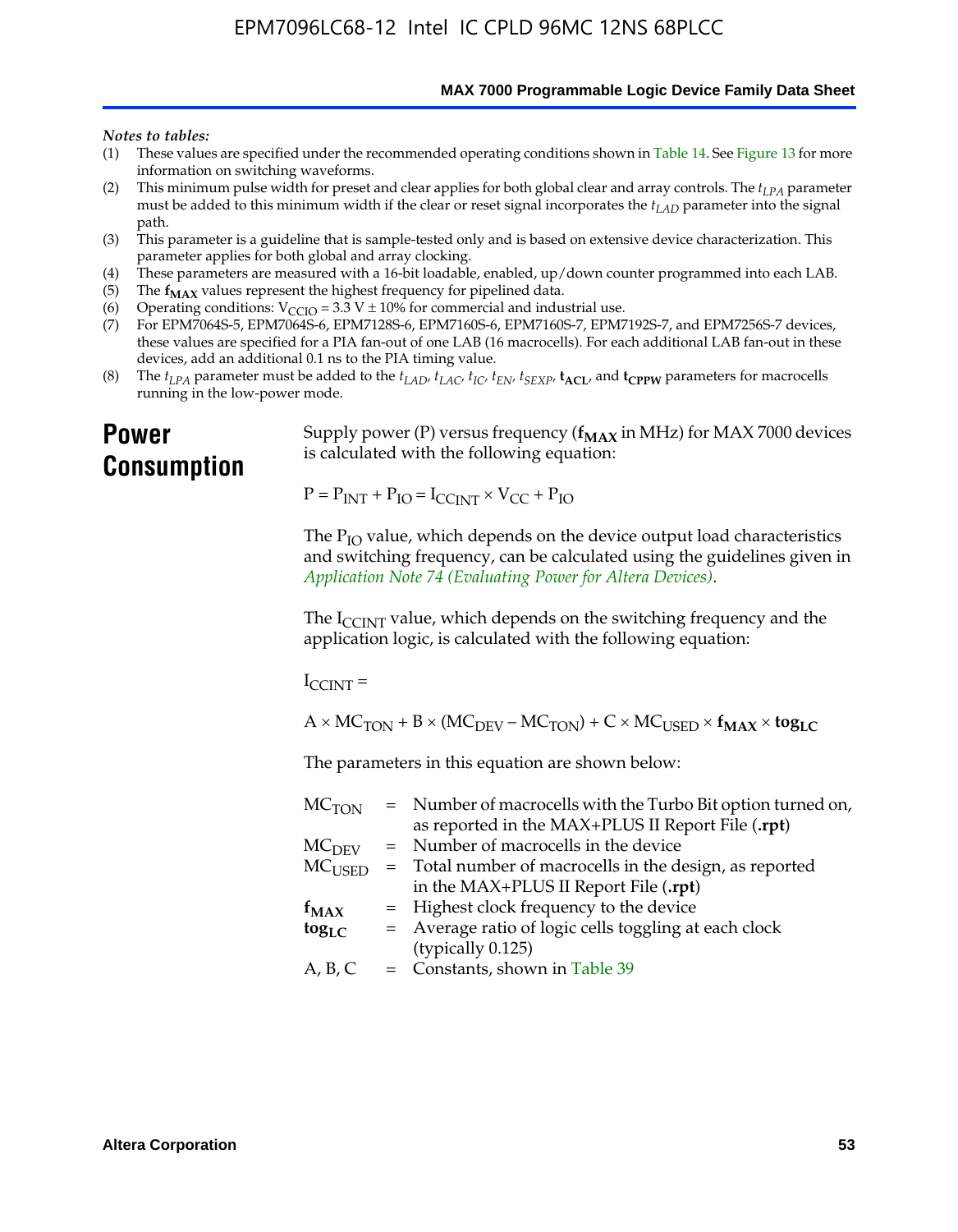*Notes to tables:*

(1) These values are specified under the recommended operating conditions shown in Table 14. See Figure 13 for more information on switching waveforms.
(2) This minimum pulse width for preset and clear applies for both global clear and array controls. The $t_{LPA}$ parameter must be added to this minimum width if the clear or reset signal incorporates the $t_{LAD}$ parameter into the signal path.
(3) This parameter is a guideline that is sample-tested only and is based on extensive device characterization. This parameter applies for both global and array clocking.
(4) These parameters are measured with a 16-bit loadable, enabled, up/down counter programmed into each LAB.
(5) The $\mathbf{f_{MAX}}$ values represent the highest frequency for pipelined data.
(6) Operating conditions: $V_{CCIO} = 3.3\ V \pm 10\%$ for commercial and industrial use.
(7) For EPM7064S-5, EPM7064S-6, EPM7128S-6, EPM7160S-6, EPM7160S-7, EPM7192S-7, and EPM7256S-7 devices, these values are specified for a PIA fan-out of one LAB (16 macrocells). For each additional LAB fan-out in these devices, add an additional 0.1 ns to the PIA timing value.
(8) The $t_{LPA}$ parameter must be added to the $t_{LAD}$, $t_{LAC}$, $t_{IC}$, $t_{EN}$, $t_{SEXP}$, $\mathbf{t_{ACL}}$, and $\mathbf{t_{CPPW}}$ parameters for macrocells running in the low-power mode.

## Power Consumption

Supply power (P) versus frequency ($\mathbf{f_{MAX}}$ in MHz) for MAX 7000 devices is calculated with the following equation:

$$P = P_{INT} + P_{IO} = I_{CCINT} \times V_{CC} + P_{IO}$$

The $P_{IO}$ value, which depends on the device output load characteristics and switching frequency, can be calculated using the guidelines given in *Application Note 74 (Evaluating Power for Altera Devices)*.

The $I_{CCINT}$ value, which depends on the switching frequency and the application logic, is calculated with the following equation:

$I_{CCINT}$ =

$$A \times MC_{TON} + B \times (MC_{DEV} - MC_{TON}) + C \times MC_{USED} \times \mathbf{f_{MAX}} \times \mathbf{tog_{LC}}$$

The parameters in this equation are shown below:

| | | |
|---|---|---|
| $MC_{TON}$ | = | Number of macrocells with the Turbo Bit option turned on, as reported in the MAX+PLUS II Report File (**.rpt**) |
| $MC_{DEV}$ | = | Number of macrocells in the device |
| $MC_{USED}$ | = | Total number of macrocells in the design, as reported in the MAX+PLUS II Report File (**.rpt**) |
| $\mathbf{f_{MAX}}$ | = | Highest clock frequency to the device |
| $\mathbf{tog_{LC}}$ | = | Average ratio of logic cells toggling at each clock (typically 0.125) |
| A, B, C | = | Constants, shown in Table 39 |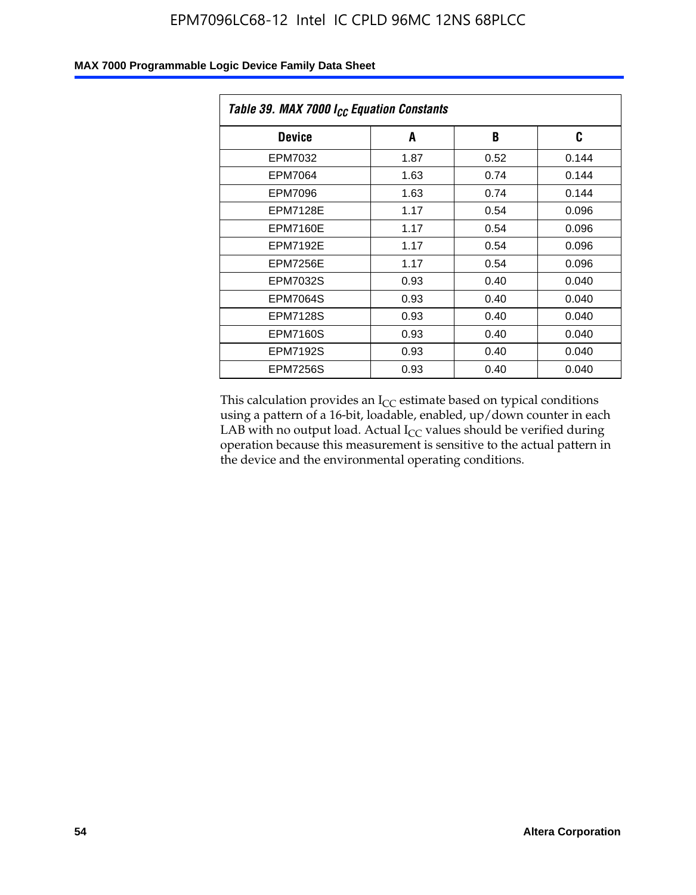| *Table 39. MAX 7000 $I_{CC}$ Equation Constants* | | | |
|---|---|---|---|
| **Device** | **A** | **B** | **C** |
| EPM7032 | 1.87 | 0.52 | 0.144 |
| EPM7064 | 1.63 | 0.74 | 0.144 |
| EPM7096 | 1.63 | 0.74 | 0.144 |
| EPM7128E | 1.17 | 0.54 | 0.096 |
| EPM7160E | 1.17 | 0.54 | 0.096 |
| EPM7192E | 1.17 | 0.54 | 0.096 |
| EPM7256E | 1.17 | 0.54 | 0.096 |
| EPM7032S | 0.93 | 0.40 | 0.040 |
| EPM7064S | 0.93 | 0.40 | 0.040 |
| EPM7128S | 0.93 | 0.40 | 0.040 |
| EPM7160S | 0.93 | 0.40 | 0.040 |
| EPM7192S | 0.93 | 0.40 | 0.040 |
| EPM7256S | 0.93 | 0.40 | 0.040 |

This calculation provides an $I_{CC}$ estimate based on typical conditions using a pattern of a 16-bit, loadable, enabled, up/down counter in each LAB with no output load. Actual $I_{CC}$ values should be verified during operation because this measurement is sensitive to the actual pattern in the device and the environmental operating conditions.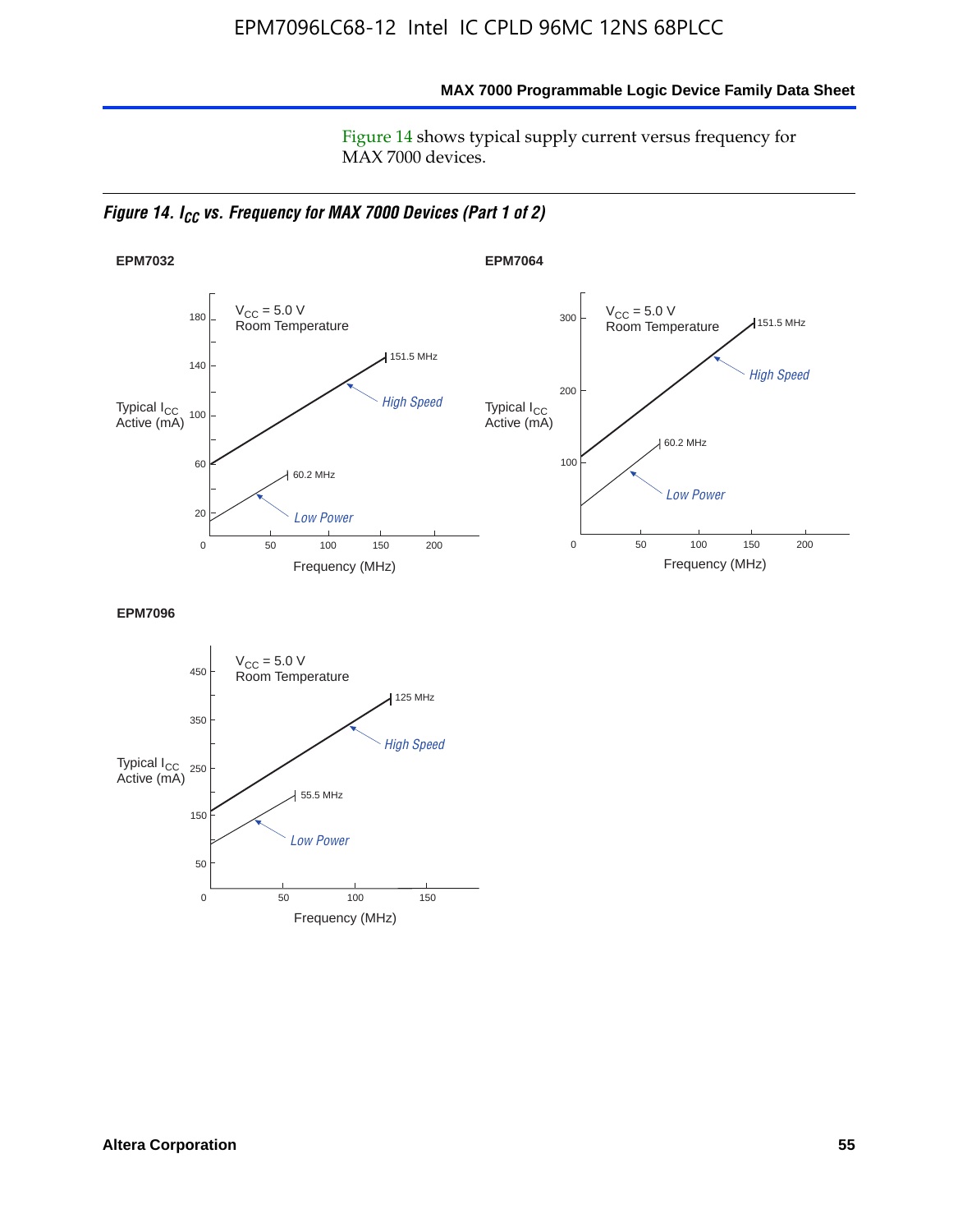Figure 14 shows typical supply current versus frequency for MAX 7000 devices.

***Figure 14. $I_{CC}$ vs. Frequency for MAX 7000 Devices (Part 1 of 2)***

**EPM7032**

$V_{CC}$ = 5.0 V
Room Temperature

Typical $I_{CC}$ Active (mA)

151.5 MHz
*High Speed*
60.2 MHz
*Low Power*

Frequency (MHz)

**EPM7064**

$V_{CC}$ = 5.0 V
Room Temperature

Typical $I_{CC}$ Active (mA)

151.5 MHz
*High Speed*
60.2 MHz
*Low Power*

Frequency (MHz)

**EPM7096**

$V_{CC}$ = 5.0 V
Room Temperature

Typical $I_{CC}$ Active (mA)

125 MHz
*High Speed*
55.5 MHz
*Low Power*

Frequency (MHz)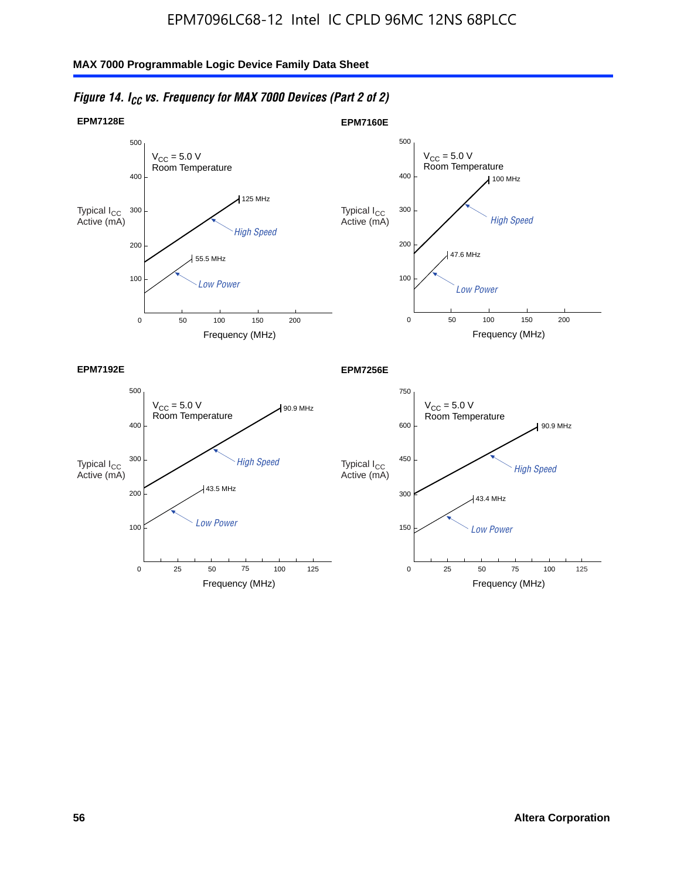*Figure 14. $I_{CC}$ vs. Frequency for MAX 7000 Devices (Part 2 of 2)*

**EPM7128E**

$V_{CC}$ = 5.0 V
Room Temperature

Typical $I_{CC}$ Active (mA)

125 MHz — High Speed

55.5 MHz — Low Power

Frequency (MHz)

**EPM7160E**

$V_{CC}$ = 5.0 V
Room Temperature

Typical $I_{CC}$ Active (mA)

100 MHz — High Speed

47.6 MHz — Low Power

Frequency (MHz)

**EPM7192E**

$V_{CC}$ = 5.0 V
Room Temperature

Typical $I_{CC}$ Active (mA)

90.9 MHz — High Speed

43.5 MHz — Low Power

Frequency (MHz)

**EPM7256E**

$V_{CC}$ = 5.0 V
Room Temperature

Typical $I_{CC}$ Active (mA)

90.9 MHz — High Speed

43.4 MHz — Low Power

Frequency (MHz)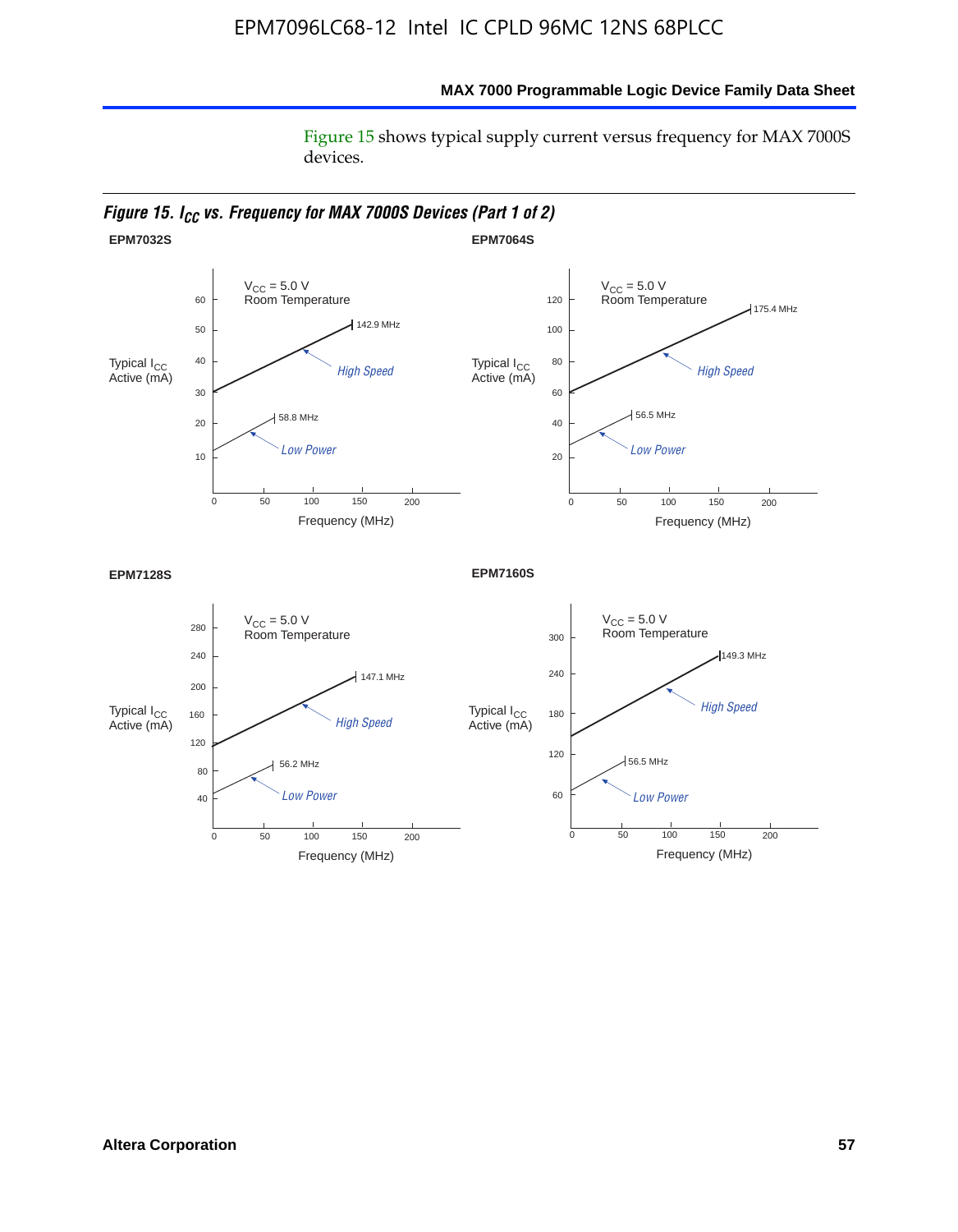Figure 15 shows typical supply current versus frequency for MAX 7000S devices.

*Figure 15. $I_{CC}$ vs. Frequency for MAX 7000S Devices (Part 1 of 2)*

**EPM7032S**

$V_{CC}$ = 5.0 V
Room Temperature

Typical $I_{CC}$ Active (mA)

High Speed: 142.9 MHz

Low Power: 58.8 MHz

Frequency (MHz)

**EPM7064S**

$V_{CC}$ = 5.0 V
Room Temperature

Typical $I_{CC}$ Active (mA)

High Speed: 175.4 MHz

Low Power: 56.5 MHz

Frequency (MHz)

**EPM7128S**

$V_{CC}$ = 5.0 V
Room Temperature

Typical $I_{CC}$ Active (mA)

High Speed: 147.1 MHz

Low Power: 56.2 MHz

Frequency (MHz)

**EPM7160S**

$V_{CC}$ = 5.0 V
Room Temperature

Typical $I_{CC}$ Active (mA)

High Speed: 149.3 MHz

Low Power: 56.5 MHz

Frequency (MHz)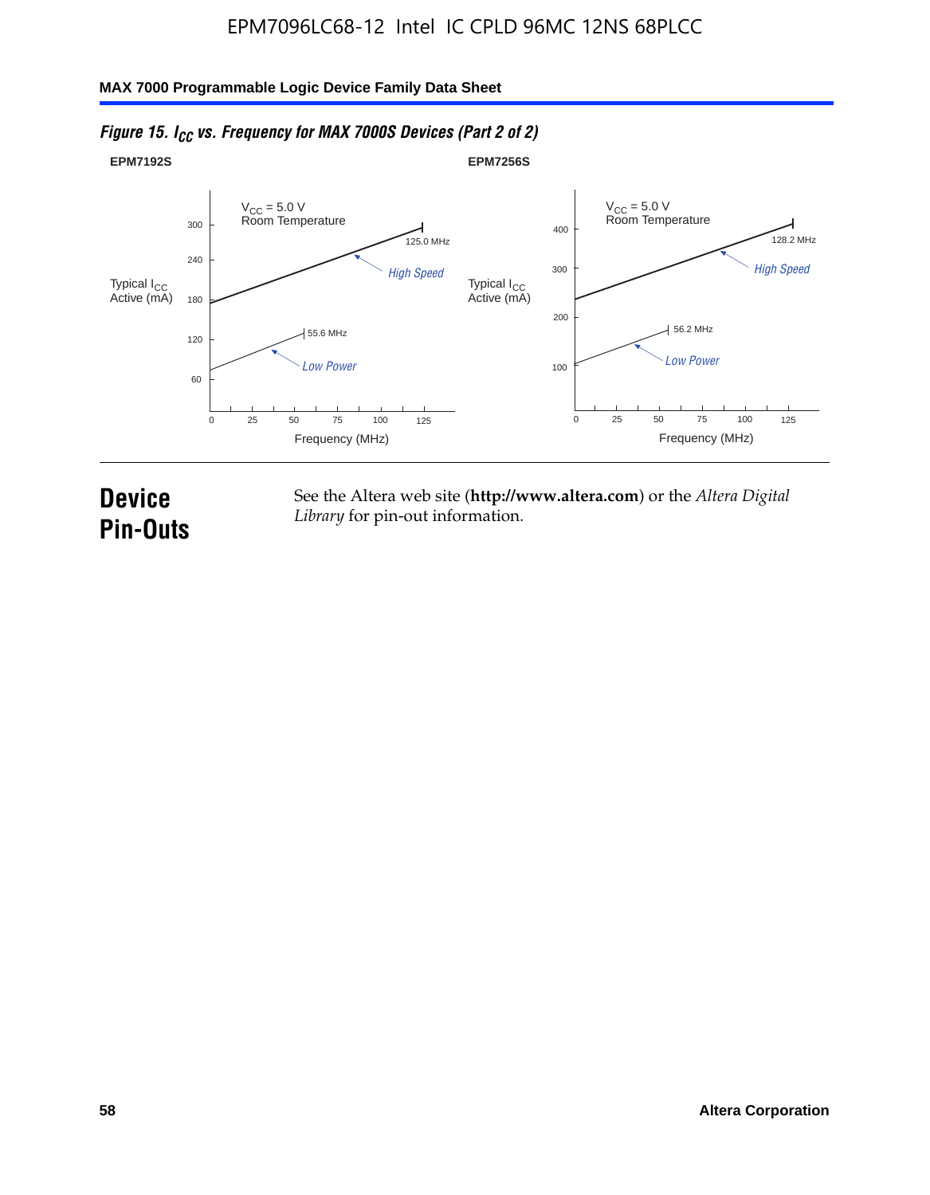*Figure 15. $I_{CC}$ vs. Frequency for MAX 7000S Devices (Part 2 of 2)*

**EPM7192S**

$V_{CC}$ = 5.0 V
Room Temperature

Typical $I_{CC}$ Active (mA)

300
240
180
120
60

125.0 MHz
*High Speed*
55.6 MHz
*Low Power*

0 25 50 75 100 125

Frequency (MHz)

**EPM7256S**

$V_{CC}$ = 5.0 V
Room Temperature

Typical $I_{CC}$ Active (mA)

400
300
200
100

128.2 MHz
*High Speed*
56.2 MHz
*Low Power*

0 25 50 75 100 125

Frequency (MHz)

# Device Pin-Outs

See the Altera web site (**http://www.altera.com**) or the *Altera Digital Library* for pin-out information.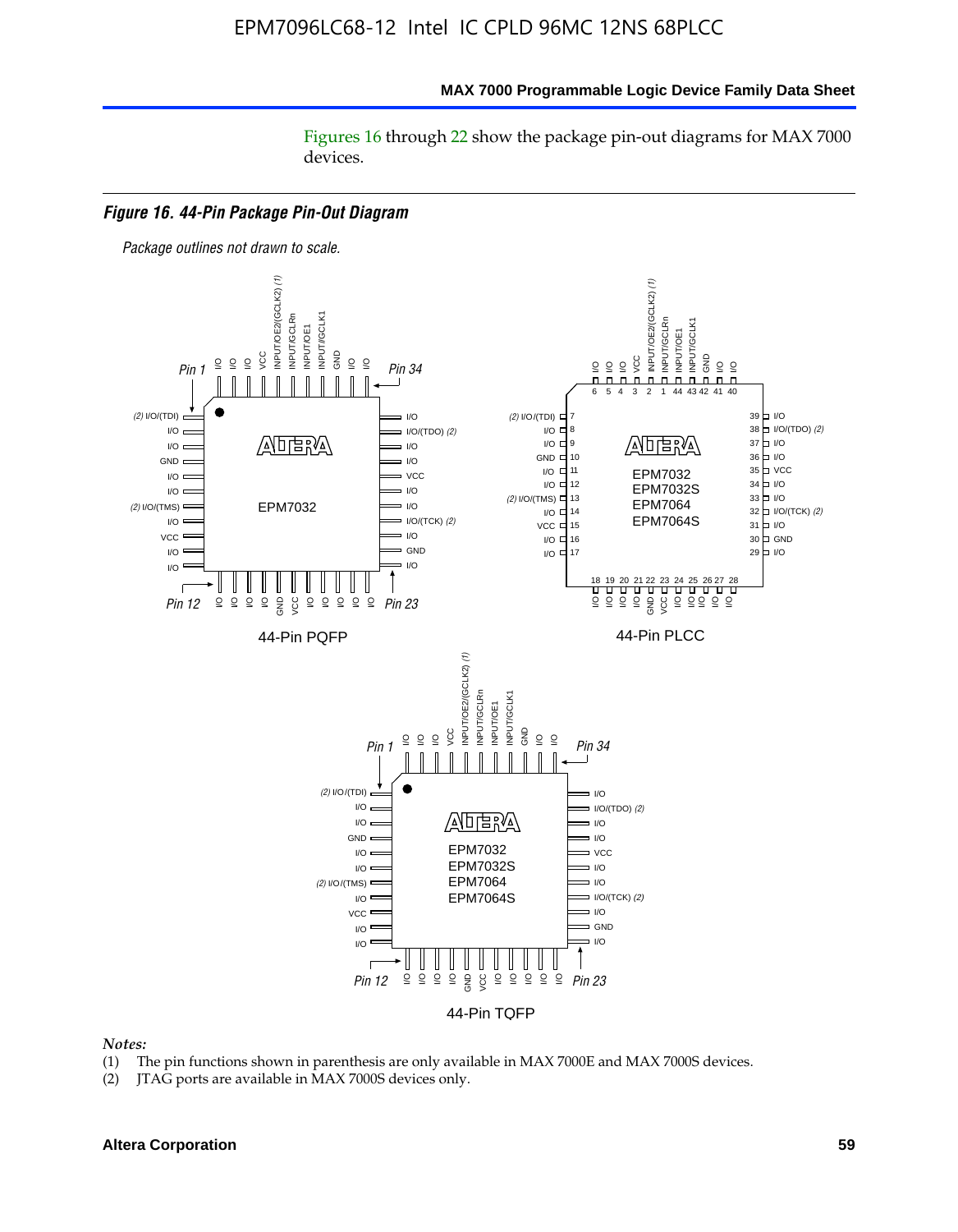Figures 16 through 22 show the package pin-out diagrams for MAX 7000 devices.

### Figure 16. 44-Pin Package Pin-Out Diagram

*Package outlines not drawn to scale.*

**44-Pin PQFP** (EPM7032)

Pin 1 through Pin 11 (left side, top to bottom): (2) I/O/(TDI), I/O, I/O, GND, I/O, I/O, (2) I/O/(TMS), I/O, VCC, I/O, I/O

Pin 12 through Pin 22 (bottom side, left to right): I/O, I/O, I/O, I/O, GND, VCC, I/O, I/O, I/O, I/O, I/O

Pin 23 through Pin 33 (right side, bottom to top): I/O, GND, I/O, I/O/(TCK) (2), I/O, I/O, VCC, I/O, I/O, I/O/(TDO) (2), I/O

Pin 34 through Pin 44 (top side, right to left): I/O, I/O, GND, INPUT/GCLK1, INPUT/OE1, INPUT/GCLRn, INPUT/OE2/(GCLK2) (1), VCC, I/O, I/O, I/O

**44-Pin PLCC** (EPM7032, EPM7032S, EPM7064, EPM7064S)

Top side, pins 6 to 40: 6 I/O, 5 I/O, 4 I/O, 3 VCC, 2 INPUT/OE2/(GCLK2) (1), 1 INPUT/GCLRn, 44 INPUT/OE1, 43 INPUT/GCLK1, 42 GND, 41 I/O, 40 I/O

Left side: 7 (2) I/O/(TDI), 8 I/O, 9 I/O, 10 GND, 11 I/O, 12 I/O, 13 (2) I/O/(TMS), 14 I/O, 15 VCC, 16 I/O, 17 I/O

Bottom side: 18 I/O, 19 I/O, 20 I/O, 21 I/O, 22 GND, 23 VCC, 24 I/O, 25 I/O, 26 I/O, 27 I/O, 28 I/O

Right side: 39 I/O, 38 I/O/(TDO) (2), 37 I/O, 36 I/O, 35 VCC, 34 I/O, 33 I/O, 32 I/O/(TCK) (2), 31 I/O, 30 GND, 29 I/O

**44-Pin TQFP** (EPM7032, EPM7032S, EPM7064, EPM7064S)

Pin 1 through Pin 11 (left side, top to bottom): (2) I/O/(TDI), I/O, I/O, GND, I/O, I/O, (2) I/O/(TMS), I/O, VCC, I/O, I/O

Pin 12 through Pin 22 (bottom side, left to right): I/O, I/O, I/O, I/O, GND, VCC, I/O, I/O, I/O, I/O, I/O

Pin 23 through Pin 33 (right side, bottom to top): I/O, GND, I/O, I/O/(TCK) (2), I/O, I/O, VCC, I/O, I/O, I/O/(TDO) (2), I/O

Pin 34 through Pin 44 (top side, right to left): I/O, I/O, GND, INPUT/GCLK1, INPUT/OE1, INPUT/GCLRn, INPUT/OE2/(GCLK2) (1), VCC, I/O, I/O, I/O

*Notes:*

(1) The pin functions shown in parenthesis are only available in MAX 7000E and MAX 7000S devices.

(2) JTAG ports are available in MAX 7000S devices only.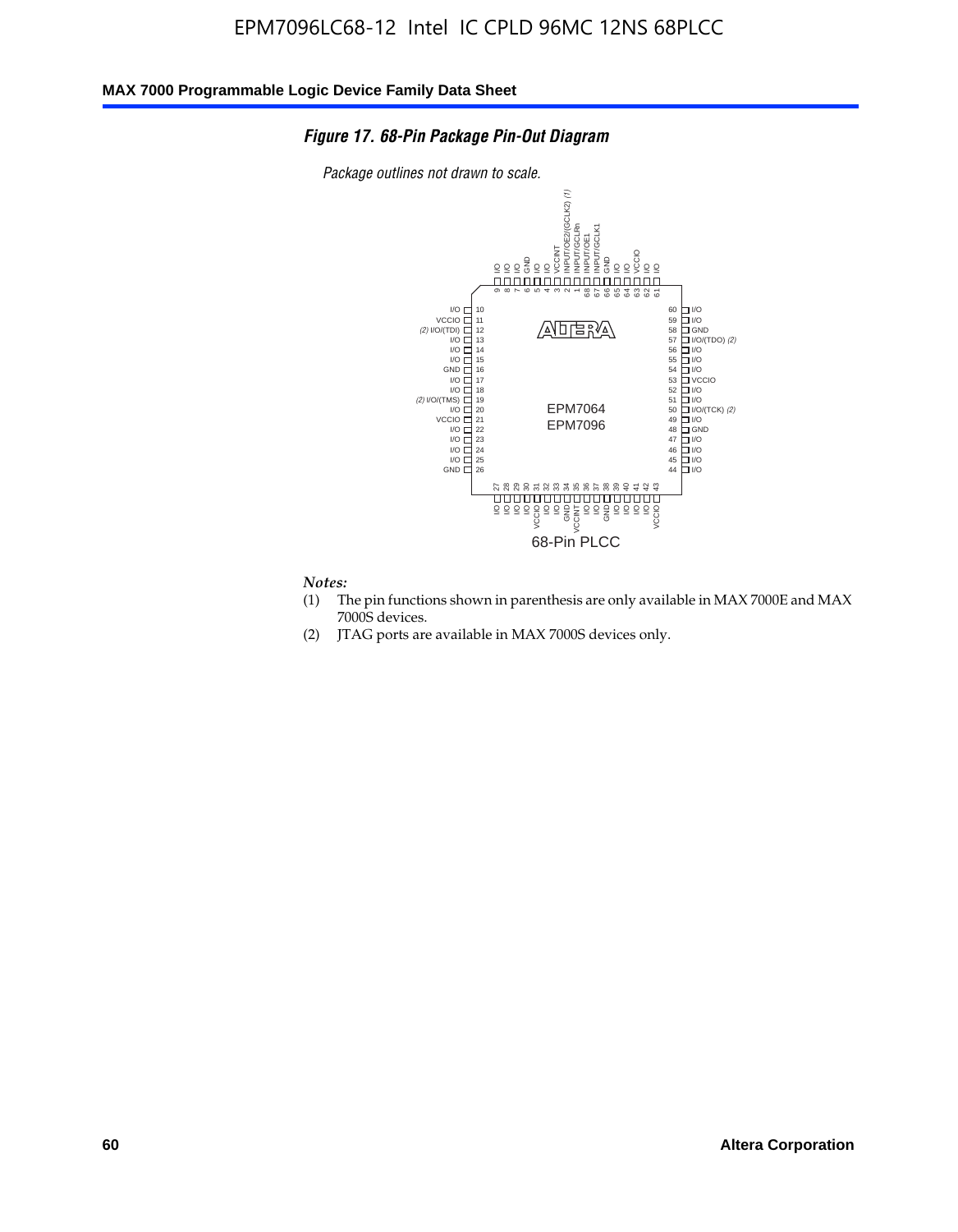EPM7096LC68-12 Intel IC CPLD 96MC 12NS 68PLCC

### Figure 17. 68-Pin Package Pin-Out Diagram

*Package outlines not drawn to scale.*

| Pin | Function | Pin | Function |
|---|---|---|---|
| 1 | INPUT/GCLRn | 35 | VCCINT |
| 2 | INPUT/OE2/(GCLK2) (1) | 36 | I/O |
| 3 | VCCINT | 37 | I/O |
| 4 | I/O | 38 | GND |
| 5 | I/O | 39 | I/O |
| 6 | GND | 40 | I/O |
| 7 | I/O | 41 | I/O |
| 8 | I/O | 42 | I/O |
| 9 | I/O | 43 | VCCIO |
| 10 | I/O | 44 | I/O |
| 11 | VCCIO | 45 | I/O |
| 12 | (2) I/O/(TDI) | 46 | I/O |
| 13 | I/O | 47 | I/O |
| 14 | I/O | 48 | GND |
| 15 | I/O | 49 | I/O |
| 16 | GND | 50 | I/O/(TCK) (2) |
| 17 | I/O | 51 | I/O |
| 18 | I/O | 52 | I/O |
| 19 | (2) I/O/(TMS) | 53 | VCCIO |
| 20 | I/O | 54 | I/O |
| 21 | VCCIO | 55 | I/O |
| 22 | I/O | 56 | I/O |
| 23 | I/O | 57 | I/O/(TDO) (2) |
| 24 | I/O | 58 | GND |
| 25 | I/O | 59 | I/O |
| 26 | GND | 60 | I/O |
| 27 | I/O | 61 | I/O |
| 28 | I/O | 62 | I/O |
| 29 | I/O | 63 | VCCIO |
| 30 | I/O | 64 | I/O |
| 31 | VCCIO | 65 | I/O |
| 32 | I/O | 66 | GND |
| 33 | I/O | 67 | INPUT/GCLK1 |
| 34 | GND | 68 | INPUT/OE1 |

EPM7064
EPM7096

68-Pin PLCC

*Notes:*

(1) The pin functions shown in parenthesis are only available in MAX 7000E and MAX 7000S devices.

(2) JTAG ports are available in MAX 7000S devices only.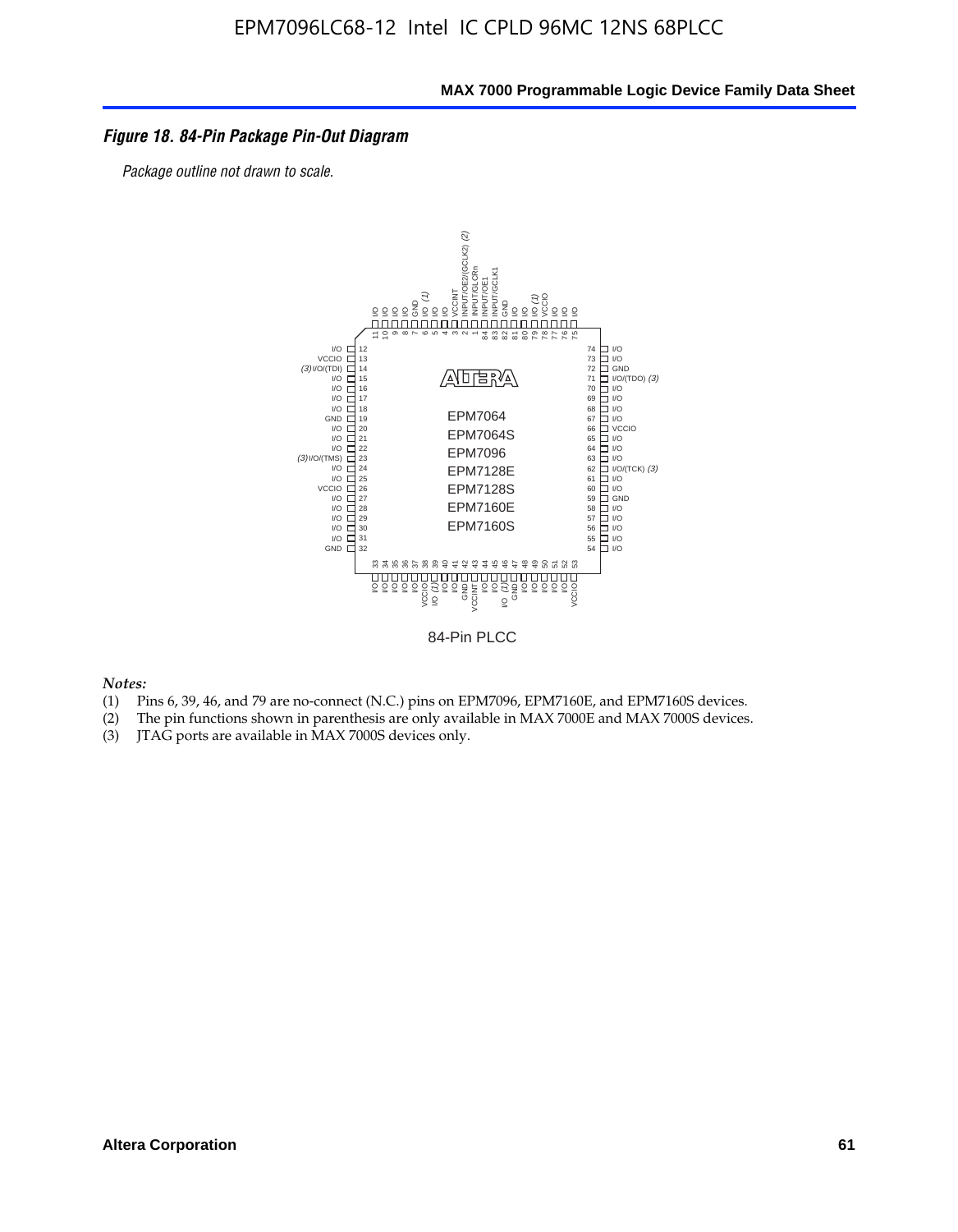*Figure 18. 84-Pin Package Pin-Out Diagram*

*Package outline not drawn to scale.*

84-Pin PLCC

*Notes:*

(1) Pins 6, 39, 46, and 79 are no-connect (N.C.) pins on EPM7096, EPM7160E, and EPM7160S devices.
(2) The pin functions shown in parenthesis are only available in MAX 7000E and MAX 7000S devices.
(3) JTAG ports are available in MAX 7000S devices only.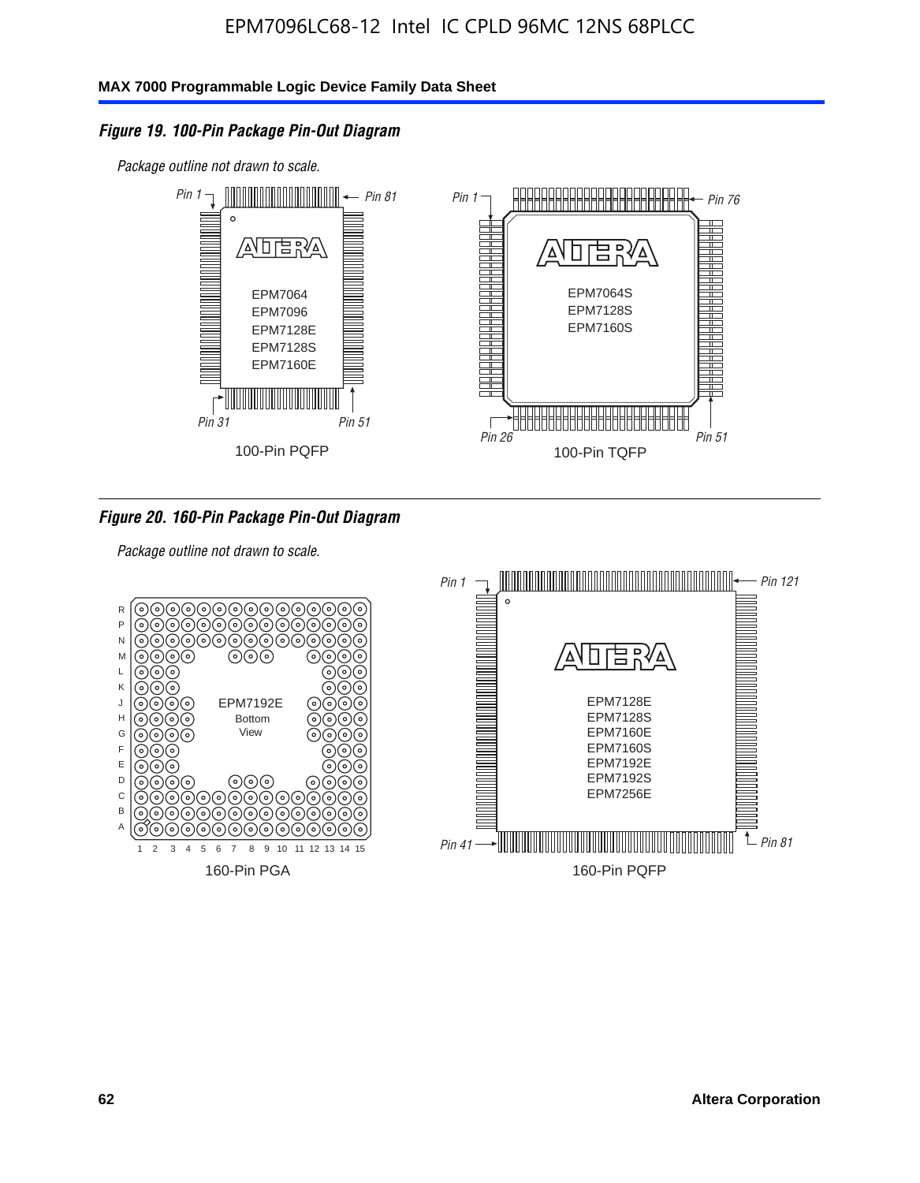### *Figure 19. 100-Pin Package Pin-Out Diagram*

*Package outline not drawn to scale.*

Pin 1, Pin 81, Pin 31, Pin 51

EPM7064
EPM7096
EPM7128E
EPM7128S
EPM7160E

100-Pin PQFP

Pin 1, Pin 76, Pin 26, Pin 51

EPM7064S
EPM7128S
EPM7160S

100-Pin TQFP

### *Figure 20. 160-Pin Package Pin-Out Diagram*

*Package outline not drawn to scale.*

EPM7192E
Bottom
View

160-Pin PGA

Pin 1, Pin 121, Pin 41, Pin 81

EPM7128E
EPM7128S
EPM7160E
EPM7160S
EPM7192E
EPM7192S
EPM7256E

160-Pin PQFP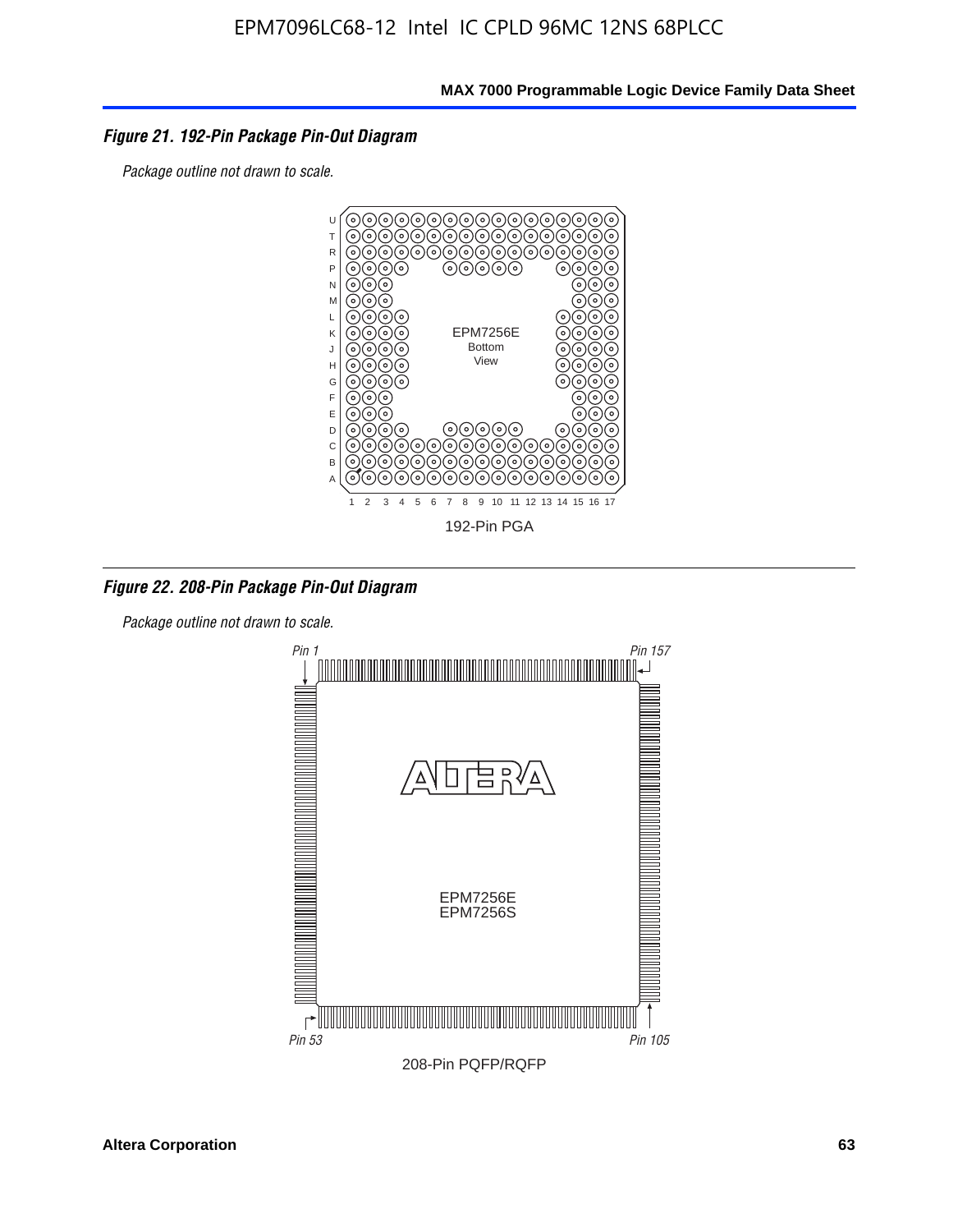*Figure 21. 192-Pin Package Pin-Out Diagram*

*Package outline not drawn to scale.*

192-Pin PGA

*Figure 22. 208-Pin Package Pin-Out Diagram*

*Package outline not drawn to scale.*

208-Pin PQFP/RQFP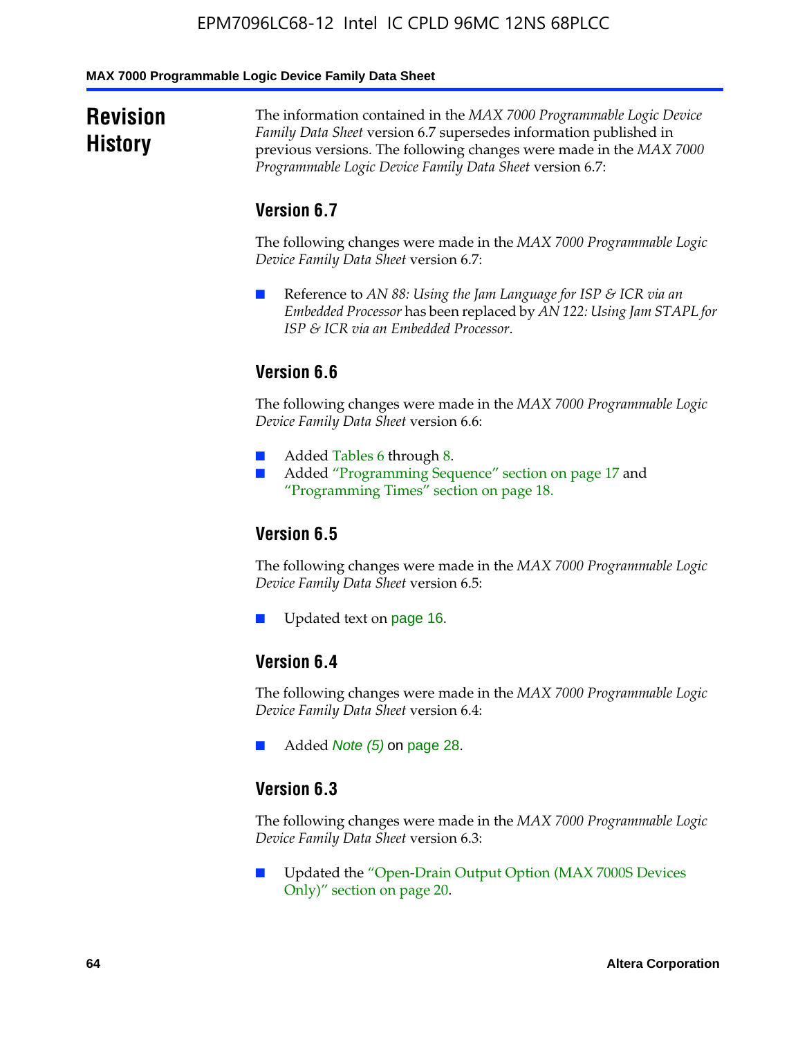## Revision History

The information contained in the *MAX 7000 Programmable Logic Device Family Data Sheet* version 6.7 supersedes information published in previous versions. The following changes were made in the *MAX 7000 Programmable Logic Device Family Data Sheet* version 6.7:

### Version 6.7

The following changes were made in the *MAX 7000 Programmable Logic Device Family Data Sheet* version 6.7:

- Reference to *AN 88: Using the Jam Language for ISP & ICR via an Embedded Processor* has been replaced by *AN 122: Using Jam STAPL for ISP & ICR via an Embedded Processor*.

### Version 6.6

The following changes were made in the *MAX 7000 Programmable Logic Device Family Data Sheet* version 6.6:

- Added Tables 6 through 8.
- Added "Programming Sequence" section on page 17 and "Programming Times" section on page 18.

### Version 6.5

The following changes were made in the *MAX 7000 Programmable Logic Device Family Data Sheet* version 6.5:

- Updated text on page 16.

### Version 6.4

The following changes were made in the *MAX 7000 Programmable Logic Device Family Data Sheet* version 6.4:

- Added *Note (5)* on page 28.

### Version 6.3

The following changes were made in the *MAX 7000 Programmable Logic Device Family Data Sheet* version 6.3:

- Updated the "Open-Drain Output Option (MAX 7000S Devices Only)" section on page 20.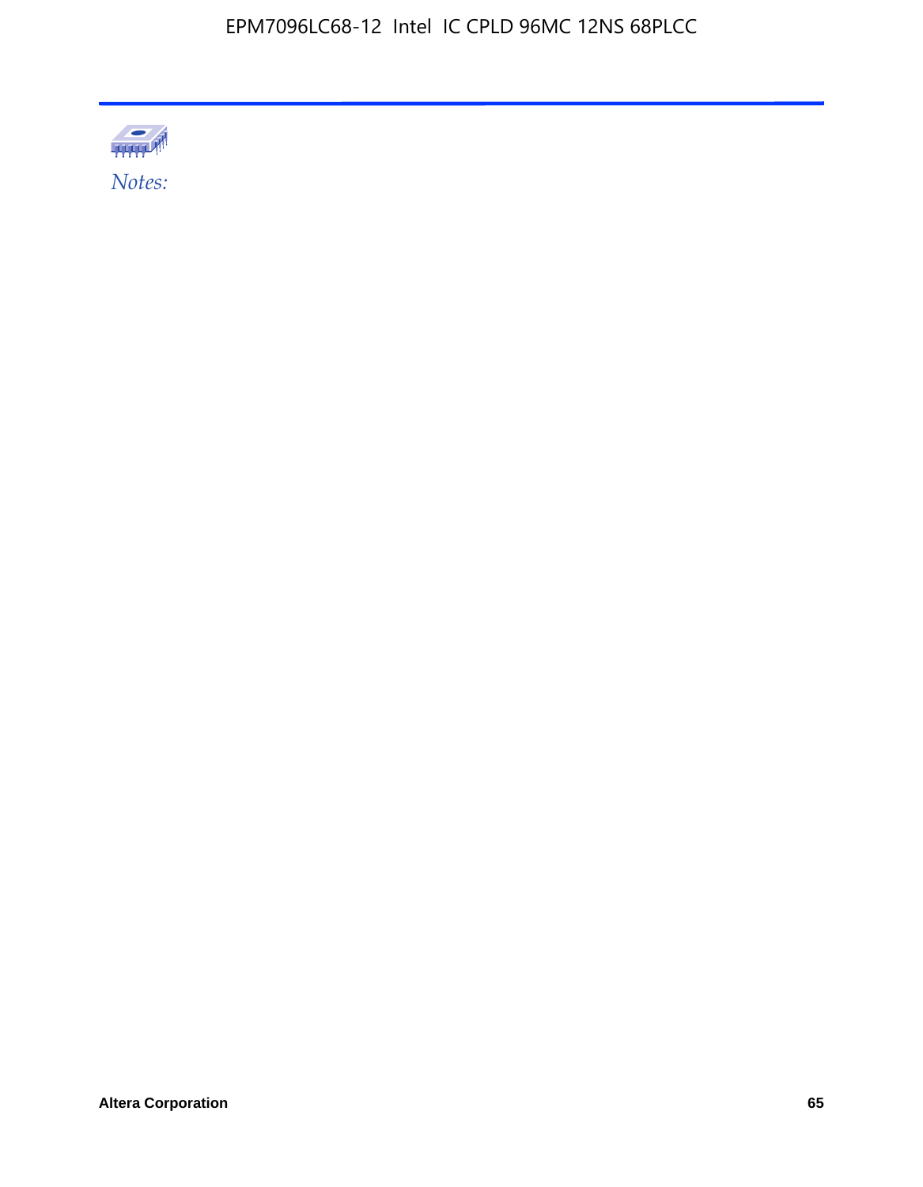*Notes:*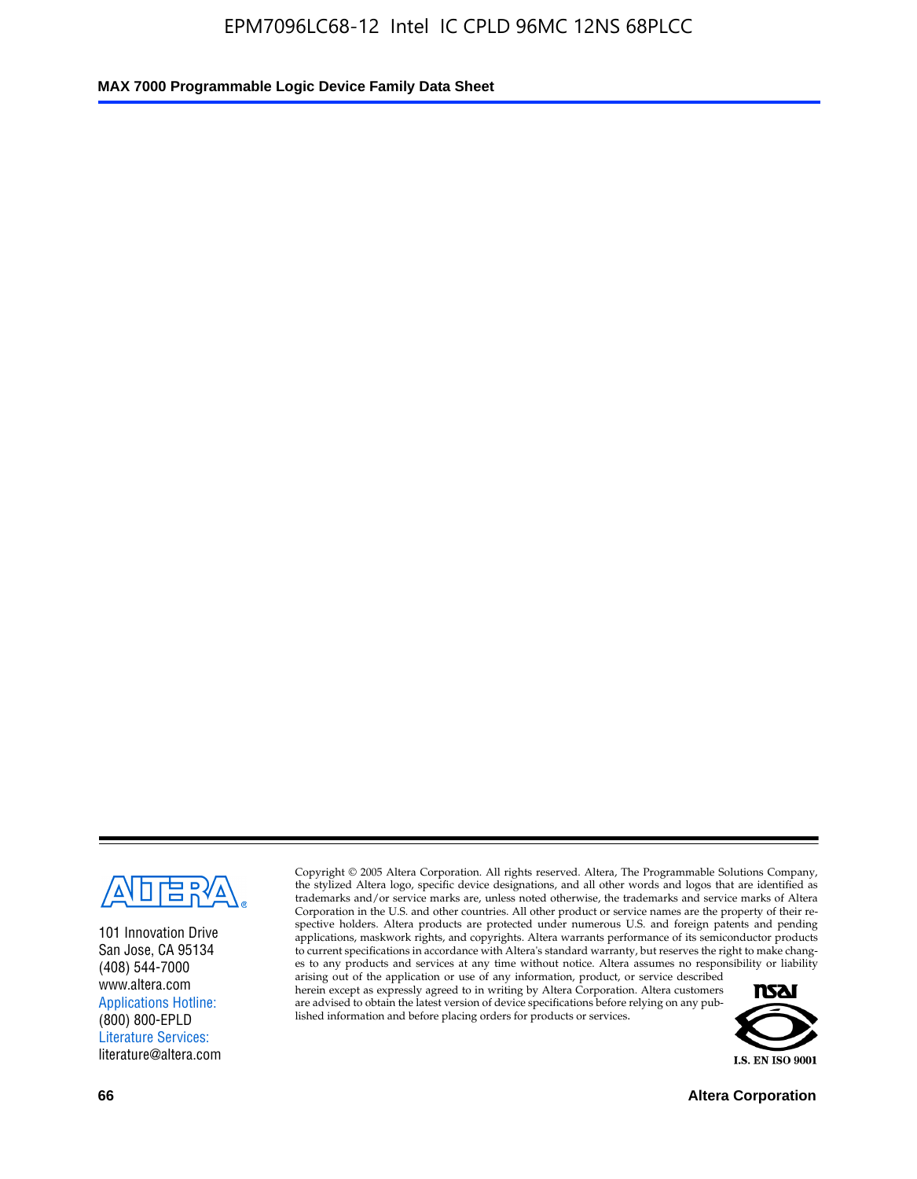101 Innovation Drive
San Jose, CA 95134
(408) 544-7000
www.altera.com
Applications Hotline:
(800) 800-EPLD
Literature Services:
literature@altera.com

Copyright © 2005 Altera Corporation. All rights reserved. Altera, The Programmable Solutions Company, the stylized Altera logo, specific device designations, and all other words and logos that are identified as trademarks and/or service marks are, unless noted otherwise, the trademarks and service marks of Altera Corporation in the U.S. and other countries. All other product or service names are the property of their respective holders. Altera products are protected under numerous U.S. and foreign patents and pending applications, maskwork rights, and copyrights. Altera warrants performance of its semiconductor products to current specifications in accordance with Altera's standard warranty, but reserves the right to make changes to any products and services at any time without notice. Altera assumes no responsibility or liability arising out of the application or use of any information, product, or service described herein except as expressly agreed to in writing by Altera Corporation. Altera customers are advised to obtain the latest version of device specifications before relying on any published information and before placing orders for products or services.

I.S. EN ISO 9001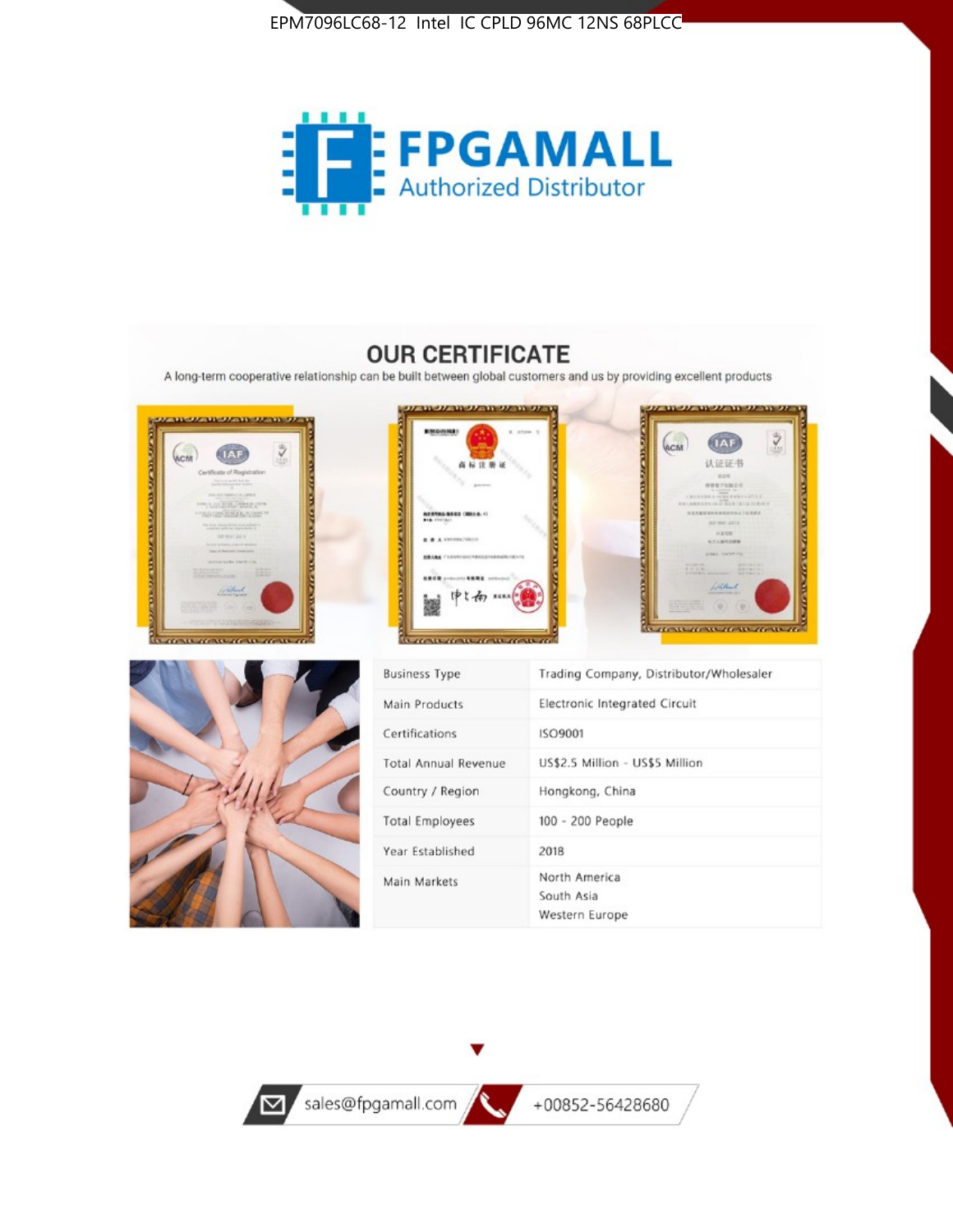FPGAMALL
Authorized Distributor

## OUR CERTIFICATE

A long-term cooperative relationship can be built between global customers and us by providing excellent products

| | |
|---|---|
| Business Type | Trading Company, Distributor/Wholesaler |
| Main Products | Electronic Integrated Circuit |
| Certifications | ISO9001 |
| Total Annual Revenue | US$2.5 Million - US$5 Million |
| Country / Region | Hongkong, China |
| Total Employees | 100 - 200 People |
| Year Established | 2018 |
| Main Markets | North America<br>South Asia<br>Western Europe |

sales@fpgamall.com

+00852-56428680